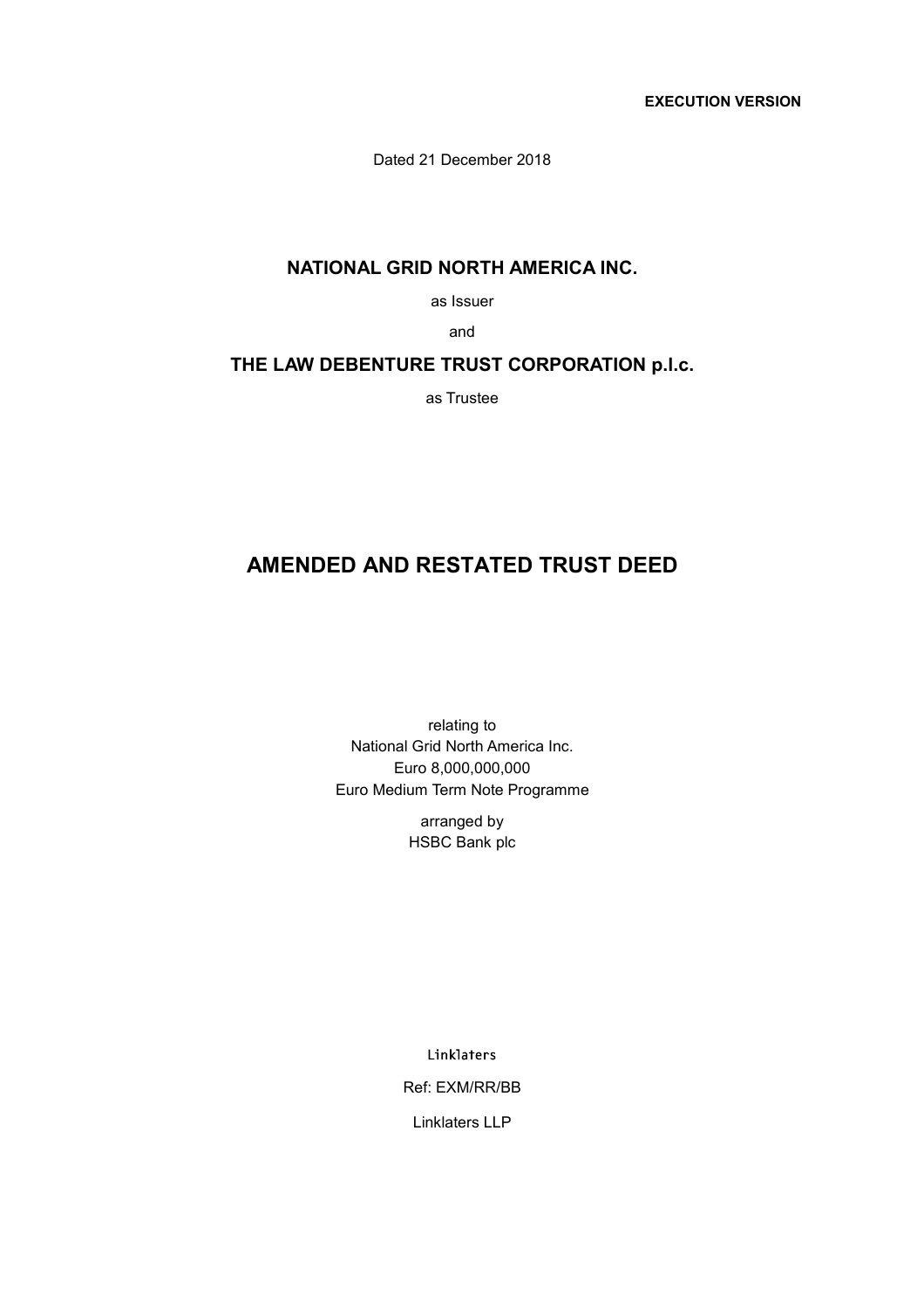**EXECUTION VERSION**

Dated 21 December 2018

**NATIONAL GRID NORTH AMERICA INC.**

as Issuer

and

**THE LAW DEBENTURE TRUST CORPORATION p.l.c.**

as Trustee

# AMENDED AND RESTATED TRUST DEED

relating to
National Grid North America Inc.
Euro 8,000,000,000
Euro Medium Term Note Programme

arranged by
HSBC Bank plc

Linklaters

Ref: EXM/RR/BB

Linklaters LLP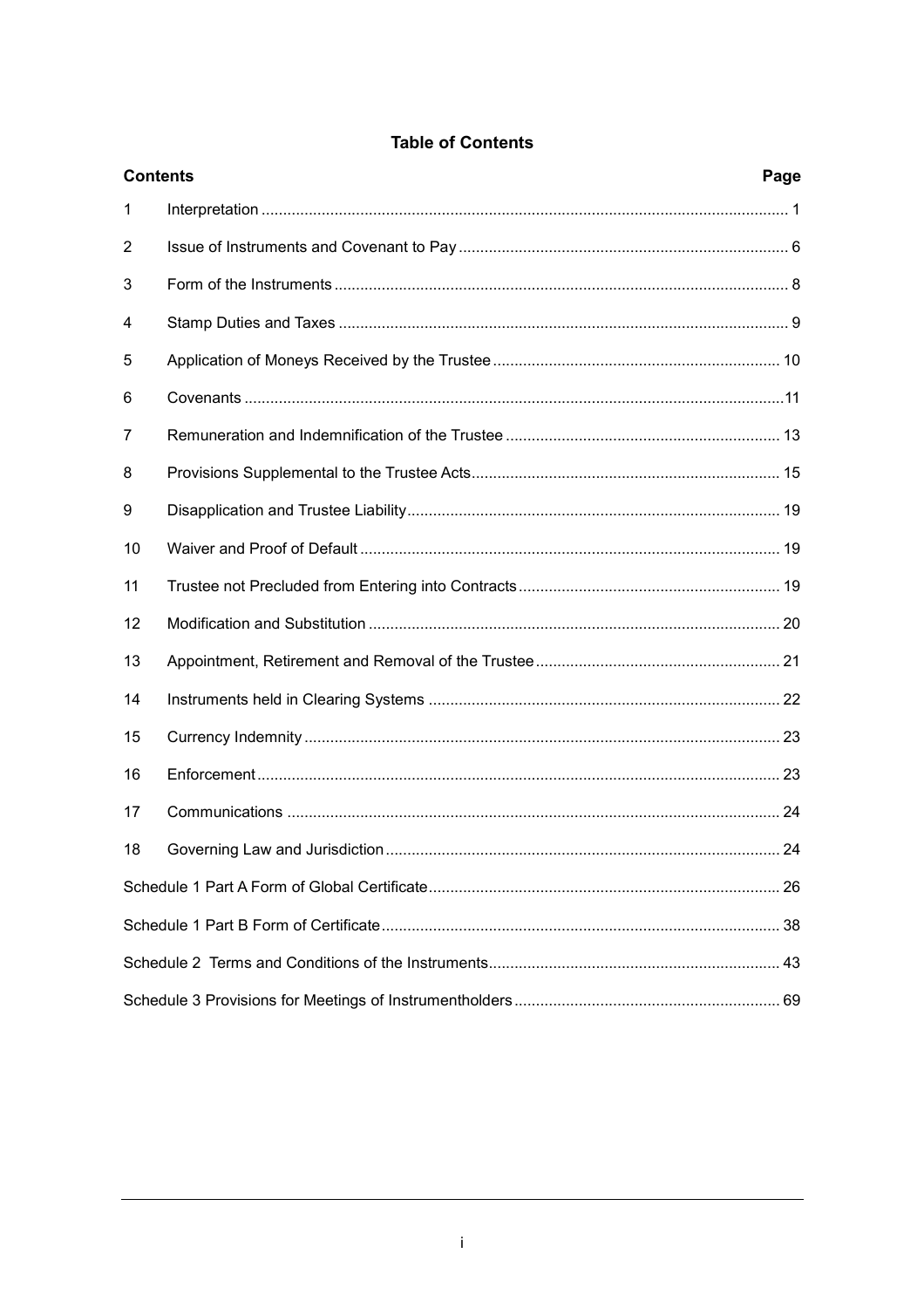# Table of Contents

| Contents | | Page |
|---|---|---|
| 1 | Interpretation | 1 |
| 2 | Issue of Instruments and Covenant to Pay | 6 |
| 3 | Form of the Instruments | 8 |
| 4 | Stamp Duties and Taxes | 9 |
| 5 | Application of Moneys Received by the Trustee | 10 |
| 6 | Covenants | 11 |
| 7 | Remuneration and Indemnification of the Trustee | 13 |
| 8 | Provisions Supplemental to the Trustee Acts | 15 |
| 9 | Disapplication and Trustee Liability | 19 |
| 10 | Waiver and Proof of Default | 19 |
| 11 | Trustee not Precluded from Entering into Contracts | 19 |
| 12 | Modification and Substitution | 20 |
| 13 | Appointment, Retirement and Removal of the Trustee | 21 |
| 14 | Instruments held in Clearing Systems | 22 |
| 15 | Currency Indemnity | 23 |
| 16 | Enforcement | 23 |
| 17 | Communications | 24 |
| 18 | Governing Law and Jurisdiction | 24 |
| Schedule 1 Part A Form of Global Certificate | | 26 |
| Schedule 1 Part B Form of Certificate | | 38 |
| Schedule 2 Terms and Conditions of the Instruments | | 43 |
| Schedule 3 Provisions for Meetings of Instrumentholders | | 69 |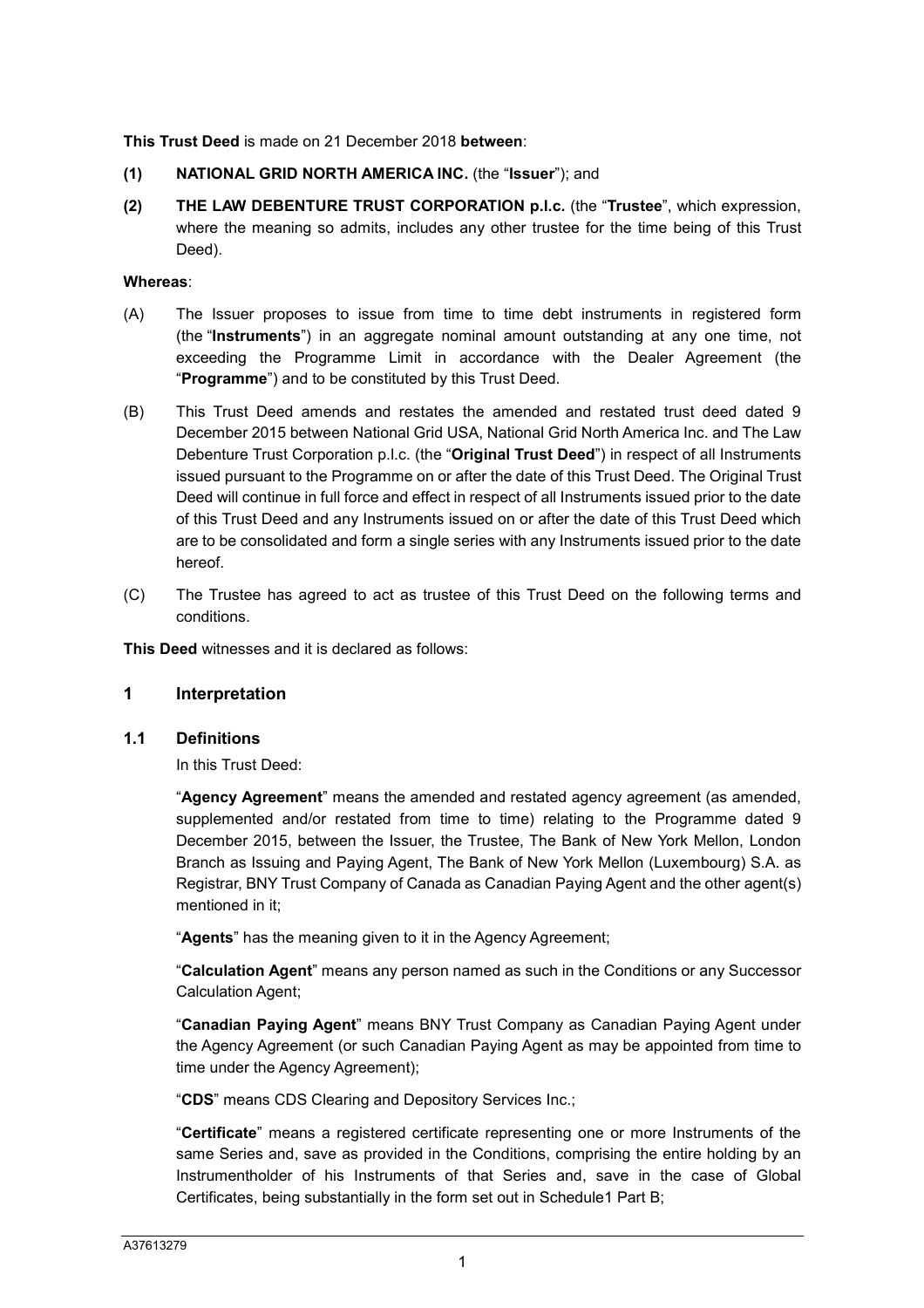**This Trust Deed** is made on 21 December 2018 **between**:

**(1) NATIONAL GRID NORTH AMERICA INC.** (the "**Issuer**"); and

**(2) THE LAW DEBENTURE TRUST CORPORATION p.l.c.** (the "**Trustee**", which expression, where the meaning so admits, includes any other trustee for the time being of this Trust Deed).

**Whereas**:

(A) The Issuer proposes to issue from time to time debt instruments in registered form (the "**Instruments**") in an aggregate nominal amount outstanding at any one time, not exceeding the Programme Limit in accordance with the Dealer Agreement (the "**Programme**") and to be constituted by this Trust Deed.

(B) This Trust Deed amends and restates the amended and restated trust deed dated 9 December 2015 between National Grid USA, National Grid North America Inc. and The Law Debenture Trust Corporation p.l.c. (the "**Original Trust Deed**") in respect of all Instruments issued pursuant to the Programme on or after the date of this Trust Deed. The Original Trust Deed will continue in full force and effect in respect of all Instruments issued prior to the date of this Trust Deed and any Instruments issued on or after the date of this Trust Deed which are to be consolidated and form a single series with any Instruments issued prior to the date hereof.

(C) The Trustee has agreed to act as trustee of this Trust Deed on the following terms and conditions.

**This Deed** witnesses and it is declared as follows:

## 1 Interpretation

### 1.1 Definitions

In this Trust Deed:

"**Agency Agreement**" means the amended and restated agency agreement (as amended, supplemented and/or restated from time to time) relating to the Programme dated 9 December 2015, between the Issuer, the Trustee, The Bank of New York Mellon, London Branch as Issuing and Paying Agent, The Bank of New York Mellon (Luxembourg) S.A. as Registrar, BNY Trust Company of Canada as Canadian Paying Agent and the other agent(s) mentioned in it;

"**Agents**" has the meaning given to it in the Agency Agreement;

"**Calculation Agent**" means any person named as such in the Conditions or any Successor Calculation Agent;

"**Canadian Paying Agent**" means BNY Trust Company as Canadian Paying Agent under the Agency Agreement (or such Canadian Paying Agent as may be appointed from time to time under the Agency Agreement);

"**CDS**" means CDS Clearing and Depository Services Inc.;

"**Certificate**" means a registered certificate representing one or more Instruments of the same Series and, save as provided in the Conditions, comprising the entire holding by an Instrumentholder of his Instruments of that Series and, save in the case of Global Certificates, being substantially in the form set out in Schedule1 Part B;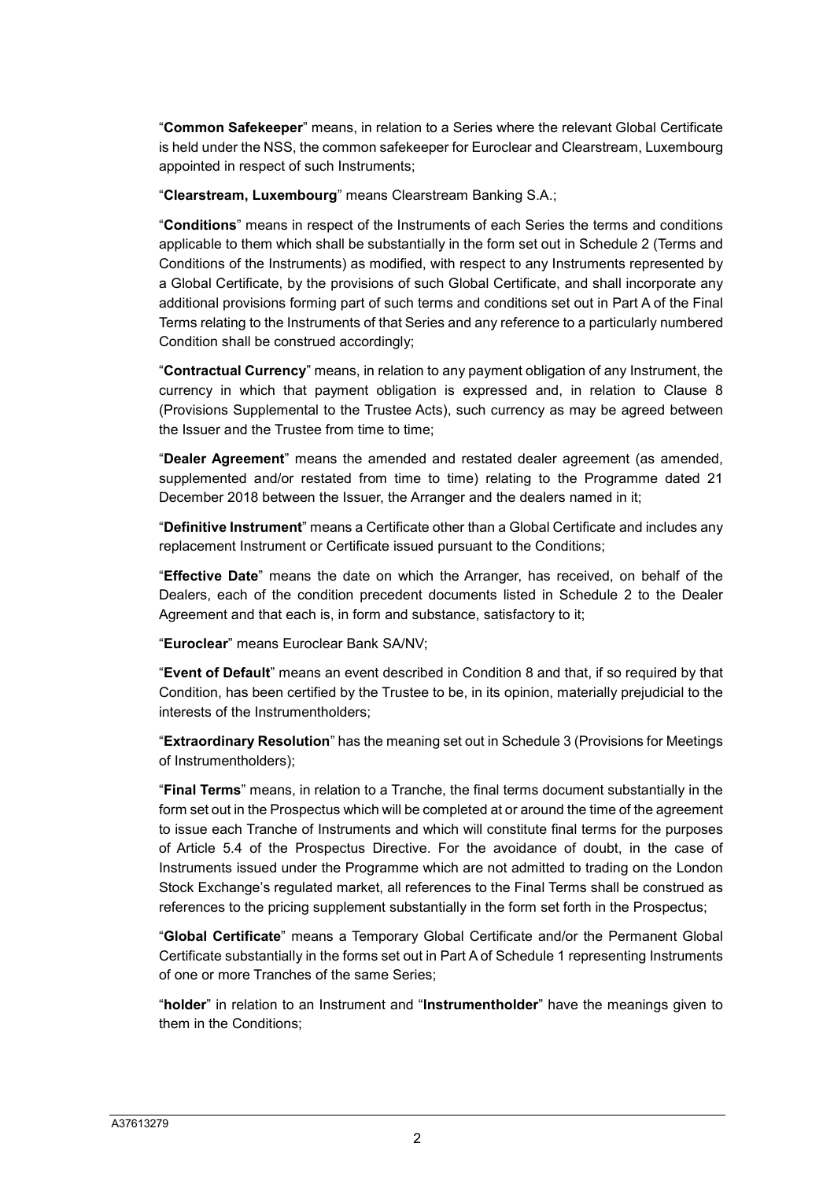"**Common Safekeeper**" means, in relation to a Series where the relevant Global Certificate is held under the NSS, the common safekeeper for Euroclear and Clearstream, Luxembourg appointed in respect of such Instruments;

"**Clearstream, Luxembourg**" means Clearstream Banking S.A.;

"**Conditions**" means in respect of the Instruments of each Series the terms and conditions applicable to them which shall be substantially in the form set out in Schedule 2 (Terms and Conditions of the Instruments) as modified, with respect to any Instruments represented by a Global Certificate, by the provisions of such Global Certificate, and shall incorporate any additional provisions forming part of such terms and conditions set out in Part A of the Final Terms relating to the Instruments of that Series and any reference to a particularly numbered Condition shall be construed accordingly;

"**Contractual Currency**" means, in relation to any payment obligation of any Instrument, the currency in which that payment obligation is expressed and, in relation to Clause 8 (Provisions Supplemental to the Trustee Acts), such currency as may be agreed between the Issuer and the Trustee from time to time;

"**Dealer Agreement**" means the amended and restated dealer agreement (as amended, supplemented and/or restated from time to time) relating to the Programme dated 21 December 2018 between the Issuer, the Arranger and the dealers named in it;

"**Definitive Instrument**" means a Certificate other than a Global Certificate and includes any replacement Instrument or Certificate issued pursuant to the Conditions;

"**Effective Date**" means the date on which the Arranger, has received, on behalf of the Dealers, each of the condition precedent documents listed in Schedule 2 to the Dealer Agreement and that each is, in form and substance, satisfactory to it;

"**Euroclear**" means Euroclear Bank SA/NV;

"**Event of Default**" means an event described in Condition 8 and that, if so required by that Condition, has been certified by the Trustee to be, in its opinion, materially prejudicial to the interests of the Instrumentholders;

"**Extraordinary Resolution**" has the meaning set out in Schedule 3 (Provisions for Meetings of Instrumentholders);

"**Final Terms**" means, in relation to a Tranche, the final terms document substantially in the form set out in the Prospectus which will be completed at or around the time of the agreement to issue each Tranche of Instruments and which will constitute final terms for the purposes of Article 5.4 of the Prospectus Directive. For the avoidance of doubt, in the case of Instruments issued under the Programme which are not admitted to trading on the London Stock Exchange's regulated market, all references to the Final Terms shall be construed as references to the pricing supplement substantially in the form set forth in the Prospectus;

"**Global Certificate**" means a Temporary Global Certificate and/or the Permanent Global Certificate substantially in the forms set out in Part A of Schedule 1 representing Instruments of one or more Tranches of the same Series;

"**holder**" in relation to an Instrument and "**Instrumentholder**" have the meanings given to them in the Conditions;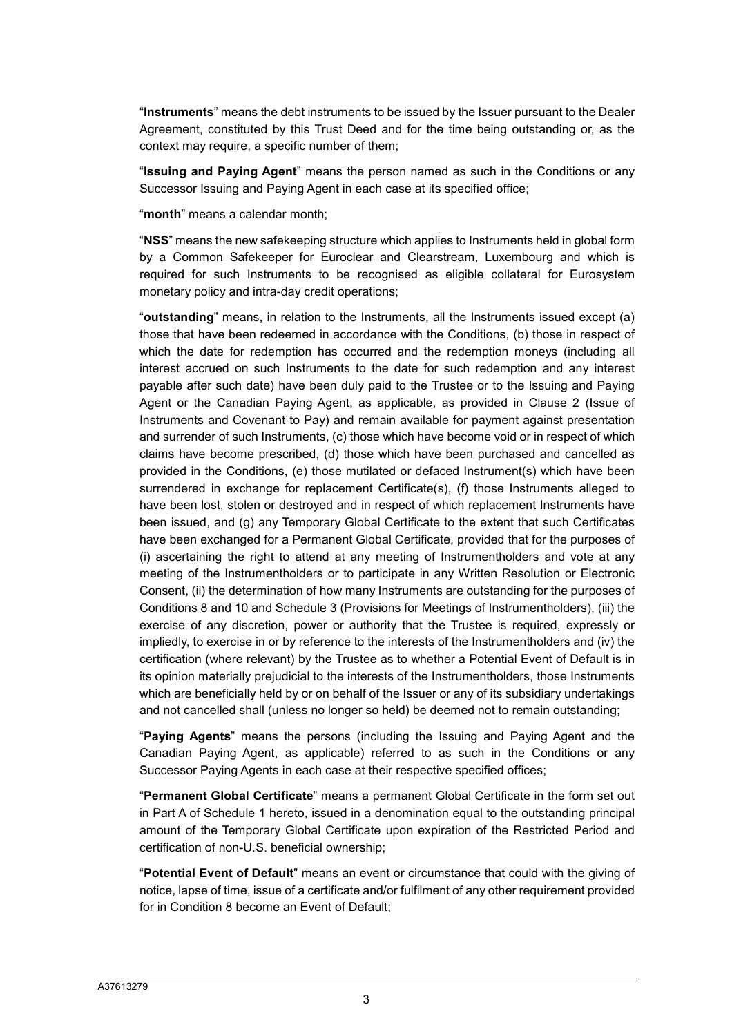"**Instruments**" means the debt instruments to be issued by the Issuer pursuant to the Dealer Agreement, constituted by this Trust Deed and for the time being outstanding or, as the context may require, a specific number of them;

"**Issuing and Paying Agent**" means the person named as such in the Conditions or any Successor Issuing and Paying Agent in each case at its specified office;

"**month**" means a calendar month;

"**NSS**" means the new safekeeping structure which applies to Instruments held in global form by a Common Safekeeper for Euroclear and Clearstream, Luxembourg and which is required for such Instruments to be recognised as eligible collateral for Eurosystem monetary policy and intra-day credit operations;

"**outstanding**" means, in relation to the Instruments, all the Instruments issued except (a) those that have been redeemed in accordance with the Conditions, (b) those in respect of which the date for redemption has occurred and the redemption moneys (including all interest accrued on such Instruments to the date for such redemption and any interest payable after such date) have been duly paid to the Trustee or to the Issuing and Paying Agent or the Canadian Paying Agent, as applicable, as provided in Clause 2 (Issue of Instruments and Covenant to Pay) and remain available for payment against presentation and surrender of such Instruments, (c) those which have become void or in respect of which claims have become prescribed, (d) those which have been purchased and cancelled as provided in the Conditions, (e) those mutilated or defaced Instrument(s) which have been surrendered in exchange for replacement Certificate(s), (f) those Instruments alleged to have been lost, stolen or destroyed and in respect of which replacement Instruments have been issued, and (g) any Temporary Global Certificate to the extent that such Certificates have been exchanged for a Permanent Global Certificate, provided that for the purposes of (i) ascertaining the right to attend at any meeting of Instrumentholders and vote at any meeting of the Instrumentholders or to participate in any Written Resolution or Electronic Consent, (ii) the determination of how many Instruments are outstanding for the purposes of Conditions 8 and 10 and Schedule 3 (Provisions for Meetings of Instrumentholders), (iii) the exercise of any discretion, power or authority that the Trustee is required, expressly or impliedly, to exercise in or by reference to the interests of the Instrumentholders and (iv) the certification (where relevant) by the Trustee as to whether a Potential Event of Default is in its opinion materially prejudicial to the interests of the Instrumentholders, those Instruments which are beneficially held by or on behalf of the Issuer or any of its subsidiary undertakings and not cancelled shall (unless no longer so held) be deemed not to remain outstanding;

"**Paying Agents**" means the persons (including the Issuing and Paying Agent and the Canadian Paying Agent, as applicable) referred to as such in the Conditions or any Successor Paying Agents in each case at their respective specified offices;

"**Permanent Global Certificate**" means a permanent Global Certificate in the form set out in Part A of Schedule 1 hereto, issued in a denomination equal to the outstanding principal amount of the Temporary Global Certificate upon expiration of the Restricted Period and certification of non-U.S. beneficial ownership;

"**Potential Event of Default**" means an event or circumstance that could with the giving of notice, lapse of time, issue of a certificate and/or fulfilment of any other requirement provided for in Condition 8 become an Event of Default;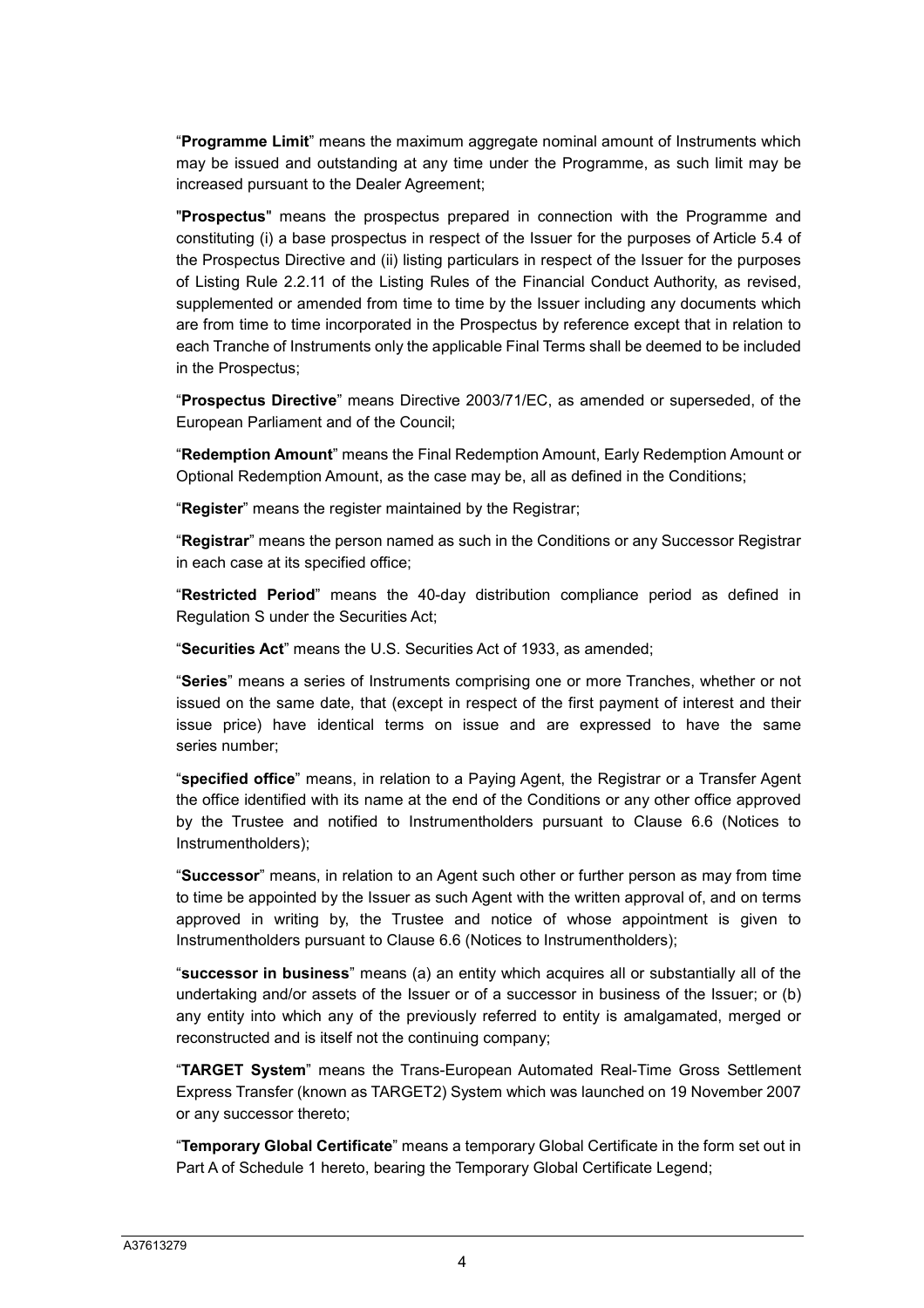"**Programme Limit**" means the maximum aggregate nominal amount of Instruments which may be issued and outstanding at any time under the Programme, as such limit may be increased pursuant to the Dealer Agreement;

"**Prospectus**" means the prospectus prepared in connection with the Programme and constituting (i) a base prospectus in respect of the Issuer for the purposes of Article 5.4 of the Prospectus Directive and (ii) listing particulars in respect of the Issuer for the purposes of Listing Rule 2.2.11 of the Listing Rules of the Financial Conduct Authority, as revised, supplemented or amended from time to time by the Issuer including any documents which are from time to time incorporated in the Prospectus by reference except that in relation to each Tranche of Instruments only the applicable Final Terms shall be deemed to be included in the Prospectus;

"**Prospectus Directive**" means Directive 2003/71/EC, as amended or superseded, of the European Parliament and of the Council;

"**Redemption Amount**" means the Final Redemption Amount, Early Redemption Amount or Optional Redemption Amount, as the case may be, all as defined in the Conditions;

"**Register**" means the register maintained by the Registrar;

"**Registrar**" means the person named as such in the Conditions or any Successor Registrar in each case at its specified office;

"**Restricted Period**" means the 40-day distribution compliance period as defined in Regulation S under the Securities Act;

"**Securities Act**" means the U.S. Securities Act of 1933, as amended;

"**Series**" means a series of Instruments comprising one or more Tranches, whether or not issued on the same date, that (except in respect of the first payment of interest and their issue price) have identical terms on issue and are expressed to have the same series number;

"**specified office**" means, in relation to a Paying Agent, the Registrar or a Transfer Agent the office identified with its name at the end of the Conditions or any other office approved by the Trustee and notified to Instrumentholders pursuant to Clause 6.6 (Notices to Instrumentholders);

"**Successor**" means, in relation to an Agent such other or further person as may from time to time be appointed by the Issuer as such Agent with the written approval of, and on terms approved in writing by, the Trustee and notice of whose appointment is given to Instrumentholders pursuant to Clause 6.6 (Notices to Instrumentholders);

"**successor in business**" means (a) an entity which acquires all or substantially all of the undertaking and/or assets of the Issuer or of a successor in business of the Issuer; or (b) any entity into which any of the previously referred to entity is amalgamated, merged or reconstructed and is itself not the continuing company;

"**TARGET System**" means the Trans-European Automated Real-Time Gross Settlement Express Transfer (known as TARGET2) System which was launched on 19 November 2007 or any successor thereto;

"**Temporary Global Certificate**" means a temporary Global Certificate in the form set out in Part A of Schedule 1 hereto, bearing the Temporary Global Certificate Legend;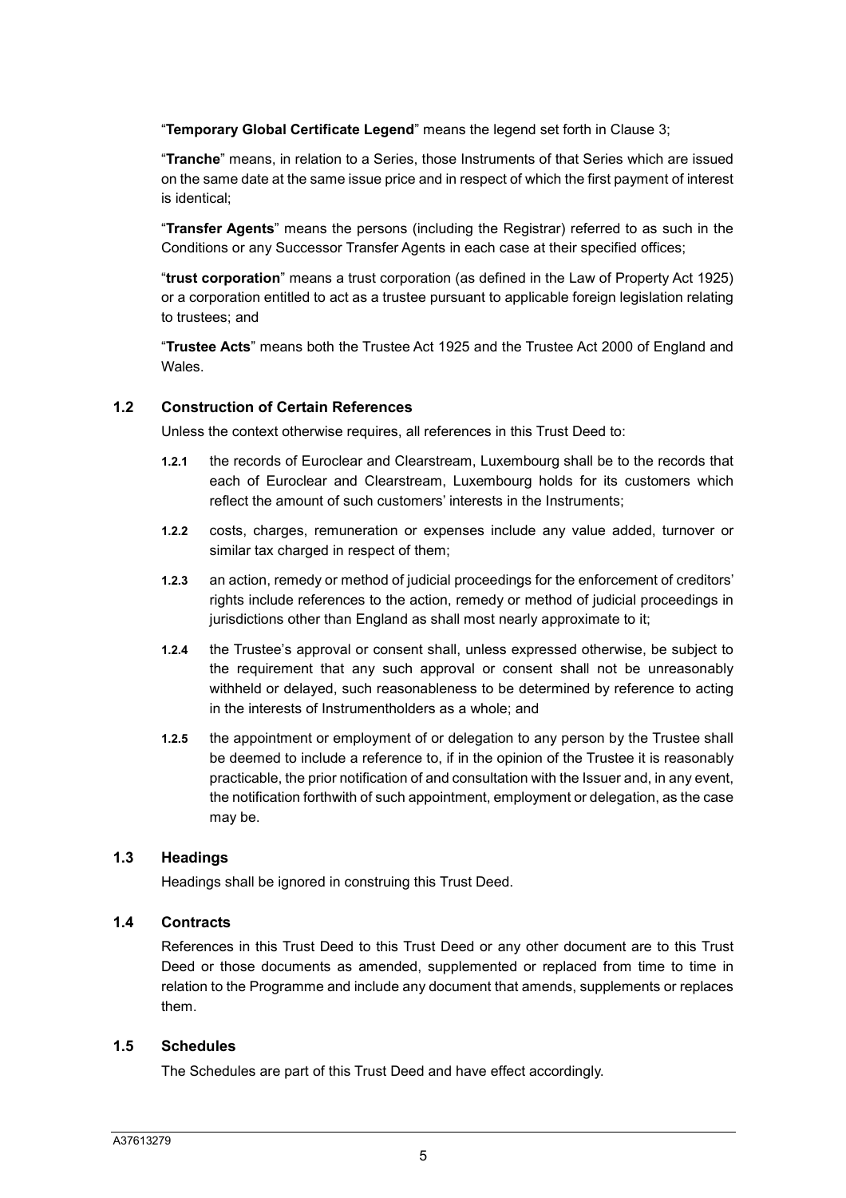"**Temporary Global Certificate Legend**" means the legend set forth in Clause 3;

"**Tranche**" means, in relation to a Series, those Instruments of that Series which are issued on the same date at the same issue price and in respect of which the first payment of interest is identical;

"**Transfer Agents**" means the persons (including the Registrar) referred to as such in the Conditions or any Successor Transfer Agents in each case at their specified offices;

"**trust corporation**" means a trust corporation (as defined in the Law of Property Act 1925) or a corporation entitled to act as a trustee pursuant to applicable foreign legislation relating to trustees; and

"**Trustee Acts**" means both the Trustee Act 1925 and the Trustee Act 2000 of England and Wales.

### 1.2 Construction of Certain References

Unless the context otherwise requires, all references in this Trust Deed to:

**1.2.1** the records of Euroclear and Clearstream, Luxembourg shall be to the records that each of Euroclear and Clearstream, Luxembourg holds for its customers which reflect the amount of such customers' interests in the Instruments;

**1.2.2** costs, charges, remuneration or expenses include any value added, turnover or similar tax charged in respect of them;

**1.2.3** an action, remedy or method of judicial proceedings for the enforcement of creditors' rights include references to the action, remedy or method of judicial proceedings in jurisdictions other than England as shall most nearly approximate to it;

**1.2.4** the Trustee's approval or consent shall, unless expressed otherwise, be subject to the requirement that any such approval or consent shall not be unreasonably withheld or delayed, such reasonableness to be determined by reference to acting in the interests of Instrumentholders as a whole; and

**1.2.5** the appointment or employment of or delegation to any person by the Trustee shall be deemed to include a reference to, if in the opinion of the Trustee it is reasonably practicable, the prior notification of and consultation with the Issuer and, in any event, the notification forthwith of such appointment, employment or delegation, as the case may be.

### 1.3 Headings

Headings shall be ignored in construing this Trust Deed.

### 1.4 Contracts

References in this Trust Deed to this Trust Deed or any other document are to this Trust Deed or those documents as amended, supplemented or replaced from time to time in relation to the Programme and include any document that amends, supplements or replaces them.

### 1.5 Schedules

The Schedules are part of this Trust Deed and have effect accordingly.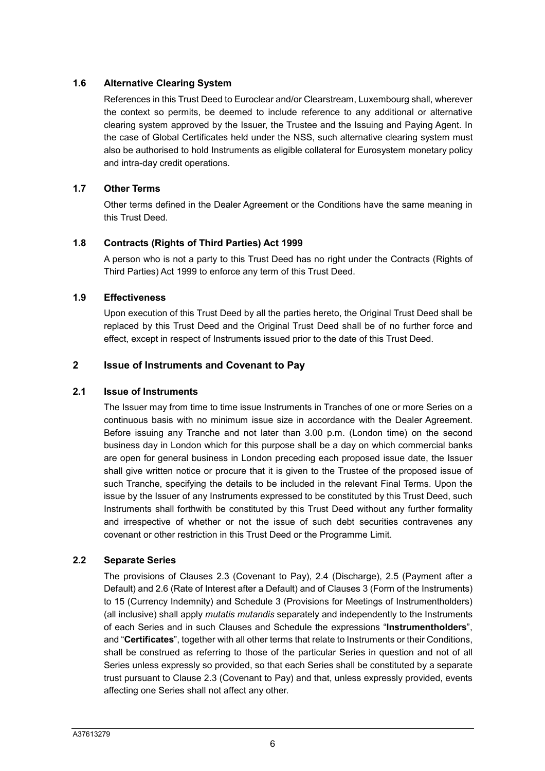### 1.6 Alternative Clearing System

References in this Trust Deed to Euroclear and/or Clearstream, Luxembourg shall, wherever the context so permits, be deemed to include reference to any additional or alternative clearing system approved by the Issuer, the Trustee and the Issuing and Paying Agent. In the case of Global Certificates held under the NSS, such alternative clearing system must also be authorised to hold Instruments as eligible collateral for Eurosystem monetary policy and intra-day credit operations.

### 1.7 Other Terms

Other terms defined in the Dealer Agreement or the Conditions have the same meaning in this Trust Deed.

### 1.8 Contracts (Rights of Third Parties) Act 1999

A person who is not a party to this Trust Deed has no right under the Contracts (Rights of Third Parties) Act 1999 to enforce any term of this Trust Deed.

### 1.9 Effectiveness

Upon execution of this Trust Deed by all the parties hereto, the Original Trust Deed shall be replaced by this Trust Deed and the Original Trust Deed shall be of no further force and effect, except in respect of Instruments issued prior to the date of this Trust Deed.

## 2 Issue of Instruments and Covenant to Pay

### 2.1 Issue of Instruments

The Issuer may from time to time issue Instruments in Tranches of one or more Series on a continuous basis with no minimum issue size in accordance with the Dealer Agreement. Before issuing any Tranche and not later than 3.00 p.m. (London time) on the second business day in London which for this purpose shall be a day on which commercial banks are open for general business in London preceding each proposed issue date, the Issuer shall give written notice or procure that it is given to the Trustee of the proposed issue of such Tranche, specifying the details to be included in the relevant Final Terms. Upon the issue by the Issuer of any Instruments expressed to be constituted by this Trust Deed, such Instruments shall forthwith be constituted by this Trust Deed without any further formality and irrespective of whether or not the issue of such debt securities contravenes any covenant or other restriction in this Trust Deed or the Programme Limit.

### 2.2 Separate Series

The provisions of Clauses 2.3 (Covenant to Pay), 2.4 (Discharge), 2.5 (Payment after a Default) and 2.6 (Rate of Interest after a Default) and of Clauses 3 (Form of the Instruments) to 15 (Currency Indemnity) and Schedule 3 (Provisions for Meetings of Instrumentholders) (all inclusive) shall apply *mutatis mutandis* separately and independently to the Instruments of each Series and in such Clauses and Schedule the expressions "**Instrumentholders**", and "**Certificates**", together with all other terms that relate to Instruments or their Conditions, shall be construed as referring to those of the particular Series in question and not of all Series unless expressly so provided, so that each Series shall be constituted by a separate trust pursuant to Clause 2.3 (Covenant to Pay) and that, unless expressly provided, events affecting one Series shall not affect any other.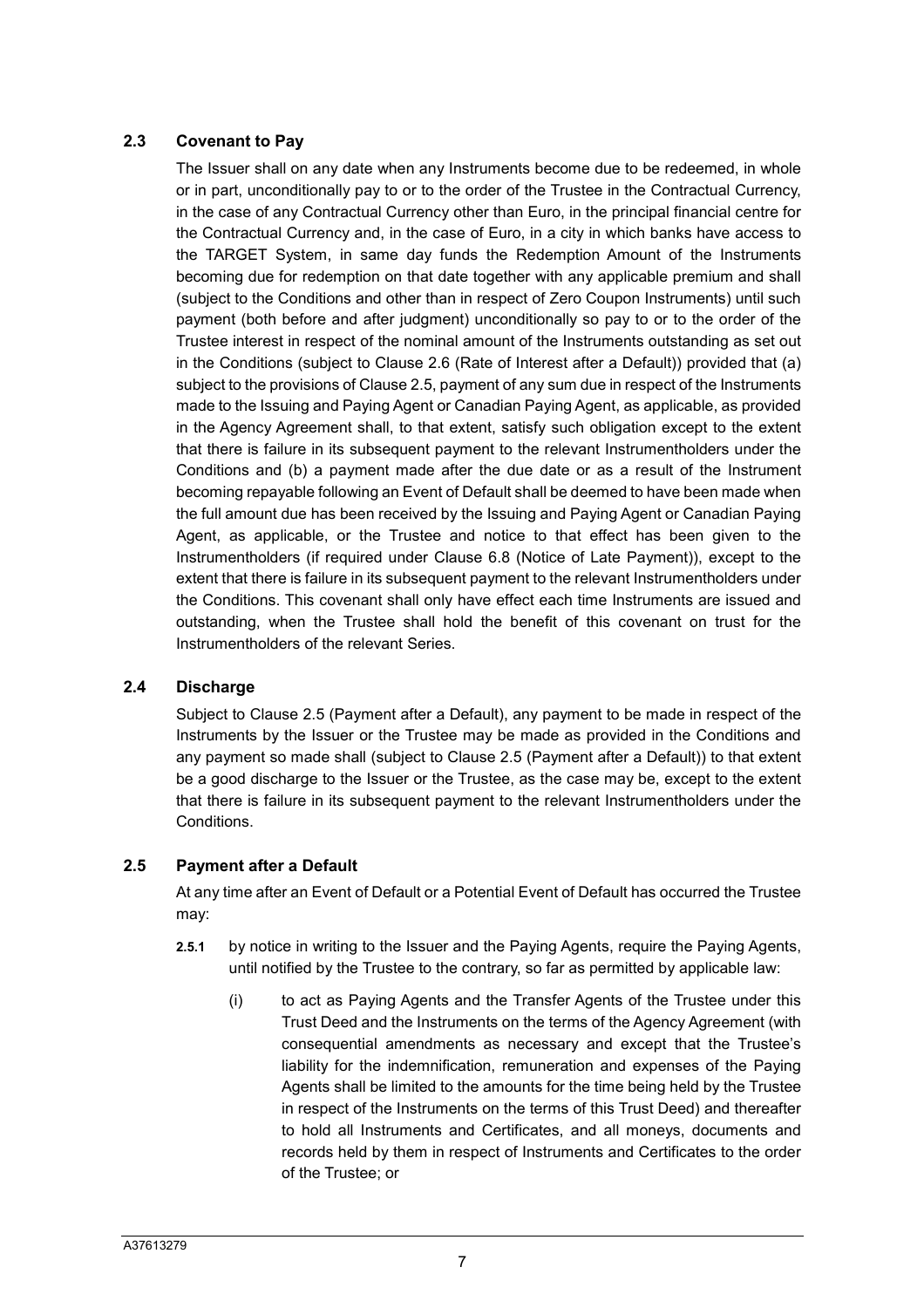### 2.3 Covenant to Pay

The Issuer shall on any date when any Instruments become due to be redeemed, in whole or in part, unconditionally pay to or to the order of the Trustee in the Contractual Currency, in the case of any Contractual Currency other than Euro, in the principal financial centre for the Contractual Currency and, in the case of Euro, in a city in which banks have access to the TARGET System, in same day funds the Redemption Amount of the Instruments becoming due for redemption on that date together with any applicable premium and shall (subject to the Conditions and other than in respect of Zero Coupon Instruments) until such payment (both before and after judgment) unconditionally so pay to or to the order of the Trustee interest in respect of the nominal amount of the Instruments outstanding as set out in the Conditions (subject to Clause 2.6 (Rate of Interest after a Default)) provided that (a) subject to the provisions of Clause 2.5, payment of any sum due in respect of the Instruments made to the Issuing and Paying Agent or Canadian Paying Agent, as applicable, as provided in the Agency Agreement shall, to that extent, satisfy such obligation except to the extent that there is failure in its subsequent payment to the relevant Instrumentholders under the Conditions and (b) a payment made after the due date or as a result of the Instrument becoming repayable following an Event of Default shall be deemed to have been made when the full amount due has been received by the Issuing and Paying Agent or Canadian Paying Agent, as applicable, or the Trustee and notice to that effect has been given to the Instrumentholders (if required under Clause 6.8 (Notice of Late Payment)), except to the extent that there is failure in its subsequent payment to the relevant Instrumentholders under the Conditions. This covenant shall only have effect each time Instruments are issued and outstanding, when the Trustee shall hold the benefit of this covenant on trust for the Instrumentholders of the relevant Series.

### 2.4 Discharge

Subject to Clause 2.5 (Payment after a Default), any payment to be made in respect of the Instruments by the Issuer or the Trustee may be made as provided in the Conditions and any payment so made shall (subject to Clause 2.5 (Payment after a Default)) to that extent be a good discharge to the Issuer or the Trustee, as the case may be, except to the extent that there is failure in its subsequent payment to the relevant Instrumentholders under the Conditions.

### 2.5 Payment after a Default

At any time after an Event of Default or a Potential Event of Default has occurred the Trustee may:

**2.5.1** by notice in writing to the Issuer and the Paying Agents, require the Paying Agents, until notified by the Trustee to the contrary, so far as permitted by applicable law:

(i) to act as Paying Agents and the Transfer Agents of the Trustee under this Trust Deed and the Instruments on the terms of the Agency Agreement (with consequential amendments as necessary and except that the Trustee's liability for the indemnification, remuneration and expenses of the Paying Agents shall be limited to the amounts for the time being held by the Trustee in respect of the Instruments on the terms of this Trust Deed) and thereafter to hold all Instruments and Certificates, and all moneys, documents and records held by them in respect of Instruments and Certificates to the order of the Trustee; or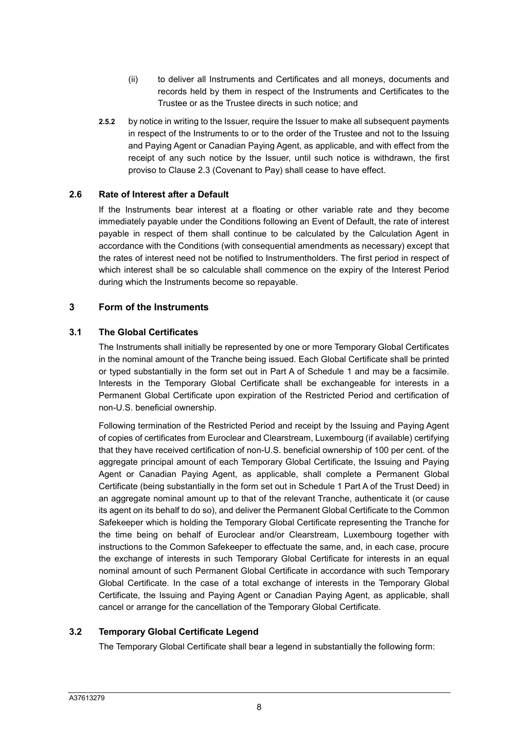(ii) to deliver all Instruments and Certificates and all moneys, documents and records held by them in respect of the Instruments and Certificates to the Trustee or as the Trustee directs in such notice; and

**2.5.2** by notice in writing to the Issuer, require the Issuer to make all subsequent payments in respect of the Instruments to or to the order of the Trustee and not to the Issuing and Paying Agent or Canadian Paying Agent, as applicable, and with effect from the receipt of any such notice by the Issuer, until such notice is withdrawn, the first proviso to Clause 2.3 (Covenant to Pay) shall cease to have effect.

### 2.6 Rate of Interest after a Default

If the Instruments bear interest at a floating or other variable rate and they become immediately payable under the Conditions following an Event of Default, the rate of interest payable in respect of them shall continue to be calculated by the Calculation Agent in accordance with the Conditions (with consequential amendments as necessary) except that the rates of interest need not be notified to Instrumentholders. The first period in respect of which interest shall be so calculable shall commence on the expiry of the Interest Period during which the Instruments become so repayable.

## 3 Form of the Instruments

### 3.1 The Global Certificates

The Instruments shall initially be represented by one or more Temporary Global Certificates in the nominal amount of the Tranche being issued. Each Global Certificate shall be printed or typed substantially in the form set out in Part A of Schedule 1 and may be a facsimile. Interests in the Temporary Global Certificate shall be exchangeable for interests in a Permanent Global Certificate upon expiration of the Restricted Period and certification of non-U.S. beneficial ownership.

Following termination of the Restricted Period and receipt by the Issuing and Paying Agent of copies of certificates from Euroclear and Clearstream, Luxembourg (if available) certifying that they have received certification of non-U.S. beneficial ownership of 100 per cent. of the aggregate principal amount of each Temporary Global Certificate, the Issuing and Paying Agent or Canadian Paying Agent, as applicable, shall complete a Permanent Global Certificate (being substantially in the form set out in Schedule 1 Part A of the Trust Deed) in an aggregate nominal amount up to that of the relevant Tranche, authenticate it (or cause its agent on its behalf to do so), and deliver the Permanent Global Certificate to the Common Safekeeper which is holding the Temporary Global Certificate representing the Tranche for the time being on behalf of Euroclear and/or Clearstream, Luxembourg together with instructions to the Common Safekeeper to effectuate the same, and, in each case, procure the exchange of interests in such Temporary Global Certificate for interests in an equal nominal amount of such Permanent Global Certificate in accordance with such Temporary Global Certificate. In the case of a total exchange of interests in the Temporary Global Certificate, the Issuing and Paying Agent or Canadian Paying Agent, as applicable, shall cancel or arrange for the cancellation of the Temporary Global Certificate.

### 3.2 Temporary Global Certificate Legend

The Temporary Global Certificate shall bear a legend in substantially the following form: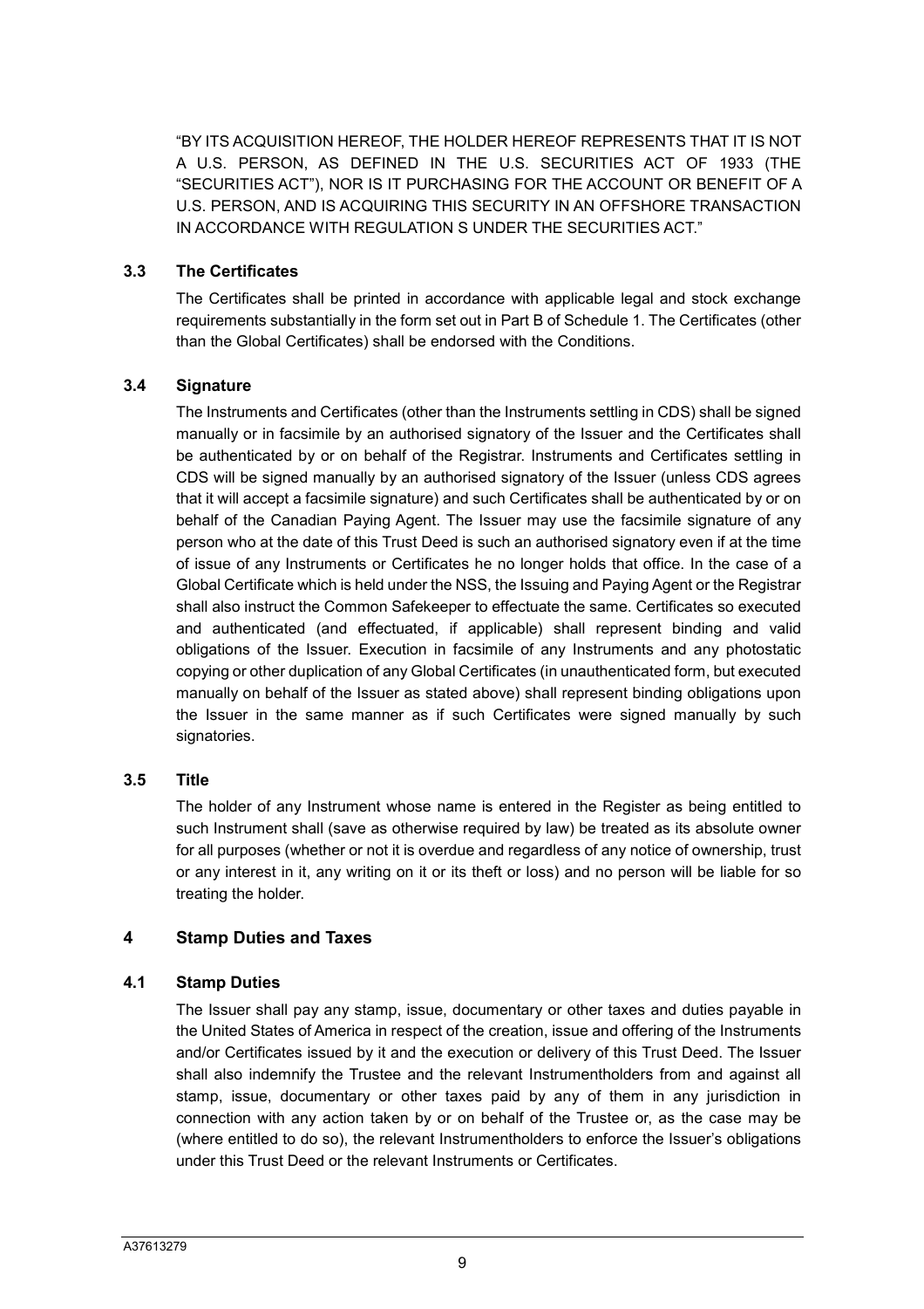"BY ITS ACQUISITION HEREOF, THE HOLDER HEREOF REPRESENTS THAT IT IS NOT A U.S. PERSON, AS DEFINED IN THE U.S. SECURITIES ACT OF 1933 (THE "SECURITIES ACT"), NOR IS IT PURCHASING FOR THE ACCOUNT OR BENEFIT OF A U.S. PERSON, AND IS ACQUIRING THIS SECURITY IN AN OFFSHORE TRANSACTION IN ACCORDANCE WITH REGULATION S UNDER THE SECURITIES ACT."

### 3.3 The Certificates

The Certificates shall be printed in accordance with applicable legal and stock exchange requirements substantially in the form set out in Part B of Schedule 1. The Certificates (other than the Global Certificates) shall be endorsed with the Conditions.

### 3.4 Signature

The Instruments and Certificates (other than the Instruments settling in CDS) shall be signed manually or in facsimile by an authorised signatory of the Issuer and the Certificates shall be authenticated by or on behalf of the Registrar. Instruments and Certificates settling in CDS will be signed manually by an authorised signatory of the Issuer (unless CDS agrees that it will accept a facsimile signature) and such Certificates shall be authenticated by or on behalf of the Canadian Paying Agent. The Issuer may use the facsimile signature of any person who at the date of this Trust Deed is such an authorised signatory even if at the time of issue of any Instruments or Certificates he no longer holds that office. In the case of a Global Certificate which is held under the NSS, the Issuing and Paying Agent or the Registrar shall also instruct the Common Safekeeper to effectuate the same. Certificates so executed and authenticated (and effectuated, if applicable) shall represent binding and valid obligations of the Issuer. Execution in facsimile of any Instruments and any photostatic copying or other duplication of any Global Certificates (in unauthenticated form, but executed manually on behalf of the Issuer as stated above) shall represent binding obligations upon the Issuer in the same manner as if such Certificates were signed manually by such signatories.

### 3.5 Title

The holder of any Instrument whose name is entered in the Register as being entitled to such Instrument shall (save as otherwise required by law) be treated as its absolute owner for all purposes (whether or not it is overdue and regardless of any notice of ownership, trust or any interest in it, any writing on it or its theft or loss) and no person will be liable for so treating the holder.

## 4 Stamp Duties and Taxes

### 4.1 Stamp Duties

The Issuer shall pay any stamp, issue, documentary or other taxes and duties payable in the United States of America in respect of the creation, issue and offering of the Instruments and/or Certificates issued by it and the execution or delivery of this Trust Deed. The Issuer shall also indemnify the Trustee and the relevant Instrumentholders from and against all stamp, issue, documentary or other taxes paid by any of them in any jurisdiction in connection with any action taken by or on behalf of the Trustee or, as the case may be (where entitled to do so), the relevant Instrumentholders to enforce the Issuer's obligations under this Trust Deed or the relevant Instruments or Certificates.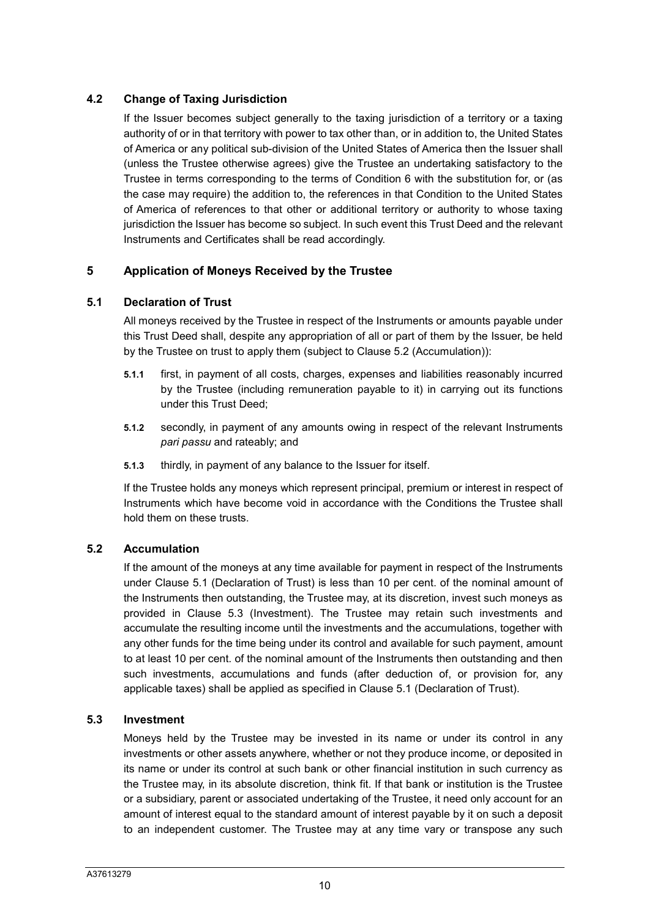### 4.2 Change of Taxing Jurisdiction

If the Issuer becomes subject generally to the taxing jurisdiction of a territory or a taxing authority of or in that territory with power to tax other than, or in addition to, the United States of America or any political sub-division of the United States of America then the Issuer shall (unless the Trustee otherwise agrees) give the Trustee an undertaking satisfactory to the Trustee in terms corresponding to the terms of Condition 6 with the substitution for, or (as the case may require) the addition to, the references in that Condition to the United States of America of references to that other or additional territory or authority to whose taxing jurisdiction the Issuer has become so subject. In such event this Trust Deed and the relevant Instruments and Certificates shall be read accordingly.

## 5 Application of Moneys Received by the Trustee

### 5.1 Declaration of Trust

All moneys received by the Trustee in respect of the Instruments or amounts payable under this Trust Deed shall, despite any appropriation of all or part of them by the Issuer, be held by the Trustee on trust to apply them (subject to Clause 5.2 (Accumulation)):

**5.1.1** first, in payment of all costs, charges, expenses and liabilities reasonably incurred by the Trustee (including remuneration payable to it) in carrying out its functions under this Trust Deed;

**5.1.2** secondly, in payment of any amounts owing in respect of the relevant Instruments *pari passu* and rateably; and

**5.1.3** thirdly, in payment of any balance to the Issuer for itself.

If the Trustee holds any moneys which represent principal, premium or interest in respect of Instruments which have become void in accordance with the Conditions the Trustee shall hold them on these trusts.

### 5.2 Accumulation

If the amount of the moneys at any time available for payment in respect of the Instruments under Clause 5.1 (Declaration of Trust) is less than 10 per cent. of the nominal amount of the Instruments then outstanding, the Trustee may, at its discretion, invest such moneys as provided in Clause 5.3 (Investment). The Trustee may retain such investments and accumulate the resulting income until the investments and the accumulations, together with any other funds for the time being under its control and available for such payment, amount to at least 10 per cent. of the nominal amount of the Instruments then outstanding and then such investments, accumulations and funds (after deduction of, or provision for, any applicable taxes) shall be applied as specified in Clause 5.1 (Declaration of Trust).

### 5.3 Investment

Moneys held by the Trustee may be invested in its name or under its control in any investments or other assets anywhere, whether or not they produce income, or deposited in its name or under its control at such bank or other financial institution in such currency as the Trustee may, in its absolute discretion, think fit. If that bank or institution is the Trustee or a subsidiary, parent or associated undertaking of the Trustee, it need only account for an amount of interest equal to the standard amount of interest payable by it on such a deposit to an independent customer. The Trustee may at any time vary or transpose any such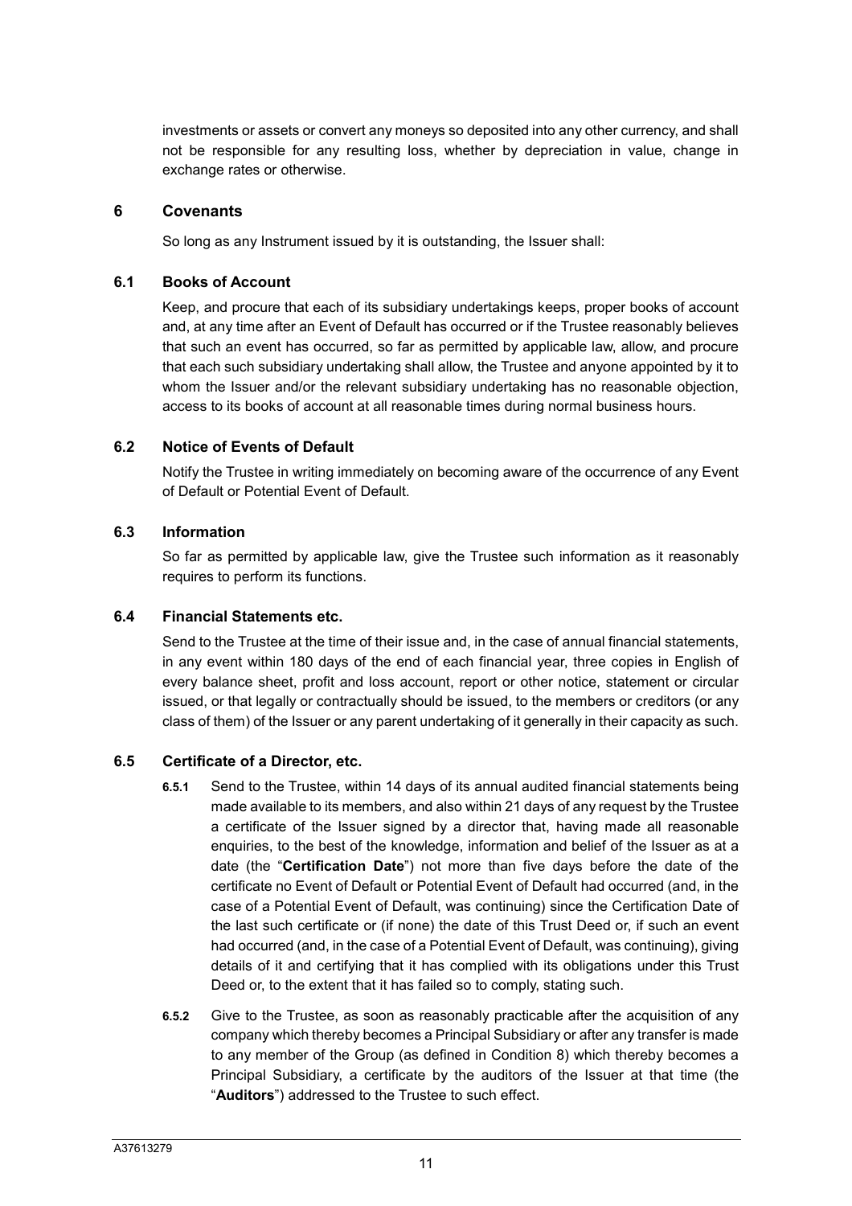investments or assets or convert any moneys so deposited into any other currency, and shall not be responsible for any resulting loss, whether by depreciation in value, change in exchange rates or otherwise.

## 6 Covenants

So long as any Instrument issued by it is outstanding, the Issuer shall:

### 6.1 Books of Account

Keep, and procure that each of its subsidiary undertakings keeps, proper books of account and, at any time after an Event of Default has occurred or if the Trustee reasonably believes that such an event has occurred, so far as permitted by applicable law, allow, and procure that each such subsidiary undertaking shall allow, the Trustee and anyone appointed by it to whom the Issuer and/or the relevant subsidiary undertaking has no reasonable objection, access to its books of account at all reasonable times during normal business hours.

### 6.2 Notice of Events of Default

Notify the Trustee in writing immediately on becoming aware of the occurrence of any Event of Default or Potential Event of Default.

### 6.3 Information

So far as permitted by applicable law, give the Trustee such information as it reasonably requires to perform its functions.

### 6.4 Financial Statements etc.

Send to the Trustee at the time of their issue and, in the case of annual financial statements, in any event within 180 days of the end of each financial year, three copies in English of every balance sheet, profit and loss account, report or other notice, statement or circular issued, or that legally or contractually should be issued, to the members or creditors (or any class of them) of the Issuer or any parent undertaking of it generally in their capacity as such.

### 6.5 Certificate of a Director, etc.

**6.5.1** Send to the Trustee, within 14 days of its annual audited financial statements being made available to its members, and also within 21 days of any request by the Trustee a certificate of the Issuer signed by a director that, having made all reasonable enquiries, to the best of the knowledge, information and belief of the Issuer as at a date (the "**Certification Date**") not more than five days before the date of the certificate no Event of Default or Potential Event of Default had occurred (and, in the case of a Potential Event of Default, was continuing) since the Certification Date of the last such certificate or (if none) the date of this Trust Deed or, if such an event had occurred (and, in the case of a Potential Event of Default, was continuing), giving details of it and certifying that it has complied with its obligations under this Trust Deed or, to the extent that it has failed so to comply, stating such.

**6.5.2** Give to the Trustee, as soon as reasonably practicable after the acquisition of any company which thereby becomes a Principal Subsidiary or after any transfer is made to any member of the Group (as defined in Condition 8) which thereby becomes a Principal Subsidiary, a certificate by the auditors of the Issuer at that time (the "**Auditors**") addressed to the Trustee to such effect.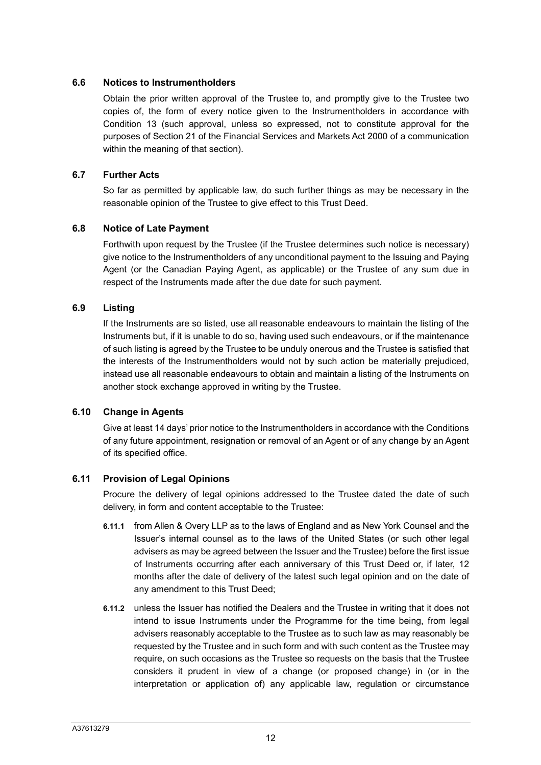### 6.6 Notices to Instrumentholders

Obtain the prior written approval of the Trustee to, and promptly give to the Trustee two copies of, the form of every notice given to the Instrumentholders in accordance with Condition 13 (such approval, unless so expressed, not to constitute approval for the purposes of Section 21 of the Financial Services and Markets Act 2000 of a communication within the meaning of that section).

### 6.7 Further Acts

So far as permitted by applicable law, do such further things as may be necessary in the reasonable opinion of the Trustee to give effect to this Trust Deed.

### 6.8 Notice of Late Payment

Forthwith upon request by the Trustee (if the Trustee determines such notice is necessary) give notice to the Instrumentholders of any unconditional payment to the Issuing and Paying Agent (or the Canadian Paying Agent, as applicable) or the Trustee of any sum due in respect of the Instruments made after the due date for such payment.

### 6.9 Listing

If the Instruments are so listed, use all reasonable endeavours to maintain the listing of the Instruments but, if it is unable to do so, having used such endeavours, or if the maintenance of such listing is agreed by the Trustee to be unduly onerous and the Trustee is satisfied that the interests of the Instrumentholders would not by such action be materially prejudiced, instead use all reasonable endeavours to obtain and maintain a listing of the Instruments on another stock exchange approved in writing by the Trustee.

### 6.10 Change in Agents

Give at least 14 days' prior notice to the Instrumentholders in accordance with the Conditions of any future appointment, resignation or removal of an Agent or of any change by an Agent of its specified office.

### 6.11 Provision of Legal Opinions

Procure the delivery of legal opinions addressed to the Trustee dated the date of such delivery, in form and content acceptable to the Trustee:

**6.11.1** from Allen & Overy LLP as to the laws of England and as New York Counsel and the Issuer's internal counsel as to the laws of the United States (or such other legal advisers as may be agreed between the Issuer and the Trustee) before the first issue of Instruments occurring after each anniversary of this Trust Deed or, if later, 12 months after the date of delivery of the latest such legal opinion and on the date of any amendment to this Trust Deed;

**6.11.2** unless the Issuer has notified the Dealers and the Trustee in writing that it does not intend to issue Instruments under the Programme for the time being, from legal advisers reasonably acceptable to the Trustee as to such law as may reasonably be requested by the Trustee and in such form and with such content as the Trustee may require, on such occasions as the Trustee so requests on the basis that the Trustee considers it prudent in view of a change (or proposed change) in (or in the interpretation or application of) any applicable law, regulation or circumstance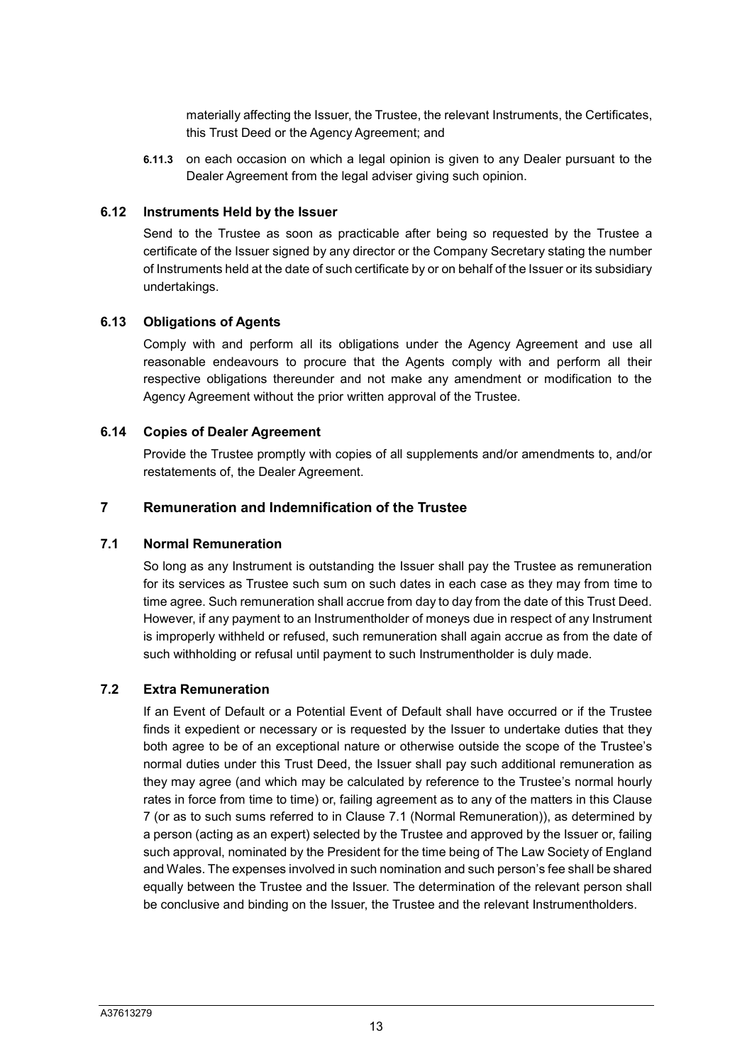materially affecting the Issuer, the Trustee, the relevant Instruments, the Certificates, this Trust Deed or the Agency Agreement; and

**6.11.3** on each occasion on which a legal opinion is given to any Dealer pursuant to the Dealer Agreement from the legal adviser giving such opinion.

### 6.12 Instruments Held by the Issuer

Send to the Trustee as soon as practicable after being so requested by the Trustee a certificate of the Issuer signed by any director or the Company Secretary stating the number of Instruments held at the date of such certificate by or on behalf of the Issuer or its subsidiary undertakings.

### 6.13 Obligations of Agents

Comply with and perform all its obligations under the Agency Agreement and use all reasonable endeavours to procure that the Agents comply with and perform all their respective obligations thereunder and not make any amendment or modification to the Agency Agreement without the prior written approval of the Trustee.

### 6.14 Copies of Dealer Agreement

Provide the Trustee promptly with copies of all supplements and/or amendments to, and/or restatements of, the Dealer Agreement.

## 7 Remuneration and Indemnification of the Trustee

### 7.1 Normal Remuneration

So long as any Instrument is outstanding the Issuer shall pay the Trustee as remuneration for its services as Trustee such sum on such dates in each case as they may from time to time agree. Such remuneration shall accrue from day to day from the date of this Trust Deed. However, if any payment to an Instrumentholder of moneys due in respect of any Instrument is improperly withheld or refused, such remuneration shall again accrue as from the date of such withholding or refusal until payment to such Instrumentholder is duly made.

### 7.2 Extra Remuneration

If an Event of Default or a Potential Event of Default shall have occurred or if the Trustee finds it expedient or necessary or is requested by the Issuer to undertake duties that they both agree to be of an exceptional nature or otherwise outside the scope of the Trustee's normal duties under this Trust Deed, the Issuer shall pay such additional remuneration as they may agree (and which may be calculated by reference to the Trustee's normal hourly rates in force from time to time) or, failing agreement as to any of the matters in this Clause 7 (or as to such sums referred to in Clause 7.1 (Normal Remuneration)), as determined by a person (acting as an expert) selected by the Trustee and approved by the Issuer or, failing such approval, nominated by the President for the time being of The Law Society of England and Wales. The expenses involved in such nomination and such person's fee shall be shared equally between the Trustee and the Issuer. The determination of the relevant person shall be conclusive and binding on the Issuer, the Trustee and the relevant Instrumentholders.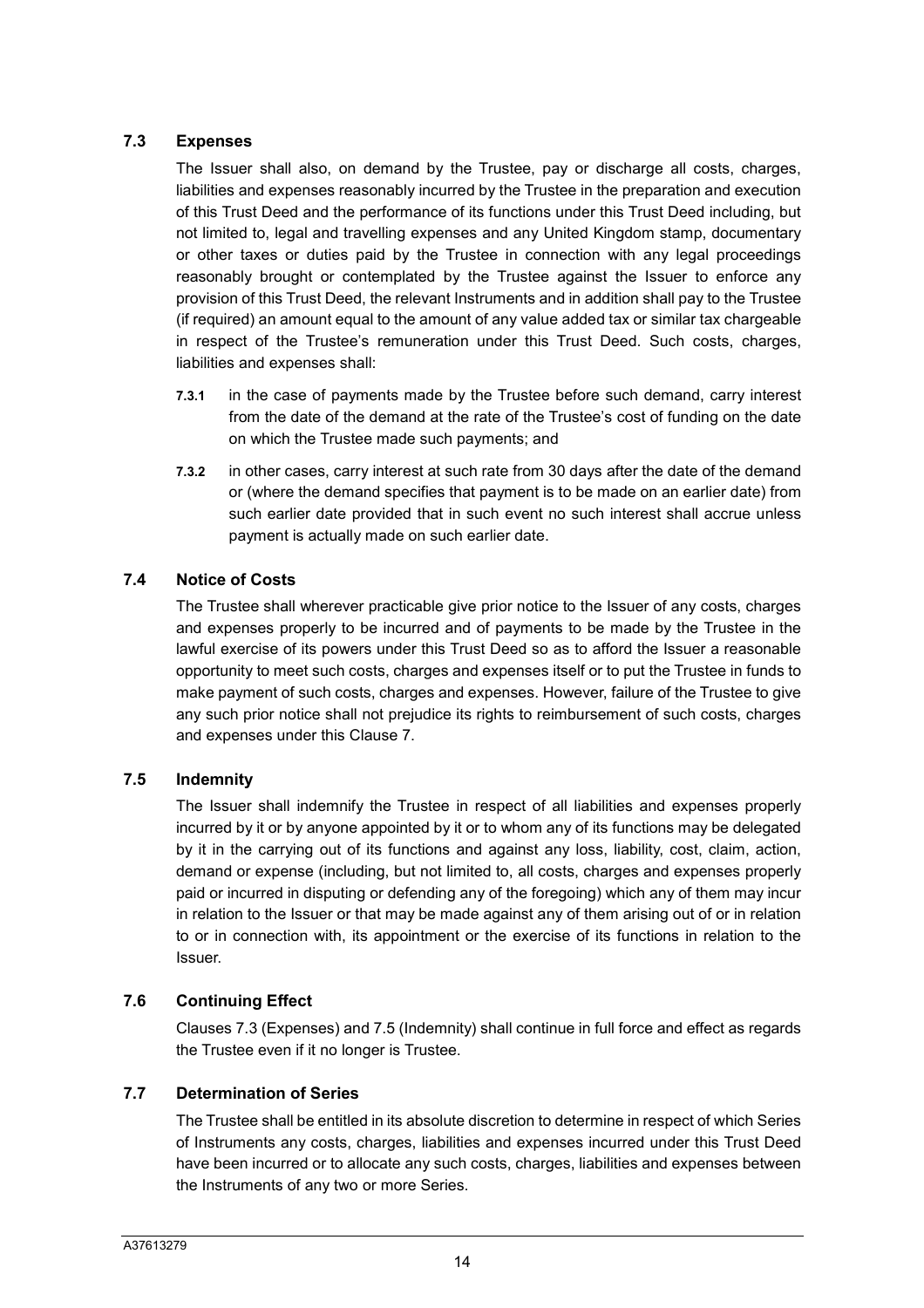### 7.3 Expenses

The Issuer shall also, on demand by the Trustee, pay or discharge all costs, charges, liabilities and expenses reasonably incurred by the Trustee in the preparation and execution of this Trust Deed and the performance of its functions under this Trust Deed including, but not limited to, legal and travelling expenses and any United Kingdom stamp, documentary or other taxes or duties paid by the Trustee in connection with any legal proceedings reasonably brought or contemplated by the Trustee against the Issuer to enforce any provision of this Trust Deed, the relevant Instruments and in addition shall pay to the Trustee (if required) an amount equal to the amount of any value added tax or similar tax chargeable in respect of the Trustee's remuneration under this Trust Deed. Such costs, charges, liabilities and expenses shall:

**7.3.1** in the case of payments made by the Trustee before such demand, carry interest from the date of the demand at the rate of the Trustee's cost of funding on the date on which the Trustee made such payments; and

**7.3.2** in other cases, carry interest at such rate from 30 days after the date of the demand or (where the demand specifies that payment is to be made on an earlier date) from such earlier date provided that in such event no such interest shall accrue unless payment is actually made on such earlier date.

### 7.4 Notice of Costs

The Trustee shall wherever practicable give prior notice to the Issuer of any costs, charges and expenses properly to be incurred and of payments to be made by the Trustee in the lawful exercise of its powers under this Trust Deed so as to afford the Issuer a reasonable opportunity to meet such costs, charges and expenses itself or to put the Trustee in funds to make payment of such costs, charges and expenses. However, failure of the Trustee to give any such prior notice shall not prejudice its rights to reimbursement of such costs, charges and expenses under this Clause 7.

### 7.5 Indemnity

The Issuer shall indemnify the Trustee in respect of all liabilities and expenses properly incurred by it or by anyone appointed by it or to whom any of its functions may be delegated by it in the carrying out of its functions and against any loss, liability, cost, claim, action, demand or expense (including, but not limited to, all costs, charges and expenses properly paid or incurred in disputing or defending any of the foregoing) which any of them may incur in relation to the Issuer or that may be made against any of them arising out of or in relation to or in connection with, its appointment or the exercise of its functions in relation to the Issuer.

### 7.6 Continuing Effect

Clauses 7.3 (Expenses) and 7.5 (Indemnity) shall continue in full force and effect as regards the Trustee even if it no longer is Trustee.

### 7.7 Determination of Series

The Trustee shall be entitled in its absolute discretion to determine in respect of which Series of Instruments any costs, charges, liabilities and expenses incurred under this Trust Deed have been incurred or to allocate any such costs, charges, liabilities and expenses between the Instruments of any two or more Series.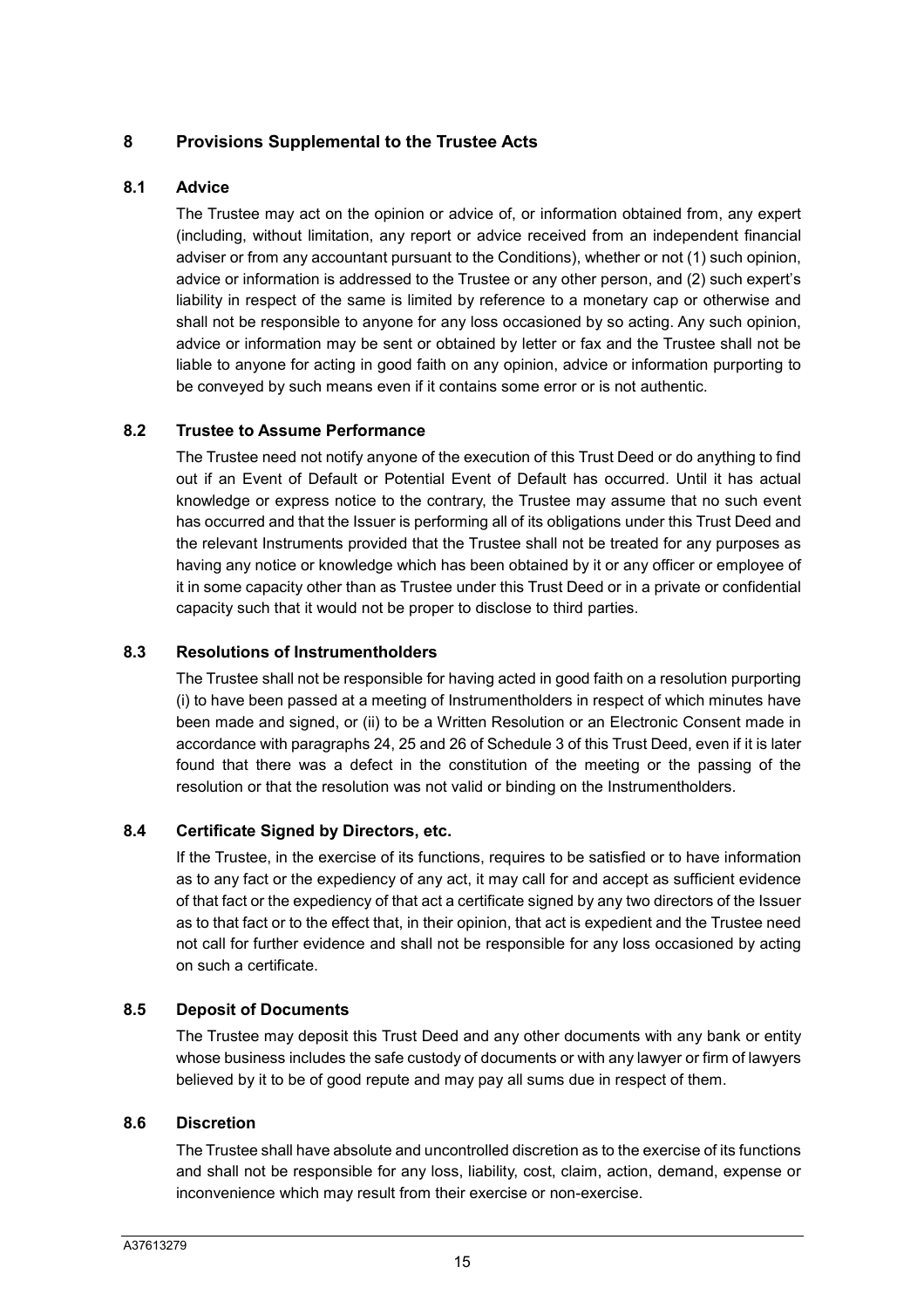## 8 Provisions Supplemental to the Trustee Acts

### 8.1 Advice

The Trustee may act on the opinion or advice of, or information obtained from, any expert (including, without limitation, any report or advice received from an independent financial adviser or from any accountant pursuant to the Conditions), whether or not (1) such opinion, advice or information is addressed to the Trustee or any other person, and (2) such expert's liability in respect of the same is limited by reference to a monetary cap or otherwise and shall not be responsible to anyone for any loss occasioned by so acting. Any such opinion, advice or information may be sent or obtained by letter or fax and the Trustee shall not be liable to anyone for acting in good faith on any opinion, advice or information purporting to be conveyed by such means even if it contains some error or is not authentic.

### 8.2 Trustee to Assume Performance

The Trustee need not notify anyone of the execution of this Trust Deed or do anything to find out if an Event of Default or Potential Event of Default has occurred. Until it has actual knowledge or express notice to the contrary, the Trustee may assume that no such event has occurred and that the Issuer is performing all of its obligations under this Trust Deed and the relevant Instruments provided that the Trustee shall not be treated for any purposes as having any notice or knowledge which has been obtained by it or any officer or employee of it in some capacity other than as Trustee under this Trust Deed or in a private or confidential capacity such that it would not be proper to disclose to third parties.

### 8.3 Resolutions of Instrumentholders

The Trustee shall not be responsible for having acted in good faith on a resolution purporting (i) to have been passed at a meeting of Instrumentholders in respect of which minutes have been made and signed, or (ii) to be a Written Resolution or an Electronic Consent made in accordance with paragraphs 24, 25 and 26 of Schedule 3 of this Trust Deed, even if it is later found that there was a defect in the constitution of the meeting or the passing of the resolution or that the resolution was not valid or binding on the Instrumentholders.

### 8.4 Certificate Signed by Directors, etc.

If the Trustee, in the exercise of its functions, requires to be satisfied or to have information as to any fact or the expediency of any act, it may call for and accept as sufficient evidence of that fact or the expediency of that act a certificate signed by any two directors of the Issuer as to that fact or to the effect that, in their opinion, that act is expedient and the Trustee need not call for further evidence and shall not be responsible for any loss occasioned by acting on such a certificate.

### 8.5 Deposit of Documents

The Trustee may deposit this Trust Deed and any other documents with any bank or entity whose business includes the safe custody of documents or with any lawyer or firm of lawyers believed by it to be of good repute and may pay all sums due in respect of them.

### 8.6 Discretion

The Trustee shall have absolute and uncontrolled discretion as to the exercise of its functions and shall not be responsible for any loss, liability, cost, claim, action, demand, expense or inconvenience which may result from their exercise or non-exercise.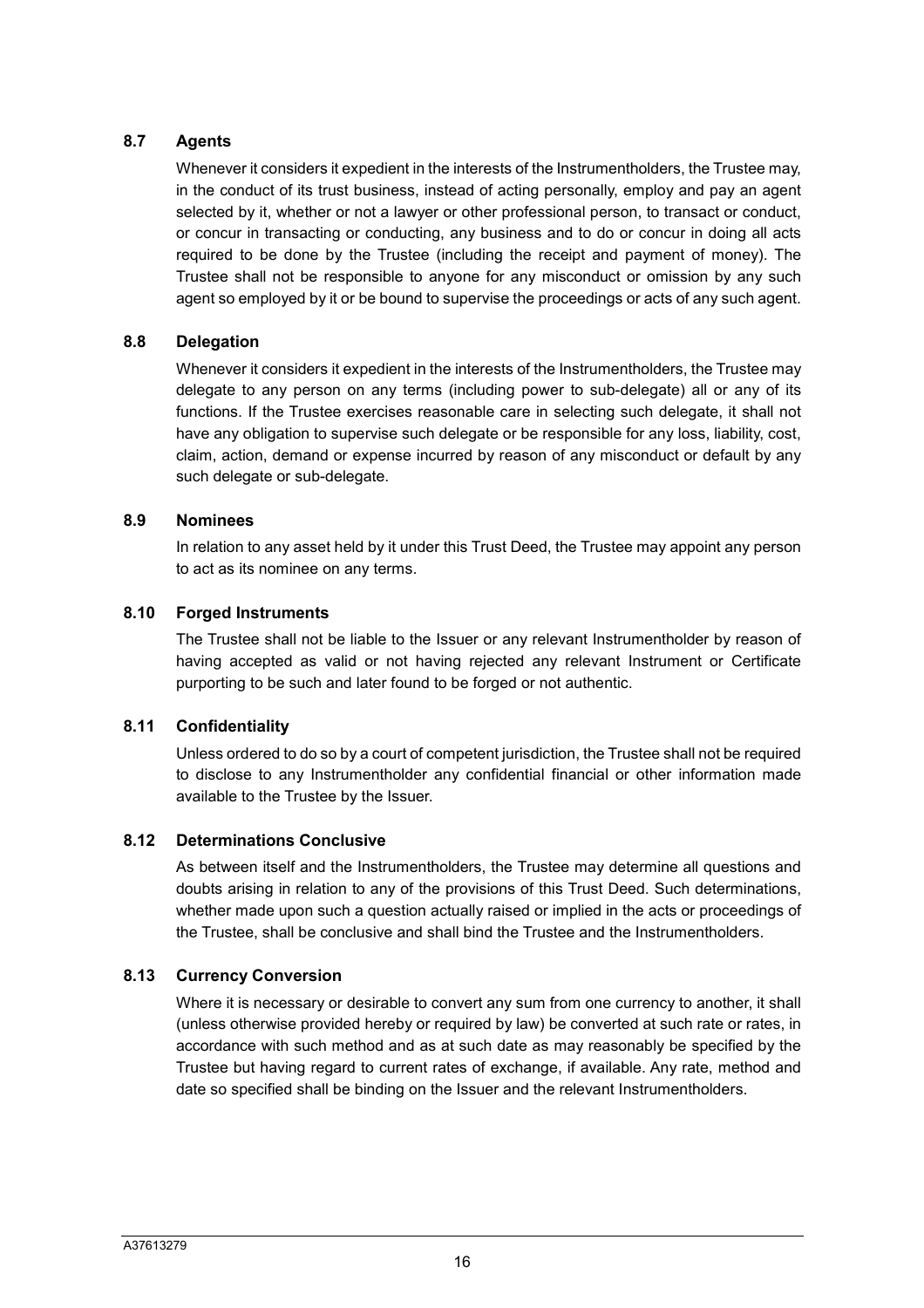### 8.7 Agents

Whenever it considers it expedient in the interests of the Instrumentholders, the Trustee may, in the conduct of its trust business, instead of acting personally, employ and pay an agent selected by it, whether or not a lawyer or other professional person, to transact or conduct, or concur in transacting or conducting, any business and to do or concur in doing all acts required to be done by the Trustee (including the receipt and payment of money). The Trustee shall not be responsible to anyone for any misconduct or omission by any such agent so employed by it or be bound to supervise the proceedings or acts of any such agent.

### 8.8 Delegation

Whenever it considers it expedient in the interests of the Instrumentholders, the Trustee may delegate to any person on any terms (including power to sub-delegate) all or any of its functions. If the Trustee exercises reasonable care in selecting such delegate, it shall not have any obligation to supervise such delegate or be responsible for any loss, liability, cost, claim, action, demand or expense incurred by reason of any misconduct or default by any such delegate or sub-delegate.

### 8.9 Nominees

In relation to any asset held by it under this Trust Deed, the Trustee may appoint any person to act as its nominee on any terms.

### 8.10 Forged Instruments

The Trustee shall not be liable to the Issuer or any relevant Instrumentholder by reason of having accepted as valid or not having rejected any relevant Instrument or Certificate purporting to be such and later found to be forged or not authentic.

### 8.11 Confidentiality

Unless ordered to do so by a court of competent jurisdiction, the Trustee shall not be required to disclose to any Instrumentholder any confidential financial or other information made available to the Trustee by the Issuer.

### 8.12 Determinations Conclusive

As between itself and the Instrumentholders, the Trustee may determine all questions and doubts arising in relation to any of the provisions of this Trust Deed. Such determinations, whether made upon such a question actually raised or implied in the acts or proceedings of the Trustee, shall be conclusive and shall bind the Trustee and the Instrumentholders.

### 8.13 Currency Conversion

Where it is necessary or desirable to convert any sum from one currency to another, it shall (unless otherwise provided hereby or required by law) be converted at such rate or rates, in accordance with such method and as at such date as may reasonably be specified by the Trustee but having regard to current rates of exchange, if available. Any rate, method and date so specified shall be binding on the Issuer and the relevant Instrumentholders.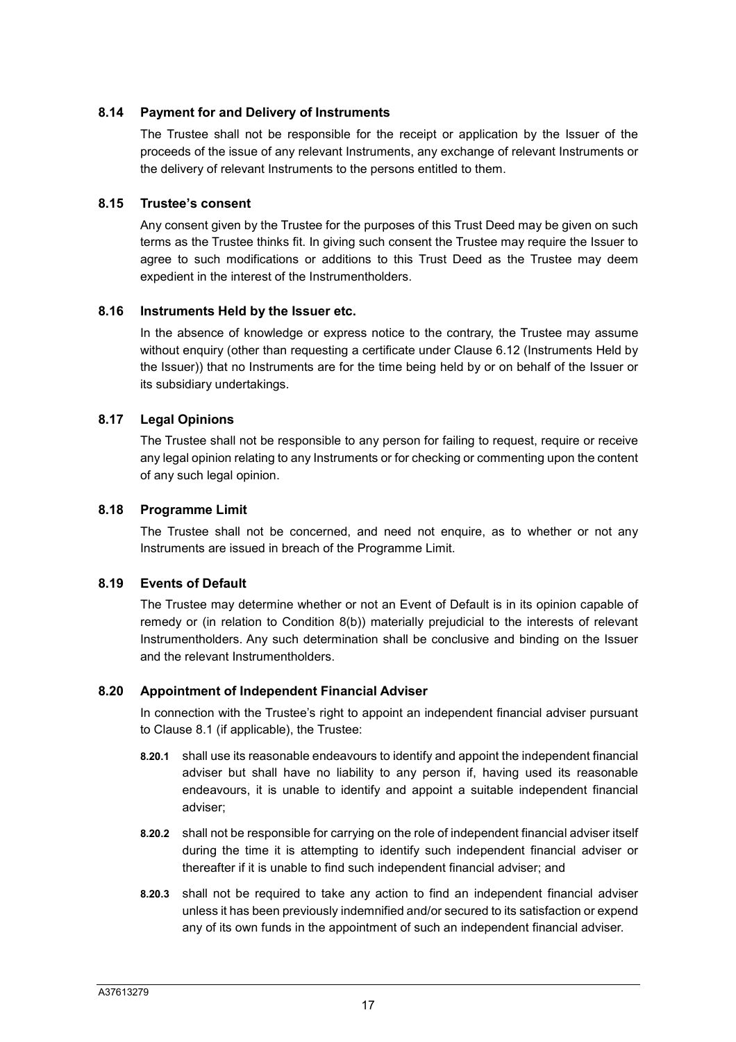### 8.14 Payment for and Delivery of Instruments

The Trustee shall not be responsible for the receipt or application by the Issuer of the proceeds of the issue of any relevant Instruments, any exchange of relevant Instruments or the delivery of relevant Instruments to the persons entitled to them.

### 8.15 Trustee's consent

Any consent given by the Trustee for the purposes of this Trust Deed may be given on such terms as the Trustee thinks fit. In giving such consent the Trustee may require the Issuer to agree to such modifications or additions to this Trust Deed as the Trustee may deem expedient in the interest of the Instrumentholders.

### 8.16 Instruments Held by the Issuer etc.

In the absence of knowledge or express notice to the contrary, the Trustee may assume without enquiry (other than requesting a certificate under Clause 6.12 (Instruments Held by the Issuer)) that no Instruments are for the time being held by or on behalf of the Issuer or its subsidiary undertakings.

### 8.17 Legal Opinions

The Trustee shall not be responsible to any person for failing to request, require or receive any legal opinion relating to any Instruments or for checking or commenting upon the content of any such legal opinion.

### 8.18 Programme Limit

The Trustee shall not be concerned, and need not enquire, as to whether or not any Instruments are issued in breach of the Programme Limit.

### 8.19 Events of Default

The Trustee may determine whether or not an Event of Default is in its opinion capable of remedy or (in relation to Condition 8(b)) materially prejudicial to the interests of relevant Instrumentholders. Any such determination shall be conclusive and binding on the Issuer and the relevant Instrumentholders.

### 8.20 Appointment of Independent Financial Adviser

In connection with the Trustee's right to appoint an independent financial adviser pursuant to Clause 8.1 (if applicable), the Trustee:

**8.20.1** shall use its reasonable endeavours to identify and appoint the independent financial adviser but shall have no liability to any person if, having used its reasonable endeavours, it is unable to identify and appoint a suitable independent financial adviser;

**8.20.2** shall not be responsible for carrying on the role of independent financial adviser itself during the time it is attempting to identify such independent financial adviser or thereafter if it is unable to find such independent financial adviser; and

**8.20.3** shall not be required to take any action to find an independent financial adviser unless it has been previously indemnified and/or secured to its satisfaction or expend any of its own funds in the appointment of such an independent financial adviser.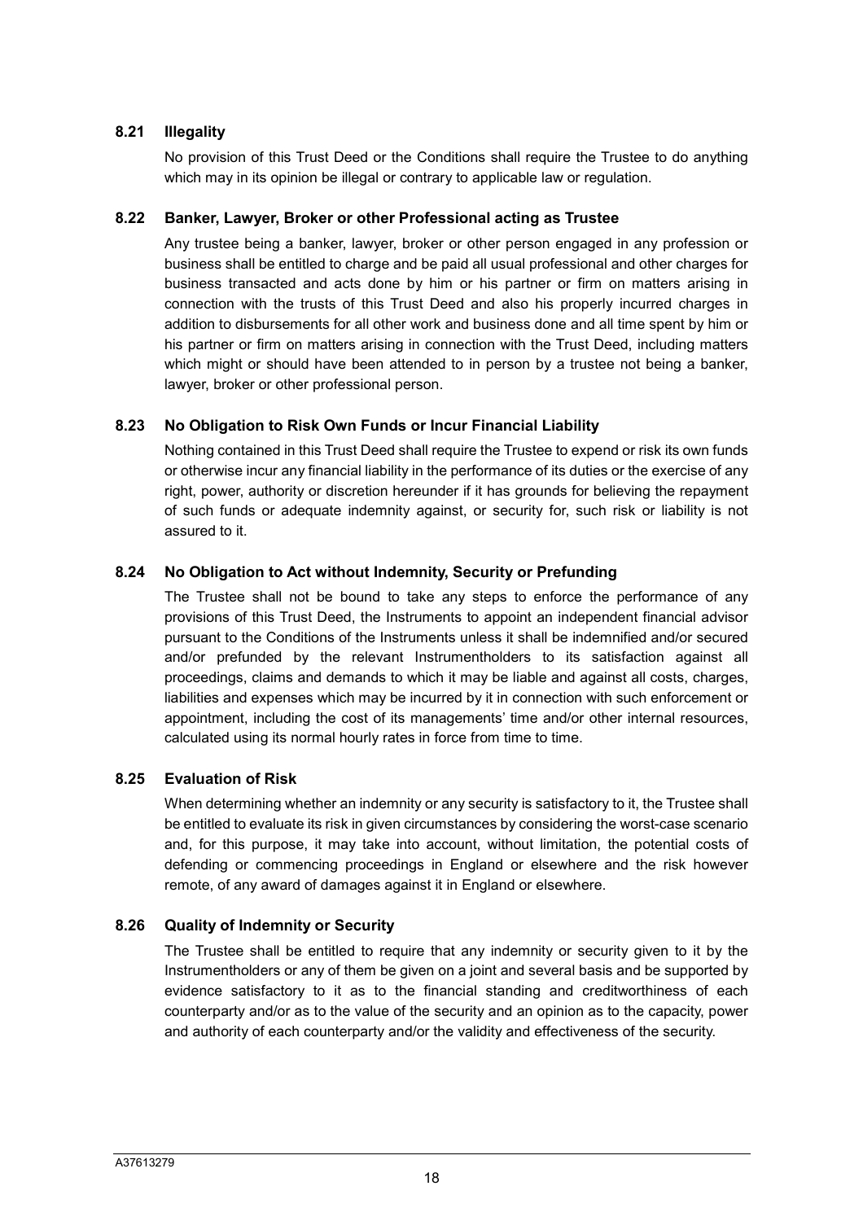### 8.21 Illegality

No provision of this Trust Deed or the Conditions shall require the Trustee to do anything which may in its opinion be illegal or contrary to applicable law or regulation.

### 8.22 Banker, Lawyer, Broker or other Professional acting as Trustee

Any trustee being a banker, lawyer, broker or other person engaged in any profession or business shall be entitled to charge and be paid all usual professional and other charges for business transacted and acts done by him or his partner or firm on matters arising in connection with the trusts of this Trust Deed and also his properly incurred charges in addition to disbursements for all other work and business done and all time spent by him or his partner or firm on matters arising in connection with the Trust Deed, including matters which might or should have been attended to in person by a trustee not being a banker, lawyer, broker or other professional person.

### 8.23 No Obligation to Risk Own Funds or Incur Financial Liability

Nothing contained in this Trust Deed shall require the Trustee to expend or risk its own funds or otherwise incur any financial liability in the performance of its duties or the exercise of any right, power, authority or discretion hereunder if it has grounds for believing the repayment of such funds or adequate indemnity against, or security for, such risk or liability is not assured to it.

### 8.24 No Obligation to Act without Indemnity, Security or Prefunding

The Trustee shall not be bound to take any steps to enforce the performance of any provisions of this Trust Deed, the Instruments to appoint an independent financial advisor pursuant to the Conditions of the Instruments unless it shall be indemnified and/or secured and/or prefunded by the relevant Instrumentholders to its satisfaction against all proceedings, claims and demands to which it may be liable and against all costs, charges, liabilities and expenses which may be incurred by it in connection with such enforcement or appointment, including the cost of its managements' time and/or other internal resources, calculated using its normal hourly rates in force from time to time.

### 8.25 Evaluation of Risk

When determining whether an indemnity or any security is satisfactory to it, the Trustee shall be entitled to evaluate its risk in given circumstances by considering the worst-case scenario and, for this purpose, it may take into account, without limitation, the potential costs of defending or commencing proceedings in England or elsewhere and the risk however remote, of any award of damages against it in England or elsewhere.

### 8.26 Quality of Indemnity or Security

The Trustee shall be entitled to require that any indemnity or security given to it by the Instrumentholders or any of them be given on a joint and several basis and be supported by evidence satisfactory to it as to the financial standing and creditworthiness of each counterparty and/or as to the value of the security and an opinion as to the capacity, power and authority of each counterparty and/or the validity and effectiveness of the security.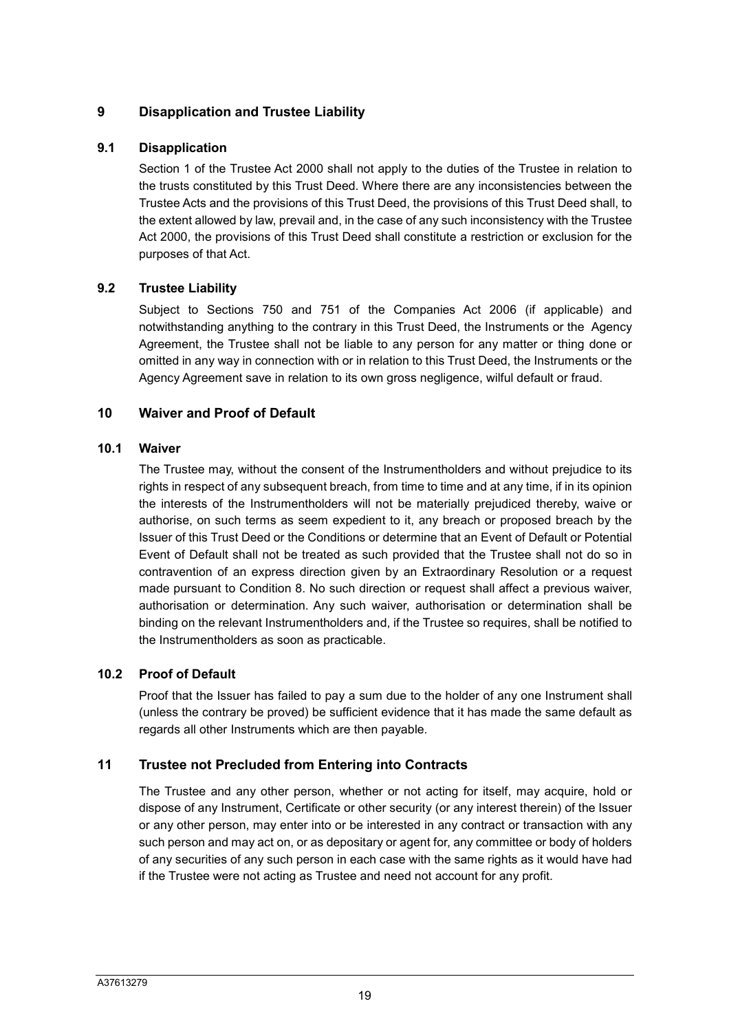## 9 Disapplication and Trustee Liability

### 9.1 Disapplication

Section 1 of the Trustee Act 2000 shall not apply to the duties of the Trustee in relation to the trusts constituted by this Trust Deed. Where there are any inconsistencies between the Trustee Acts and the provisions of this Trust Deed, the provisions of this Trust Deed shall, to the extent allowed by law, prevail and, in the case of any such inconsistency with the Trustee Act 2000, the provisions of this Trust Deed shall constitute a restriction or exclusion for the purposes of that Act.

### 9.2 Trustee Liability

Subject to Sections 750 and 751 of the Companies Act 2006 (if applicable) and notwithstanding anything to the contrary in this Trust Deed, the Instruments or the Agency Agreement, the Trustee shall not be liable to any person for any matter or thing done or omitted in any way in connection with or in relation to this Trust Deed, the Instruments or the Agency Agreement save in relation to its own gross negligence, wilful default or fraud.

## 10 Waiver and Proof of Default

### 10.1 Waiver

The Trustee may, without the consent of the Instrumentholders and without prejudice to its rights in respect of any subsequent breach, from time to time and at any time, if in its opinion the interests of the Instrumentholders will not be materially prejudiced thereby, waive or authorise, on such terms as seem expedient to it, any breach or proposed breach by the Issuer of this Trust Deed or the Conditions or determine that an Event of Default or Potential Event of Default shall not be treated as such provided that the Trustee shall not do so in contravention of an express direction given by an Extraordinary Resolution or a request made pursuant to Condition 8. No such direction or request shall affect a previous waiver, authorisation or determination. Any such waiver, authorisation or determination shall be binding on the relevant Instrumentholders and, if the Trustee so requires, shall be notified to the Instrumentholders as soon as practicable.

### 10.2 Proof of Default

Proof that the Issuer has failed to pay a sum due to the holder of any one Instrument shall (unless the contrary be proved) be sufficient evidence that it has made the same default as regards all other Instruments which are then payable.

## 11 Trustee not Precluded from Entering into Contracts

The Trustee and any other person, whether or not acting for itself, may acquire, hold or dispose of any Instrument, Certificate or other security (or any interest therein) of the Issuer or any other person, may enter into or be interested in any contract or transaction with any such person and may act on, or as depositary or agent for, any committee or body of holders of any securities of any such person in each case with the same rights as it would have had if the Trustee were not acting as Trustee and need not account for any profit.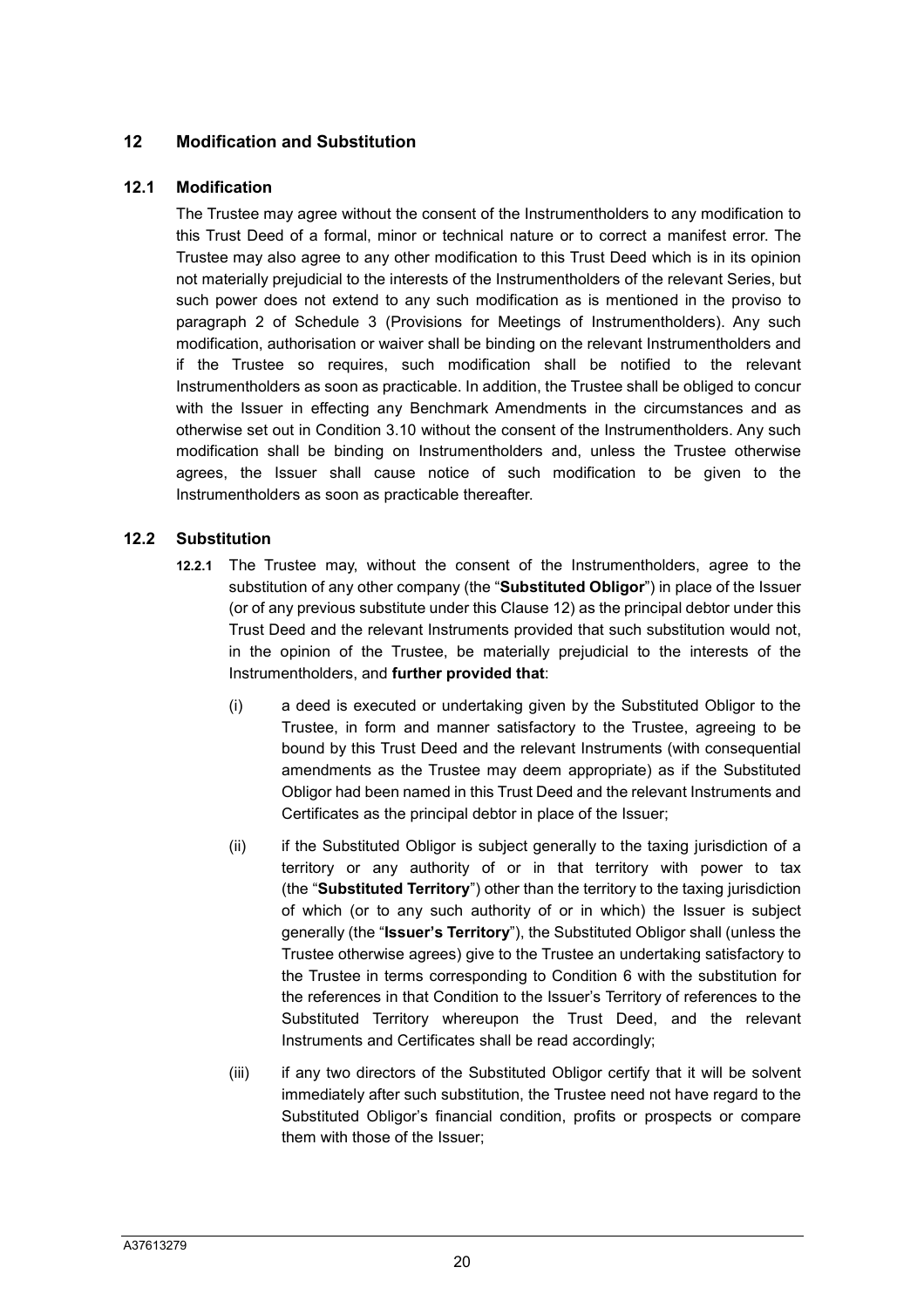## 12 Modification and Substitution

### 12.1 Modification

The Trustee may agree without the consent of the Instrumentholders to any modification to this Trust Deed of a formal, minor or technical nature or to correct a manifest error. The Trustee may also agree to any other modification to this Trust Deed which is in its opinion not materially prejudicial to the interests of the Instrumentholders of the relevant Series, but such power does not extend to any such modification as is mentioned in the proviso to paragraph 2 of Schedule 3 (Provisions for Meetings of Instrumentholders). Any such modification, authorisation or waiver shall be binding on the relevant Instrumentholders and if the Trustee so requires, such modification shall be notified to the relevant Instrumentholders as soon as practicable. In addition, the Trustee shall be obliged to concur with the Issuer in effecting any Benchmark Amendments in the circumstances and as otherwise set out in Condition 3.10 without the consent of the Instrumentholders. Any such modification shall be binding on Instrumentholders and, unless the Trustee otherwise agrees, the Issuer shall cause notice of such modification to be given to the Instrumentholders as soon as practicable thereafter.

### 12.2 Substitution

**12.2.1** The Trustee may, without the consent of the Instrumentholders, agree to the substitution of any other company (the "**Substituted Obligor**") in place of the Issuer (or of any previous substitute under this Clause 12) as the principal debtor under this Trust Deed and the relevant Instruments provided that such substitution would not, in the opinion of the Trustee, be materially prejudicial to the interests of the Instrumentholders, and **further provided that**:

(i) a deed is executed or undertaking given by the Substituted Obligor to the Trustee, in form and manner satisfactory to the Trustee, agreeing to be bound by this Trust Deed and the relevant Instruments (with consequential amendments as the Trustee may deem appropriate) as if the Substituted Obligor had been named in this Trust Deed and the relevant Instruments and Certificates as the principal debtor in place of the Issuer;

(ii) if the Substituted Obligor is subject generally to the taxing jurisdiction of a territory or any authority of or in that territory with power to tax (the "**Substituted Territory**") other than the territory to the taxing jurisdiction of which (or to any such authority of or in which) the Issuer is subject generally (the "**Issuer's Territory**"), the Substituted Obligor shall (unless the Trustee otherwise agrees) give to the Trustee an undertaking satisfactory to the Trustee in terms corresponding to Condition 6 with the substitution for the references in that Condition to the Issuer's Territory of references to the Substituted Territory whereupon the Trust Deed, and the relevant Instruments and Certificates shall be read accordingly;

(iii) if any two directors of the Substituted Obligor certify that it will be solvent immediately after such substitution, the Trustee need not have regard to the Substituted Obligor's financial condition, profits or prospects or compare them with those of the Issuer;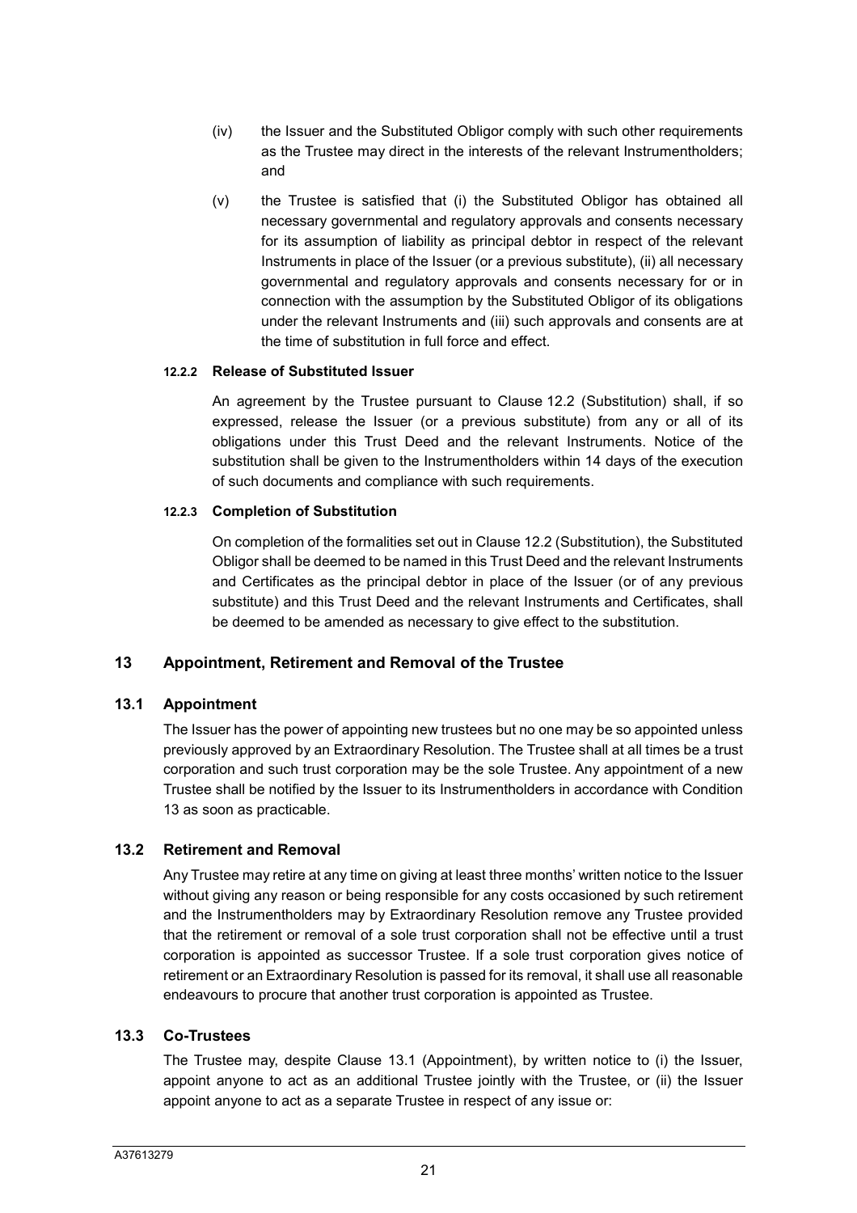(iv) the Issuer and the Substituted Obligor comply with such other requirements as the Trustee may direct in the interests of the relevant Instrumentholders; and

(v) the Trustee is satisfied that (i) the Substituted Obligor has obtained all necessary governmental and regulatory approvals and consents necessary for its assumption of liability as principal debtor in respect of the relevant Instruments in place of the Issuer (or a previous substitute), (ii) all necessary governmental and regulatory approvals and consents necessary for or in connection with the assumption by the Substituted Obligor of its obligations under the relevant Instruments and (iii) such approvals and consents are at the time of substitution in full force and effect.

**12.2.2 Release of Substituted Issuer**

An agreement by the Trustee pursuant to Clause 12.2 (Substitution) shall, if so expressed, release the Issuer (or a previous substitute) from any or all of its obligations under this Trust Deed and the relevant Instruments. Notice of the substitution shall be given to the Instrumentholders within 14 days of the execution of such documents and compliance with such requirements.

**12.2.3 Completion of Substitution**

On completion of the formalities set out in Clause 12.2 (Substitution), the Substituted Obligor shall be deemed to be named in this Trust Deed and the relevant Instruments and Certificates as the principal debtor in place of the Issuer (or of any previous substitute) and this Trust Deed and the relevant Instruments and Certificates, shall be deemed to be amended as necessary to give effect to the substitution.

## 13 Appointment, Retirement and Removal of the Trustee

### 13.1 Appointment

The Issuer has the power of appointing new trustees but no one may be so appointed unless previously approved by an Extraordinary Resolution. The Trustee shall at all times be a trust corporation and such trust corporation may be the sole Trustee. Any appointment of a new Trustee shall be notified by the Issuer to its Instrumentholders in accordance with Condition 13 as soon as practicable.

### 13.2 Retirement and Removal

Any Trustee may retire at any time on giving at least three months' written notice to the Issuer without giving any reason or being responsible for any costs occasioned by such retirement and the Instrumentholders may by Extraordinary Resolution remove any Trustee provided that the retirement or removal of a sole trust corporation shall not be effective until a trust corporation is appointed as successor Trustee. If a sole trust corporation gives notice of retirement or an Extraordinary Resolution is passed for its removal, it shall use all reasonable endeavours to procure that another trust corporation is appointed as Trustee.

### 13.3 Co-Trustees

The Trustee may, despite Clause 13.1 (Appointment), by written notice to (i) the Issuer, appoint anyone to act as an additional Trustee jointly with the Trustee, or (ii) the Issuer appoint anyone to act as a separate Trustee in respect of any issue or: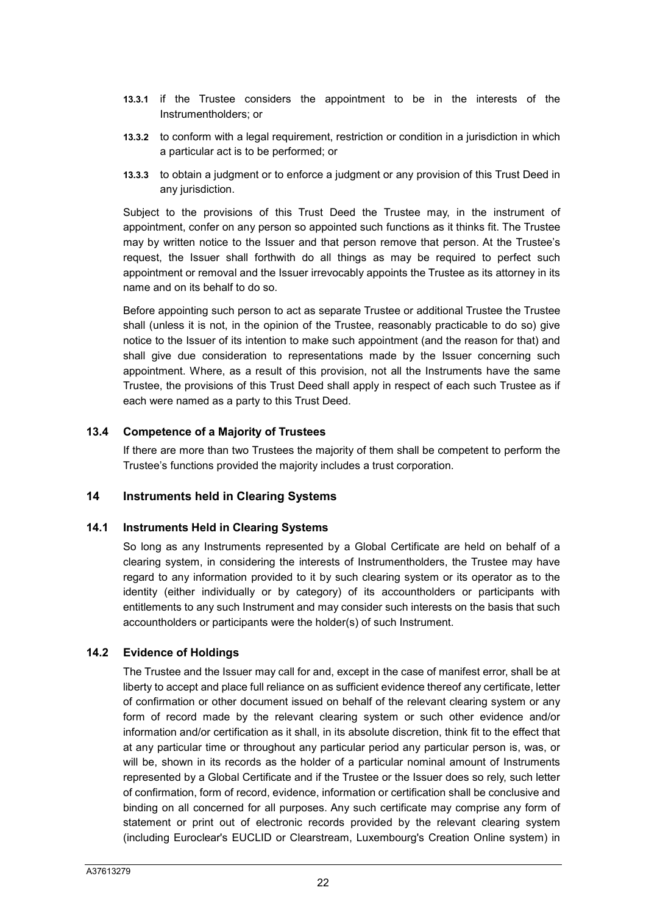**13.3.1** if the Trustee considers the appointment to be in the interests of the Instrumentholders; or

**13.3.2** to conform with a legal requirement, restriction or condition in a jurisdiction in which a particular act is to be performed; or

**13.3.3** to obtain a judgment or to enforce a judgment or any provision of this Trust Deed in any jurisdiction.

Subject to the provisions of this Trust Deed the Trustee may, in the instrument of appointment, confer on any person so appointed such functions as it thinks fit. The Trustee may by written notice to the Issuer and that person remove that person. At the Trustee's request, the Issuer shall forthwith do all things as may be required to perfect such appointment or removal and the Issuer irrevocably appoints the Trustee as its attorney in its name and on its behalf to do so.

Before appointing such person to act as separate Trustee or additional Trustee the Trustee shall (unless it is not, in the opinion of the Trustee, reasonably practicable to do so) give notice to the Issuer of its intention to make such appointment (and the reason for that) and shall give due consideration to representations made by the Issuer concerning such appointment. Where, as a result of this provision, not all the Instruments have the same Trustee, the provisions of this Trust Deed shall apply in respect of each such Trustee as if each were named as a party to this Trust Deed.

### 13.4 Competence of a Majority of Trustees

If there are more than two Trustees the majority of them shall be competent to perform the Trustee's functions provided the majority includes a trust corporation.

## 14 Instruments held in Clearing Systems

### 14.1 Instruments Held in Clearing Systems

So long as any Instruments represented by a Global Certificate are held on behalf of a clearing system, in considering the interests of Instrumentholders, the Trustee may have regard to any information provided to it by such clearing system or its operator as to the identity (either individually or by category) of its accountholders or participants with entitlements to any such Instrument and may consider such interests on the basis that such accountholders or participants were the holder(s) of such Instrument.

### 14.2 Evidence of Holdings

The Trustee and the Issuer may call for and, except in the case of manifest error, shall be at liberty to accept and place full reliance on as sufficient evidence thereof any certificate, letter of confirmation or other document issued on behalf of the relevant clearing system or any form of record made by the relevant clearing system or such other evidence and/or information and/or certification as it shall, in its absolute discretion, think fit to the effect that at any particular time or throughout any particular period any particular person is, was, or will be, shown in its records as the holder of a particular nominal amount of Instruments represented by a Global Certificate and if the Trustee or the Issuer does so rely, such letter of confirmation, form of record, evidence, information or certification shall be conclusive and binding on all concerned for all purposes. Any such certificate may comprise any form of statement or print out of electronic records provided by the relevant clearing system (including Euroclear's EUCLID or Clearstream, Luxembourg's Creation Online system) in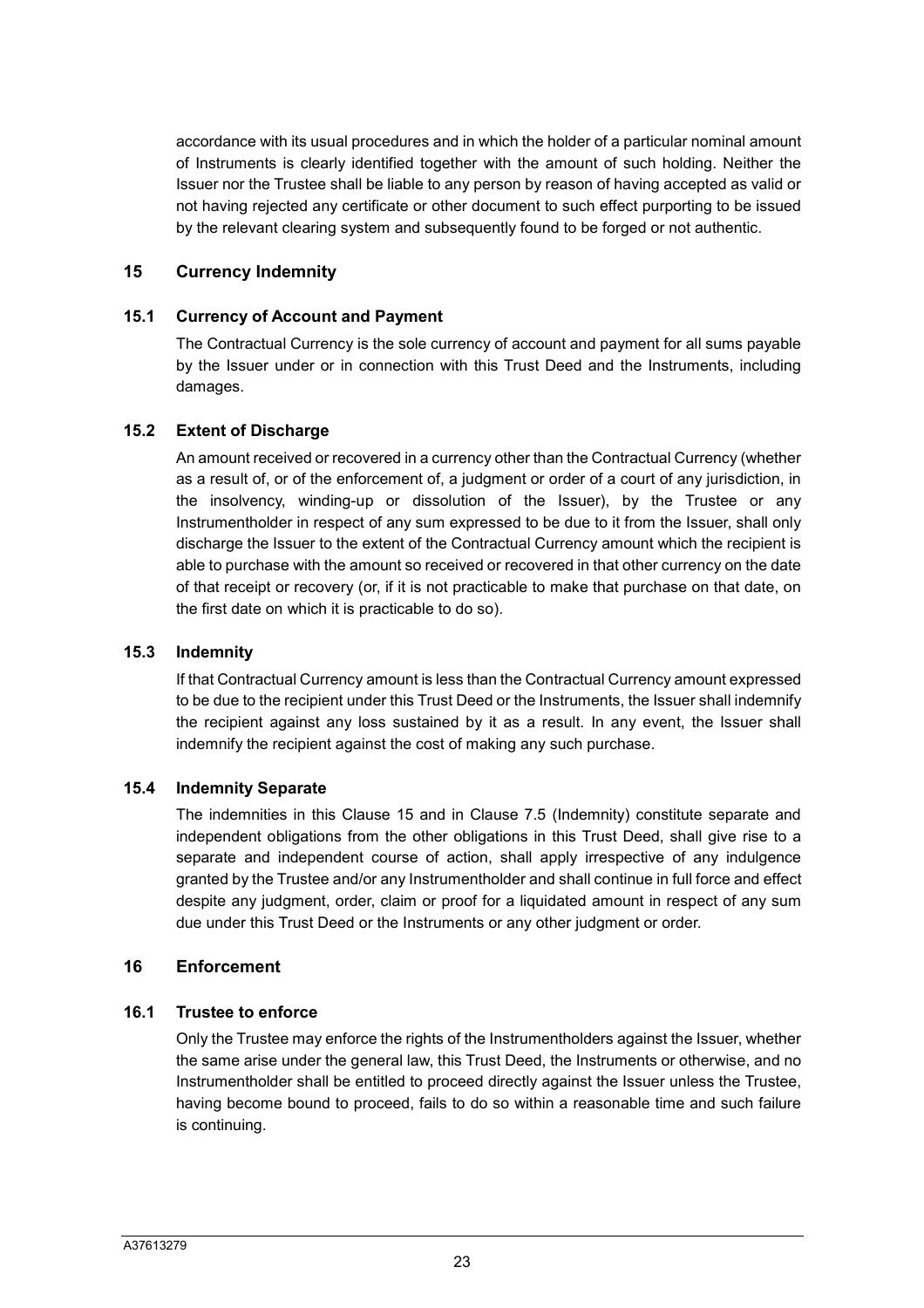accordance with its usual procedures and in which the holder of a particular nominal amount of Instruments is clearly identified together with the amount of such holding. Neither the Issuer nor the Trustee shall be liable to any person by reason of having accepted as valid or not having rejected any certificate or other document to such effect purporting to be issued by the relevant clearing system and subsequently found to be forged or not authentic.

## 15 Currency Indemnity

### 15.1 Currency of Account and Payment

The Contractual Currency is the sole currency of account and payment for all sums payable by the Issuer under or in connection with this Trust Deed and the Instruments, including damages.

### 15.2 Extent of Discharge

An amount received or recovered in a currency other than the Contractual Currency (whether as a result of, or of the enforcement of, a judgment or order of a court of any jurisdiction, in the insolvency, winding-up or dissolution of the Issuer), by the Trustee or any Instrumentholder in respect of any sum expressed to be due to it from the Issuer, shall only discharge the Issuer to the extent of the Contractual Currency amount which the recipient is able to purchase with the amount so received or recovered in that other currency on the date of that receipt or recovery (or, if it is not practicable to make that purchase on that date, on the first date on which it is practicable to do so).

### 15.3 Indemnity

If that Contractual Currency amount is less than the Contractual Currency amount expressed to be due to the recipient under this Trust Deed or the Instruments, the Issuer shall indemnify the recipient against any loss sustained by it as a result. In any event, the Issuer shall indemnify the recipient against the cost of making any such purchase.

### 15.4 Indemnity Separate

The indemnities in this Clause 15 and in Clause 7.5 (Indemnity) constitute separate and independent obligations from the other obligations in this Trust Deed, shall give rise to a separate and independent course of action, shall apply irrespective of any indulgence granted by the Trustee and/or any Instrumentholder and shall continue in full force and effect despite any judgment, order, claim or proof for a liquidated amount in respect of any sum due under this Trust Deed or the Instruments or any other judgment or order.

## 16 Enforcement

### 16.1 Trustee to enforce

Only the Trustee may enforce the rights of the Instrumentholders against the Issuer, whether the same arise under the general law, this Trust Deed, the Instruments or otherwise, and no Instrumentholder shall be entitled to proceed directly against the Issuer unless the Trustee, having become bound to proceed, fails to do so within a reasonable time and such failure is continuing.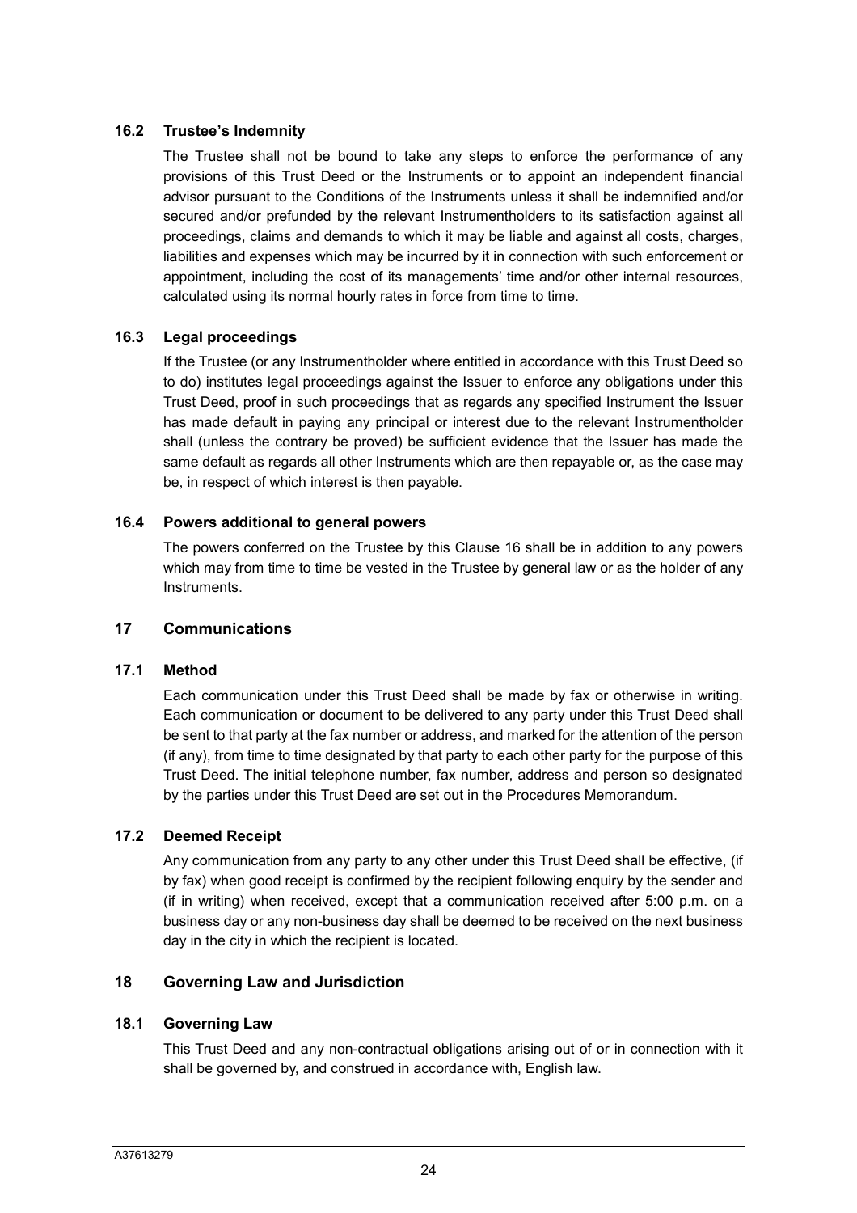### 16.2 Trustee's Indemnity

The Trustee shall not be bound to take any steps to enforce the performance of any provisions of this Trust Deed or the Instruments or to appoint an independent financial advisor pursuant to the Conditions of the Instruments unless it shall be indemnified and/or secured and/or prefunded by the relevant Instrumentholders to its satisfaction against all proceedings, claims and demands to which it may be liable and against all costs, charges, liabilities and expenses which may be incurred by it in connection with such enforcement or appointment, including the cost of its managements' time and/or other internal resources, calculated using its normal hourly rates in force from time to time.

### 16.3 Legal proceedings

If the Trustee (or any Instrumentholder where entitled in accordance with this Trust Deed so to do) institutes legal proceedings against the Issuer to enforce any obligations under this Trust Deed, proof in such proceedings that as regards any specified Instrument the Issuer has made default in paying any principal or interest due to the relevant Instrumentholder shall (unless the contrary be proved) be sufficient evidence that the Issuer has made the same default as regards all other Instruments which are then repayable or, as the case may be, in respect of which interest is then payable.

### 16.4 Powers additional to general powers

The powers conferred on the Trustee by this Clause 16 shall be in addition to any powers which may from time to time be vested in the Trustee by general law or as the holder of any Instruments.

## 17 Communications

### 17.1 Method

Each communication under this Trust Deed shall be made by fax or otherwise in writing. Each communication or document to be delivered to any party under this Trust Deed shall be sent to that party at the fax number or address, and marked for the attention of the person (if any), from time to time designated by that party to each other party for the purpose of this Trust Deed. The initial telephone number, fax number, address and person so designated by the parties under this Trust Deed are set out in the Procedures Memorandum.

### 17.2 Deemed Receipt

Any communication from any party to any other under this Trust Deed shall be effective, (if by fax) when good receipt is confirmed by the recipient following enquiry by the sender and (if in writing) when received, except that a communication received after 5:00 p.m. on a business day or any non-business day shall be deemed to be received on the next business day in the city in which the recipient is located.

## 18 Governing Law and Jurisdiction

### 18.1 Governing Law

This Trust Deed and any non-contractual obligations arising out of or in connection with it shall be governed by, and construed in accordance with, English law.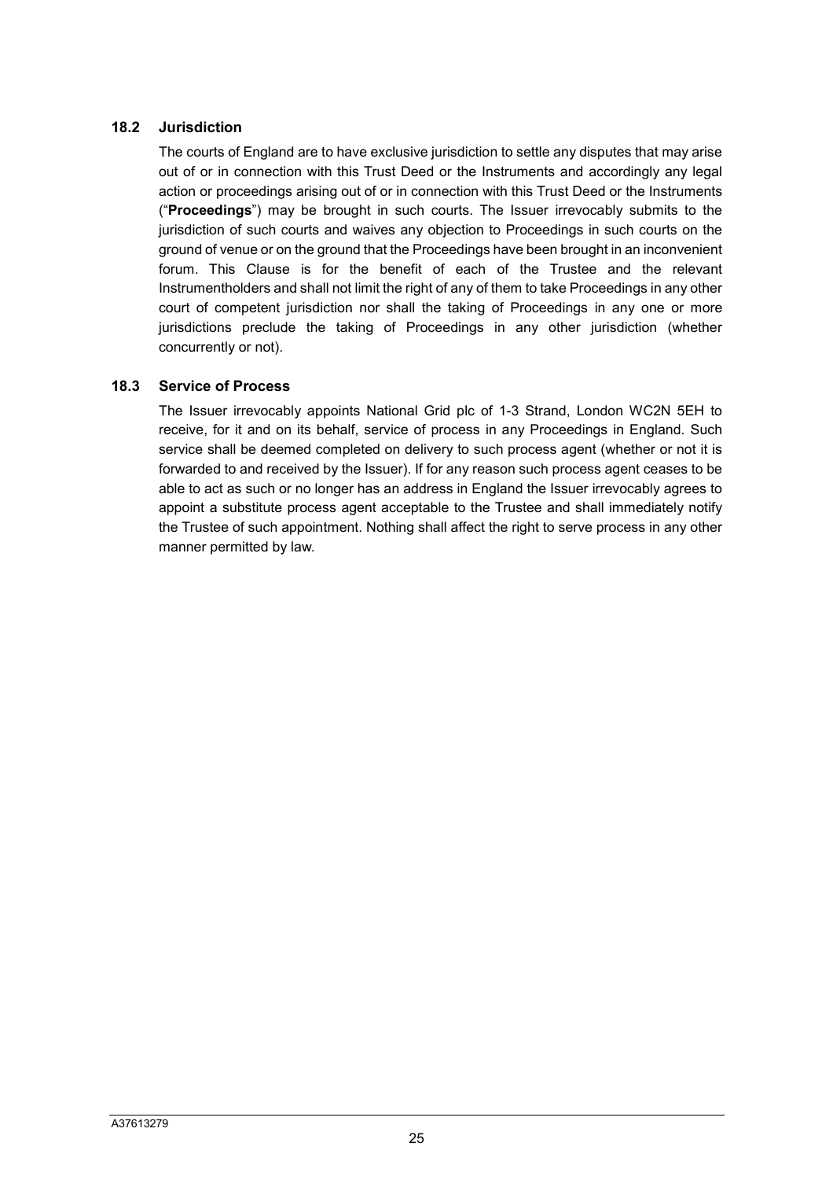### 18.2 Jurisdiction

The courts of England are to have exclusive jurisdiction to settle any disputes that may arise out of or in connection with this Trust Deed or the Instruments and accordingly any legal action or proceedings arising out of or in connection with this Trust Deed or the Instruments ("**Proceedings**") may be brought in such courts. The Issuer irrevocably submits to the jurisdiction of such courts and waives any objection to Proceedings in such courts on the ground of venue or on the ground that the Proceedings have been brought in an inconvenient forum. This Clause is for the benefit of each of the Trustee and the relevant Instrumentholders and shall not limit the right of any of them to take Proceedings in any other court of competent jurisdiction nor shall the taking of Proceedings in any one or more jurisdictions preclude the taking of Proceedings in any other jurisdiction (whether concurrently or not).

### 18.3 Service of Process

The Issuer irrevocably appoints National Grid plc of 1-3 Strand, London WC2N 5EH to receive, for it and on its behalf, service of process in any Proceedings in England. Such service shall be deemed completed on delivery to such process agent (whether or not it is forwarded to and received by the Issuer). If for any reason such process agent ceases to be able to act as such or no longer has an address in England the Issuer irrevocably agrees to appoint a substitute process agent acceptable to the Trustee and shall immediately notify the Trustee of such appointment. Nothing shall affect the right to serve process in any other manner permitted by law.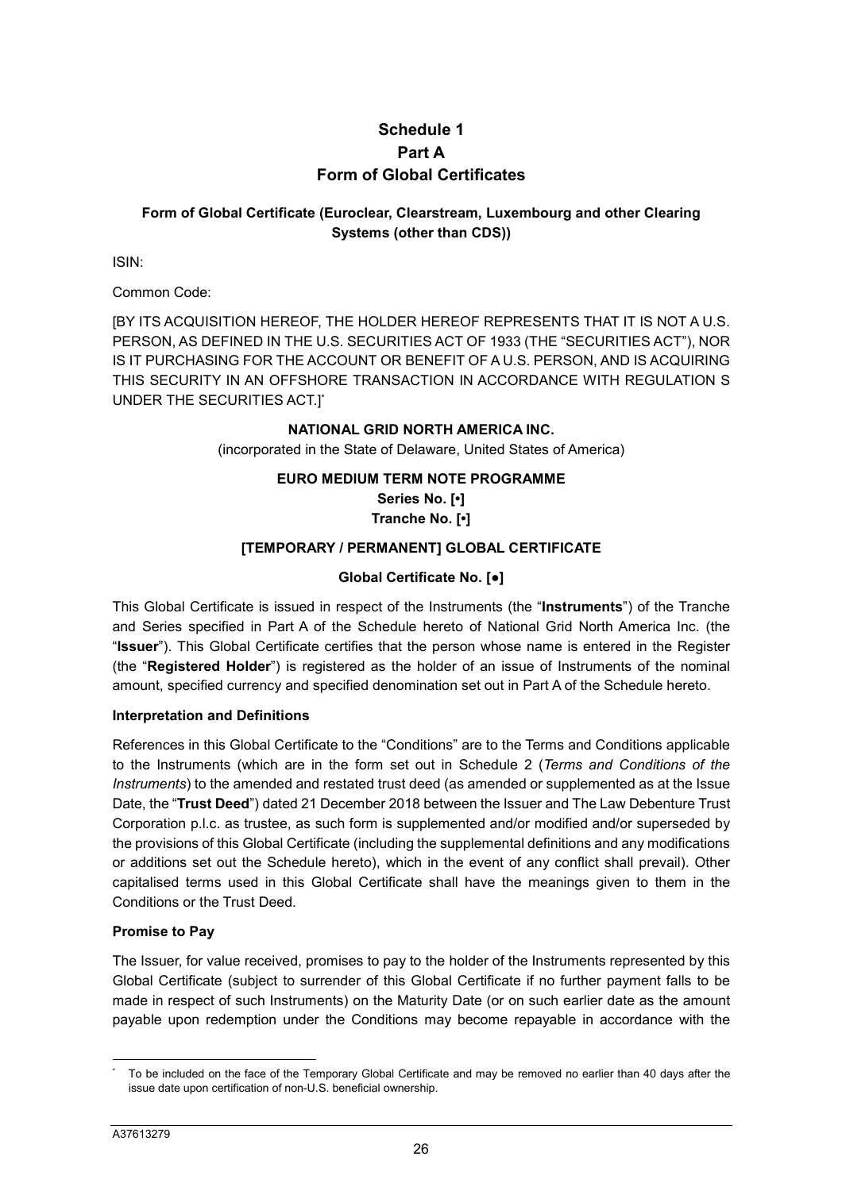# Schedule 1
## Part A
## Form of Global Certificates

### Form of Global Certificate (Euroclear, Clearstream, Luxembourg and other Clearing Systems (other than CDS))

ISIN:

Common Code:

[BY ITS ACQUISITION HEREOF, THE HOLDER HEREOF REPRESENTS THAT IT IS NOT A U.S. PERSON, AS DEFINED IN THE U.S. SECURITIES ACT OF 1933 (THE "SECURITIES ACT"), NOR IS IT PURCHASING FOR THE ACCOUNT OR BENEFIT OF A U.S. PERSON, AND IS ACQUIRING THIS SECURITY IN AN OFFSHORE TRANSACTION IN ACCORDANCE WITH REGULATION S UNDER THE SECURITIES ACT.]*

**NATIONAL GRID NORTH AMERICA INC.**

(incorporated in the State of Delaware, United States of America)

**EURO MEDIUM TERM NOTE PROGRAMME**

**Series No. [•]**

**Tranche No. [•]**

**[TEMPORARY / PERMANENT] GLOBAL CERTIFICATE**

**Global Certificate No. [●]**

This Global Certificate is issued in respect of the Instruments (the "**Instruments**") of the Tranche and Series specified in Part A of the Schedule hereto of National Grid North America Inc. (the "**Issuer**"). This Global Certificate certifies that the person whose name is entered in the Register (the "**Registered Holder**") is registered as the holder of an issue of Instruments of the nominal amount, specified currency and specified denomination set out in Part A of the Schedule hereto.

**Interpretation and Definitions**

References in this Global Certificate to the "Conditions" are to the Terms and Conditions applicable to the Instruments (which are in the form set out in Schedule 2 (*Terms and Conditions of the Instruments*) to the amended and restated trust deed (as amended or supplemented as at the Issue Date, the "**Trust Deed**") dated 21 December 2018 between the Issuer and The Law Debenture Trust Corporation p.l.c. as trustee, as such form is supplemented and/or modified and/or superseded by the provisions of this Global Certificate (including the supplemental definitions and any modifications or additions set out the Schedule hereto), which in the event of any conflict shall prevail). Other capitalised terms used in this Global Certificate shall have the meanings given to them in the Conditions or the Trust Deed.

**Promise to Pay**

The Issuer, for value received, promises to pay to the holder of the Instruments represented by this Global Certificate (subject to surrender of this Global Certificate if no further payment falls to be made in respect of such Instruments) on the Maturity Date (or on such earlier date as the amount payable upon redemption under the Conditions may become repayable in accordance with the

* To be included on the face of the Temporary Global Certificate and may be removed no earlier than 40 days after the issue date upon certification of non-U.S. beneficial ownership.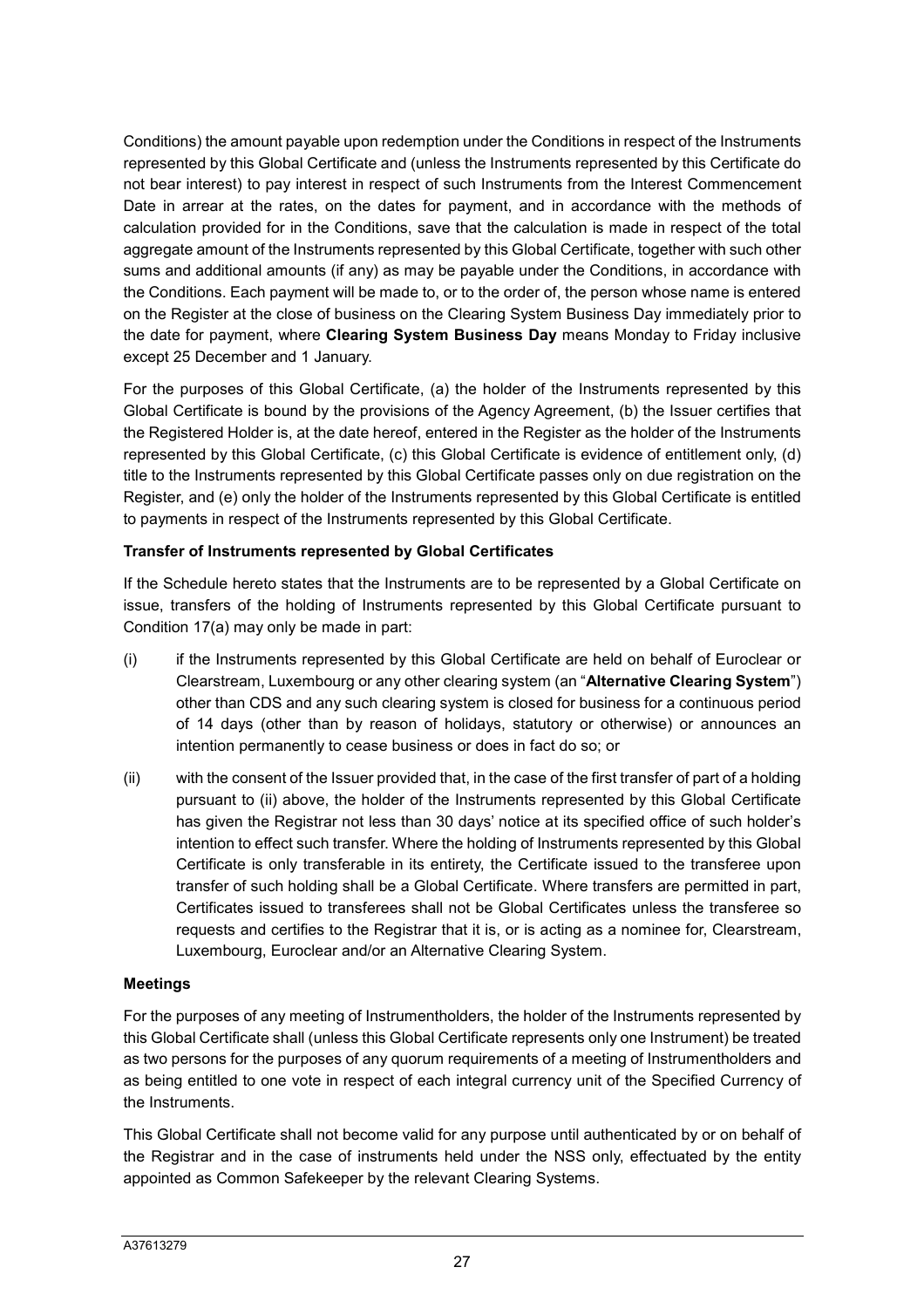Conditions) the amount payable upon redemption under the Conditions in respect of the Instruments represented by this Global Certificate and (unless the Instruments represented by this Certificate do not bear interest) to pay interest in respect of such Instruments from the Interest Commencement Date in arrear at the rates, on the dates for payment, and in accordance with the methods of calculation provided for in the Conditions, save that the calculation is made in respect of the total aggregate amount of the Instruments represented by this Global Certificate, together with such other sums and additional amounts (if any) as may be payable under the Conditions, in accordance with the Conditions. Each payment will be made to, or to the order of, the person whose name is entered on the Register at the close of business on the Clearing System Business Day immediately prior to the date for payment, where **Clearing System Business Day** means Monday to Friday inclusive except 25 December and 1 January.

For the purposes of this Global Certificate, (a) the holder of the Instruments represented by this Global Certificate is bound by the provisions of the Agency Agreement, (b) the Issuer certifies that the Registered Holder is, at the date hereof, entered in the Register as the holder of the Instruments represented by this Global Certificate, (c) this Global Certificate is evidence of entitlement only, (d) title to the Instruments represented by this Global Certificate passes only on due registration on the Register, and (e) only the holder of the Instruments represented by this Global Certificate is entitled to payments in respect of the Instruments represented by this Global Certificate.

**Transfer of Instruments represented by Global Certificates**

If the Schedule hereto states that the Instruments are to be represented by a Global Certificate on issue, transfers of the holding of Instruments represented by this Global Certificate pursuant to Condition 17(a) may only be made in part:

(i) if the Instruments represented by this Global Certificate are held on behalf of Euroclear or Clearstream, Luxembourg or any other clearing system (an "**Alternative Clearing System**") other than CDS and any such clearing system is closed for business for a continuous period of 14 days (other than by reason of holidays, statutory or otherwise) or announces an intention permanently to cease business or does in fact do so; or

(ii) with the consent of the Issuer provided that, in the case of the first transfer of part of a holding pursuant to (ii) above, the holder of the Instruments represented by this Global Certificate has given the Registrar not less than 30 days' notice at its specified office of such holder's intention to effect such transfer. Where the holding of Instruments represented by this Global Certificate is only transferable in its entirety, the Certificate issued to the transferee upon transfer of such holding shall be a Global Certificate. Where transfers are permitted in part, Certificates issued to transferees shall not be Global Certificates unless the transferee so requests and certifies to the Registrar that it is, or is acting as a nominee for, Clearstream, Luxembourg, Euroclear and/or an Alternative Clearing System.

**Meetings**

For the purposes of any meeting of Instrumentholders, the holder of the Instruments represented by this Global Certificate shall (unless this Global Certificate represents only one Instrument) be treated as two persons for the purposes of any quorum requirements of a meeting of Instrumentholders and as being entitled to one vote in respect of each integral currency unit of the Specified Currency of the Instruments.

This Global Certificate shall not become valid for any purpose until authenticated by or on behalf of the Registrar and in the case of instruments held under the NSS only, effectuated by the entity appointed as Common Safekeeper by the relevant Clearing Systems.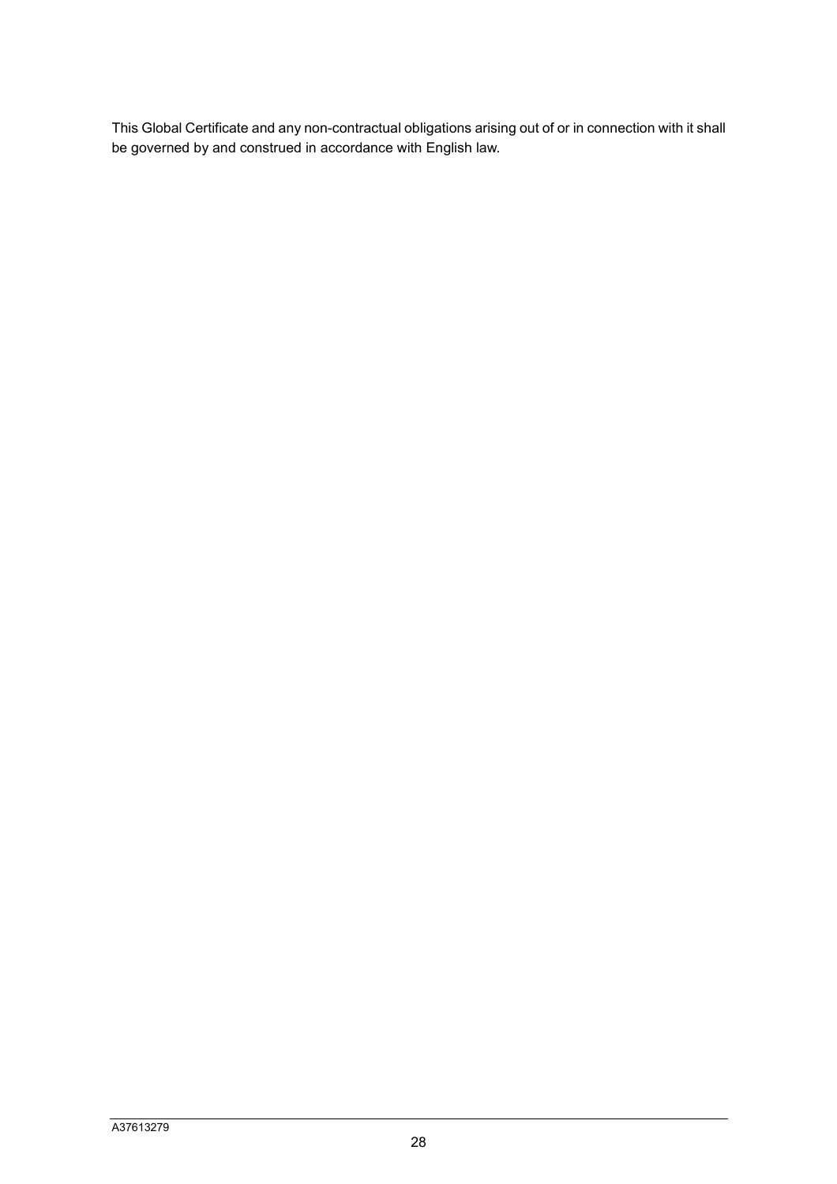This Global Certificate and any non-contractual obligations arising out of or in connection with it shall be governed by and construed in accordance with English law.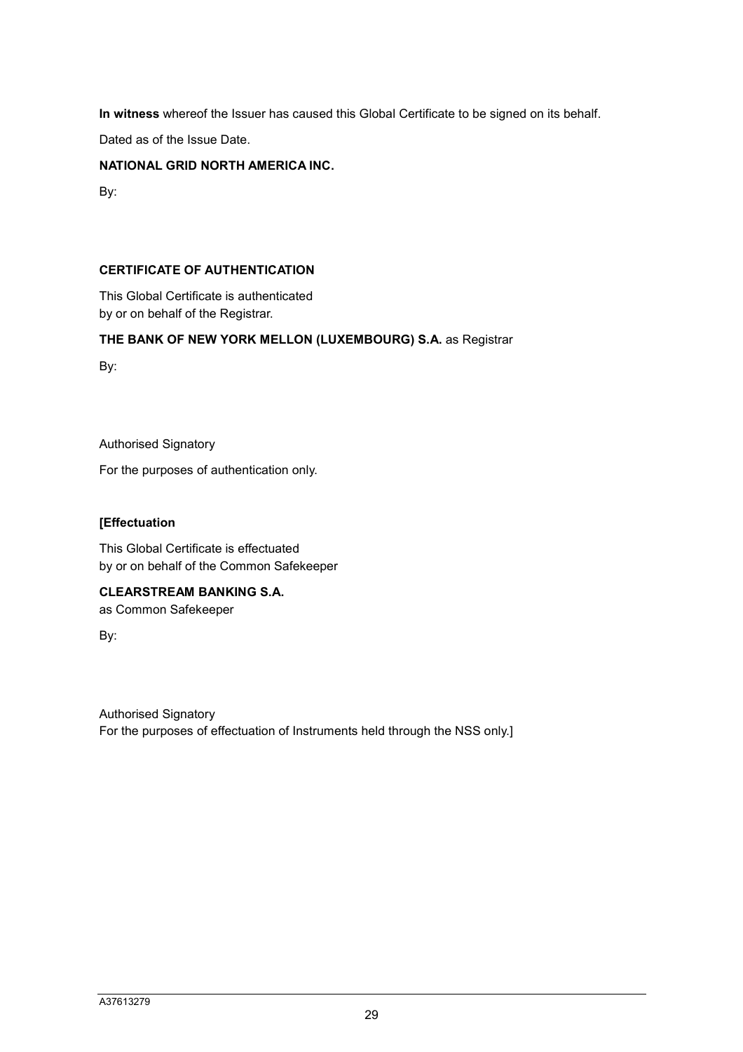**In witness** whereof the Issuer has caused this Global Certificate to be signed on its behalf.

Dated as of the Issue Date.

**NATIONAL GRID NORTH AMERICA INC.**

By:

**CERTIFICATE OF AUTHENTICATION**

This Global Certificate is authenticated
by or on behalf of the Registrar.

**THE BANK OF NEW YORK MELLON (LUXEMBOURG) S.A.** as Registrar

By:

Authorised Signatory

For the purposes of authentication only.

**[Effectuation**

This Global Certificate is effectuated
by or on behalf of the Common Safekeeper

**CLEARSTREAM BANKING S.A.**
as Common Safekeeper

By:

Authorised Signatory
For the purposes of effectuation of Instruments held through the NSS only.]

A37613279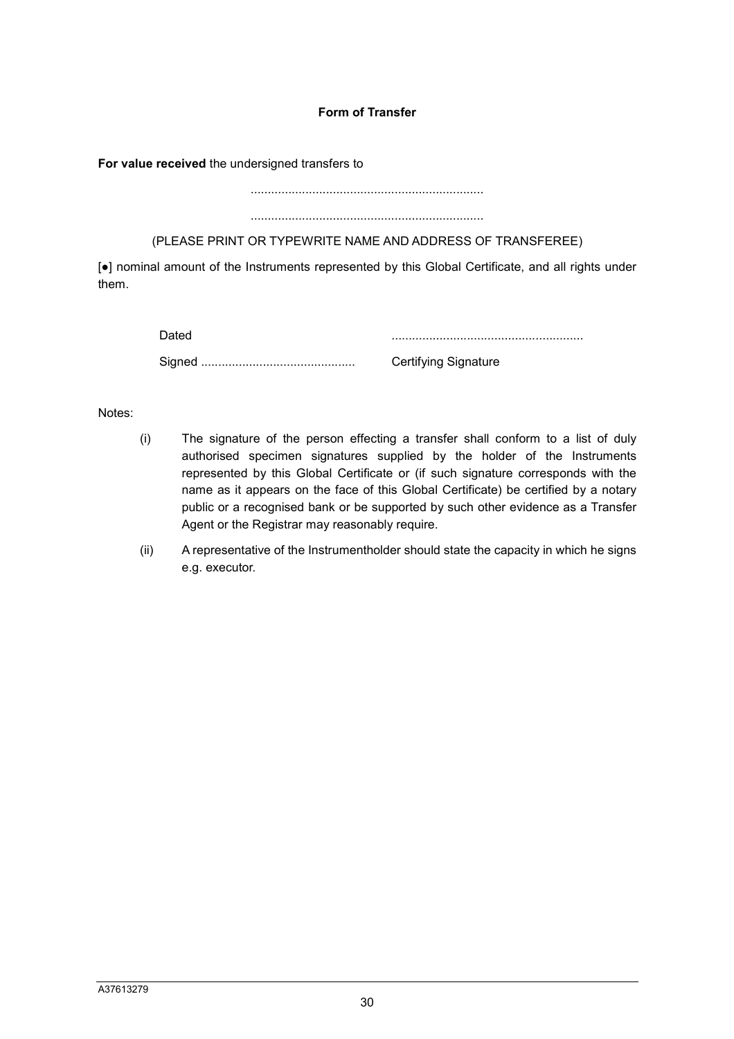**Form of Transfer**

**For value received** the undersigned transfers to

....................................................................

....................................................................

(PLEASE PRINT OR TYPEWRITE NAME AND ADDRESS OF TRANSFEREE)

[●] nominal amount of the Instruments represented by this Global Certificate, and all rights under them.

| | |
|---|---|
| Dated | ........................................................ |
| Signed ............................................. | Certifying Signature |

Notes:

(i) The signature of the person effecting a transfer shall conform to a list of duly authorised specimen signatures supplied by the holder of the Instruments represented by this Global Certificate or (if such signature corresponds with the name as it appears on the face of this Global Certificate) be certified by a notary public or a recognised bank or be supported by such other evidence as a Transfer Agent or the Registrar may reasonably require.

(ii) A representative of the Instrumentholder should state the capacity in which he signs e.g. executor.

A37613279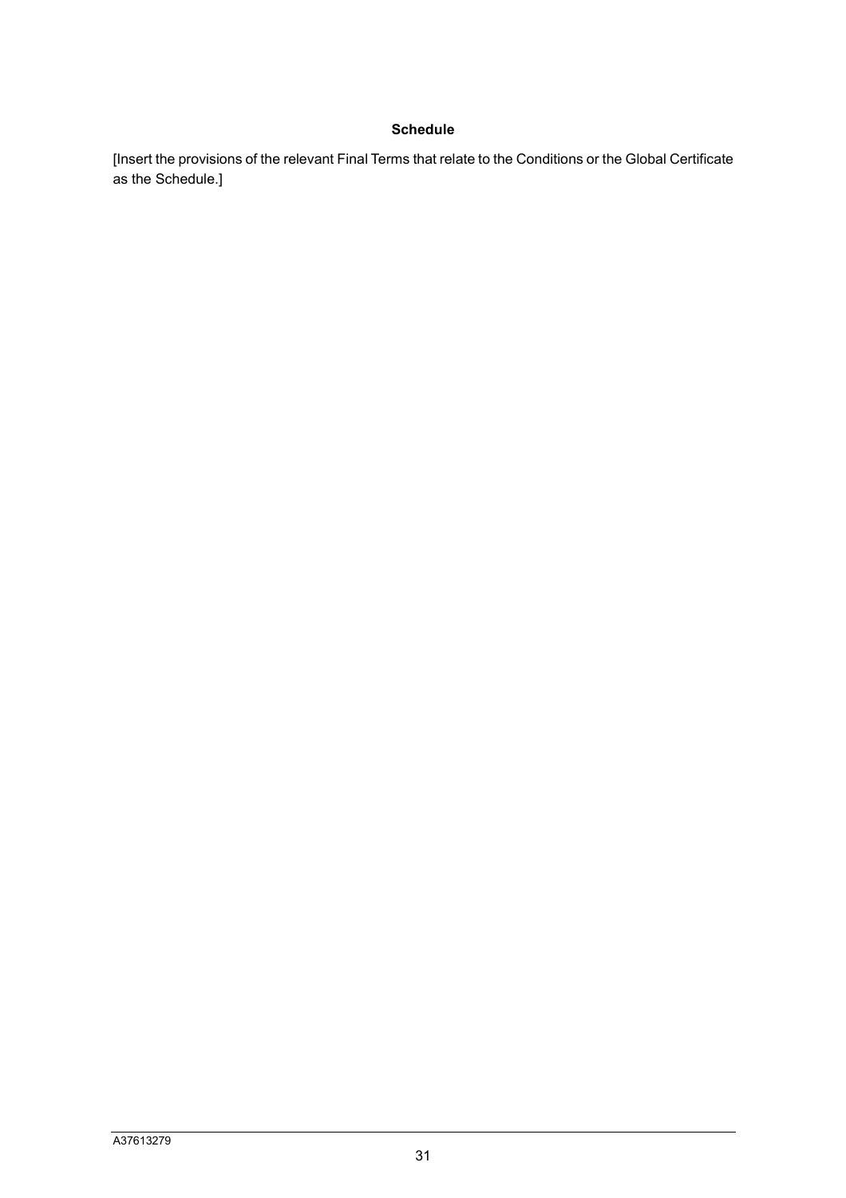## Schedule

[Insert the provisions of the relevant Final Terms that relate to the Conditions or the Global Certificate as the Schedule.]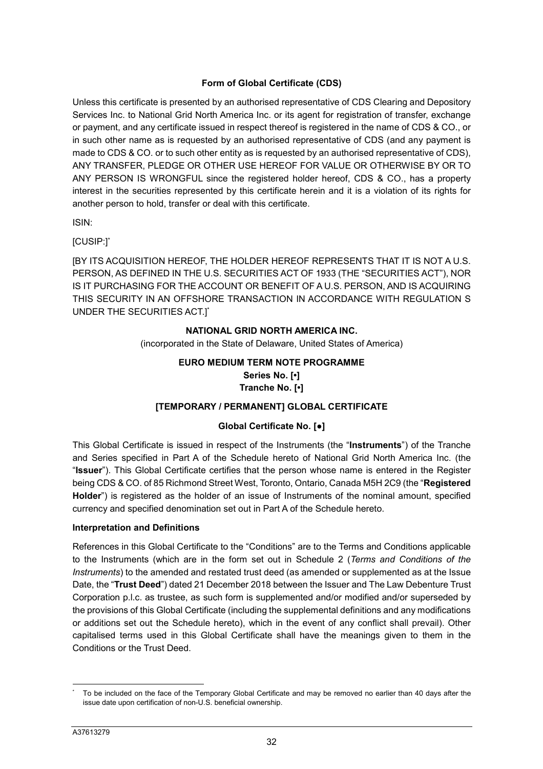### Form of Global Certificate (CDS)

Unless this certificate is presented by an authorised representative of CDS Clearing and Depository Services Inc. to National Grid North America Inc. or its agent for registration of transfer, exchange or payment, and any certificate issued in respect thereof is registered in the name of CDS & CO., or in such other name as is requested by an authorised representative of CDS (and any payment is made to CDS & CO. or to such other entity as is requested by an authorised representative of CDS), ANY TRANSFER, PLEDGE OR OTHER USE HEREOF FOR VALUE OR OTHERWISE BY OR TO ANY PERSON IS WRONGFUL since the registered holder hereof, CDS & CO., has a property interest in the securities represented by this certificate herein and it is a violation of its rights for another person to hold, transfer or deal with this certificate.

ISIN:

[CUSIP:]*

[BY ITS ACQUISITION HEREOF, THE HOLDER HEREOF REPRESENTS THAT IT IS NOT A U.S. PERSON, AS DEFINED IN THE U.S. SECURITIES ACT OF 1933 (THE "SECURITIES ACT"), NOR IS IT PURCHASING FOR THE ACCOUNT OR BENEFIT OF A U.S. PERSON, AND IS ACQUIRING THIS SECURITY IN AN OFFSHORE TRANSACTION IN ACCORDANCE WITH REGULATION S UNDER THE SECURITIES ACT.]*

**NATIONAL GRID NORTH AMERICA INC.**

(incorporated in the State of Delaware, United States of America)

**EURO MEDIUM TERM NOTE PROGRAMME**

**Series No. [•]**

**Tranche No. [•]**

**[TEMPORARY / PERMANENT] GLOBAL CERTIFICATE**

**Global Certificate No. [●]**

This Global Certificate is issued in respect of the Instruments (the "**Instruments**") of the Tranche and Series specified in Part A of the Schedule hereto of National Grid North America Inc. (the "**Issuer**"). This Global Certificate certifies that the person whose name is entered in the Register being CDS & CO. of 85 Richmond Street West, Toronto, Ontario, Canada M5H 2C9 (the "**Registered Holder**") is registered as the holder of an issue of Instruments of the nominal amount, specified currency and specified denomination set out in Part A of the Schedule hereto.

**Interpretation and Definitions**

References in this Global Certificate to the "Conditions" are to the Terms and Conditions applicable to the Instruments (which are in the form set out in Schedule 2 (*Terms and Conditions of the Instruments*) to the amended and restated trust deed (as amended or supplemented as at the Issue Date, the "**Trust Deed**") dated 21 December 2018 between the Issuer and The Law Debenture Trust Corporation p.l.c. as trustee, as such form is supplemented and/or modified and/or superseded by the provisions of this Global Certificate (including the supplemental definitions and any modifications or additions set out the Schedule hereto), which in the event of any conflict shall prevail). Other capitalised terms used in this Global Certificate shall have the meanings given to them in the Conditions or the Trust Deed.

---

\* To be included on the face of the Temporary Global Certificate and may be removed no earlier than 40 days after the issue date upon certification of non-U.S. beneficial ownership.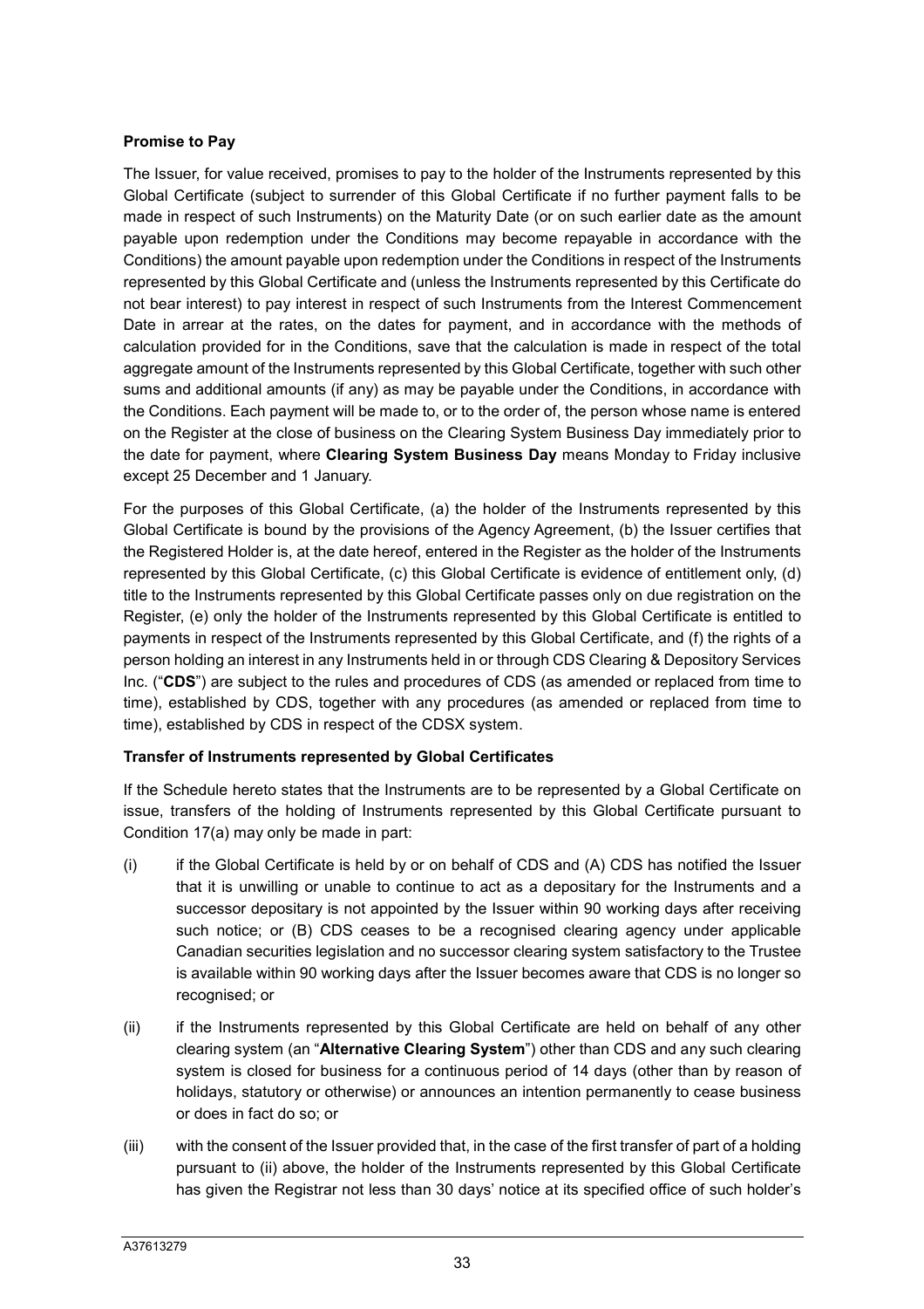**Promise to Pay**

The Issuer, for value received, promises to pay to the holder of the Instruments represented by this Global Certificate (subject to surrender of this Global Certificate if no further payment falls to be made in respect of such Instruments) on the Maturity Date (or on such earlier date as the amount payable upon redemption under the Conditions may become repayable in accordance with the Conditions) the amount payable upon redemption under the Conditions in respect of the Instruments represented by this Global Certificate and (unless the Instruments represented by this Certificate do not bear interest) to pay interest in respect of such Instruments from the Interest Commencement Date in arrear at the rates, on the dates for payment, and in accordance with the methods of calculation provided for in the Conditions, save that the calculation is made in respect of the total aggregate amount of the Instruments represented by this Global Certificate, together with such other sums and additional amounts (if any) as may be payable under the Conditions, in accordance with the Conditions. Each payment will be made to, or to the order of, the person whose name is entered on the Register at the close of business on the Clearing System Business Day immediately prior to the date for payment, where **Clearing System Business Day** means Monday to Friday inclusive except 25 December and 1 January.

For the purposes of this Global Certificate, (a) the holder of the Instruments represented by this Global Certificate is bound by the provisions of the Agency Agreement, (b) the Issuer certifies that the Registered Holder is, at the date hereof, entered in the Register as the holder of the Instruments represented by this Global Certificate, (c) this Global Certificate is evidence of entitlement only, (d) title to the Instruments represented by this Global Certificate passes only on due registration on the Register, (e) only the holder of the Instruments represented by this Global Certificate is entitled to payments in respect of the Instruments represented by this Global Certificate, and (f) the rights of a person holding an interest in any Instruments held in or through CDS Clearing & Depository Services Inc. ("**CDS**") are subject to the rules and procedures of CDS (as amended or replaced from time to time), established by CDS, together with any procedures (as amended or replaced from time to time), established by CDS in respect of the CDSX system.

**Transfer of Instruments represented by Global Certificates**

If the Schedule hereto states that the Instruments are to be represented by a Global Certificate on issue, transfers of the holding of Instruments represented by this Global Certificate pursuant to Condition 17(a) may only be made in part:

(i) if the Global Certificate is held by or on behalf of CDS and (A) CDS has notified the Issuer that it is unwilling or unable to continue to act as a depositary for the Instruments and a successor depositary is not appointed by the Issuer within 90 working days after receiving such notice; or (B) CDS ceases to be a recognised clearing agency under applicable Canadian securities legislation and no successor clearing system satisfactory to the Trustee is available within 90 working days after the Issuer becomes aware that CDS is no longer so recognised; or

(ii) if the Instruments represented by this Global Certificate are held on behalf of any other clearing system (an "**Alternative Clearing System**") other than CDS and any such clearing system is closed for business for a continuous period of 14 days (other than by reason of holidays, statutory or otherwise) or announces an intention permanently to cease business or does in fact do so; or

(iii) with the consent of the Issuer provided that, in the case of the first transfer of part of a holding pursuant to (ii) above, the holder of the Instruments represented by this Global Certificate has given the Registrar not less than 30 days' notice at its specified office of such holder's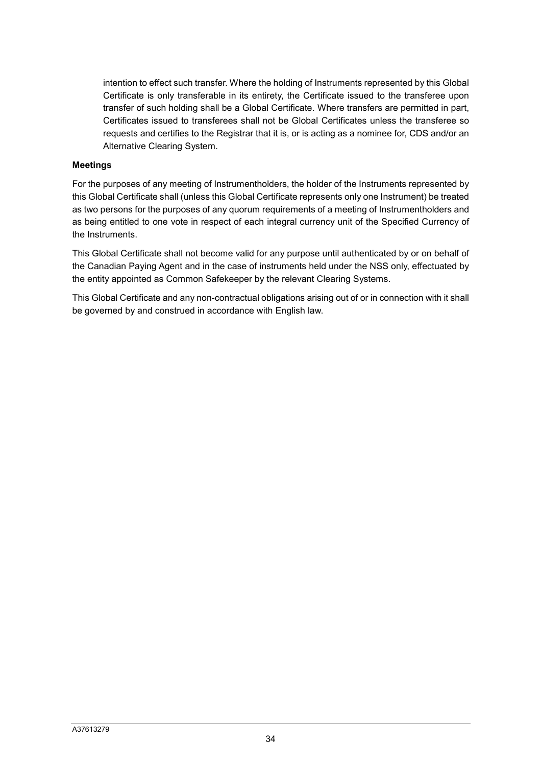intention to effect such transfer. Where the holding of Instruments represented by this Global Certificate is only transferable in its entirety, the Certificate issued to the transferee upon transfer of such holding shall be a Global Certificate. Where transfers are permitted in part, Certificates issued to transferees shall not be Global Certificates unless the transferee so requests and certifies to the Registrar that it is, or is acting as a nominee for, CDS and/or an Alternative Clearing System.

**Meetings**

For the purposes of any meeting of Instrumentholders, the holder of the Instruments represented by this Global Certificate shall (unless this Global Certificate represents only one Instrument) be treated as two persons for the purposes of any quorum requirements of a meeting of Instrumentholders and as being entitled to one vote in respect of each integral currency unit of the Specified Currency of the Instruments.

This Global Certificate shall not become valid for any purpose until authenticated by or on behalf of the Canadian Paying Agent and in the case of instruments held under the NSS only, effectuated by the entity appointed as Common Safekeeper by the relevant Clearing Systems.

This Global Certificate and any non-contractual obligations arising out of or in connection with it shall be governed by and construed in accordance with English law.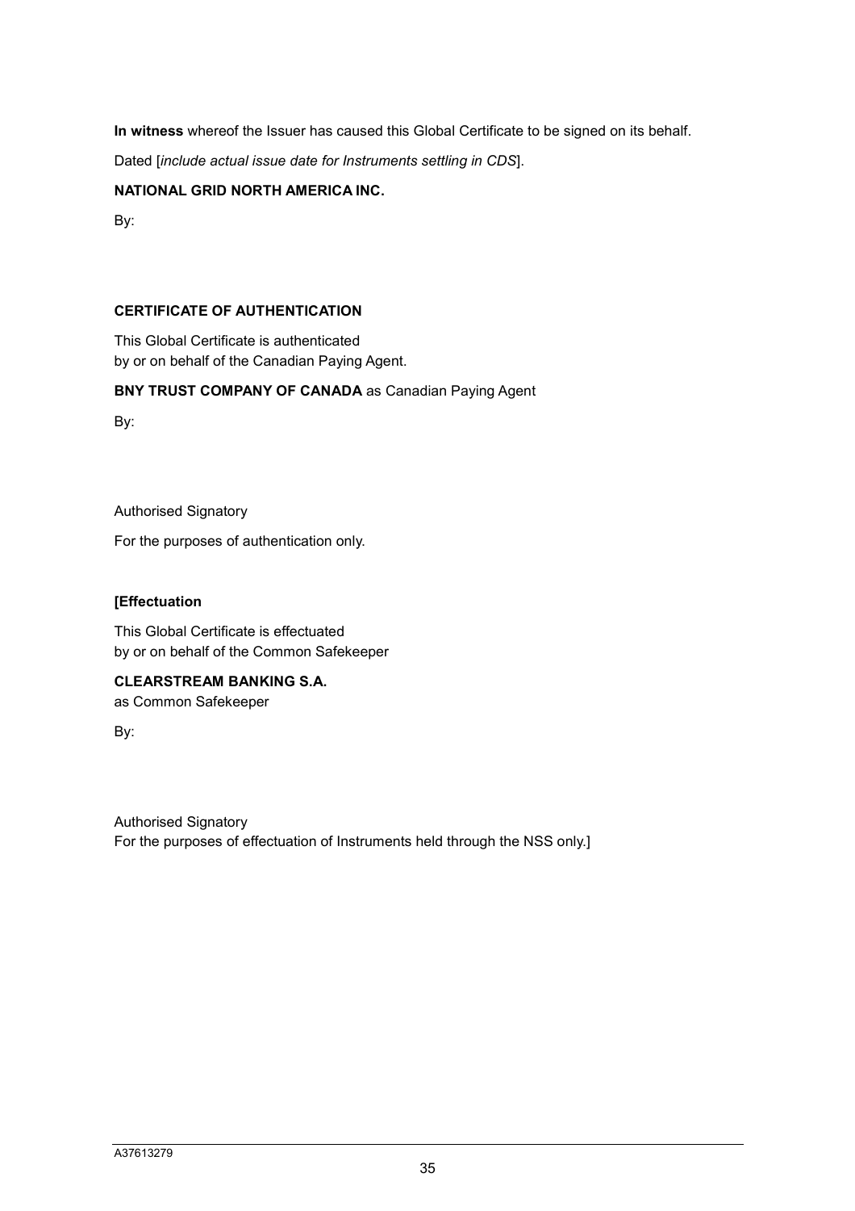**In witness** whereof the Issuer has caused this Global Certificate to be signed on its behalf.

Dated [*include actual issue date for Instruments settling in CDS*].

**NATIONAL GRID NORTH AMERICA INC.**

By:

**CERTIFICATE OF AUTHENTICATION**

This Global Certificate is authenticated
by or on behalf of the Canadian Paying Agent.

**BNY TRUST COMPANY OF CANADA** as Canadian Paying Agent

By:

Authorised Signatory

For the purposes of authentication only.

**[Effectuation**

This Global Certificate is effectuated
by or on behalf of the Common Safekeeper

**CLEARSTREAM BANKING S.A.**
as Common Safekeeper

By:

Authorised Signatory
For the purposes of effectuation of Instruments held through the NSS only.]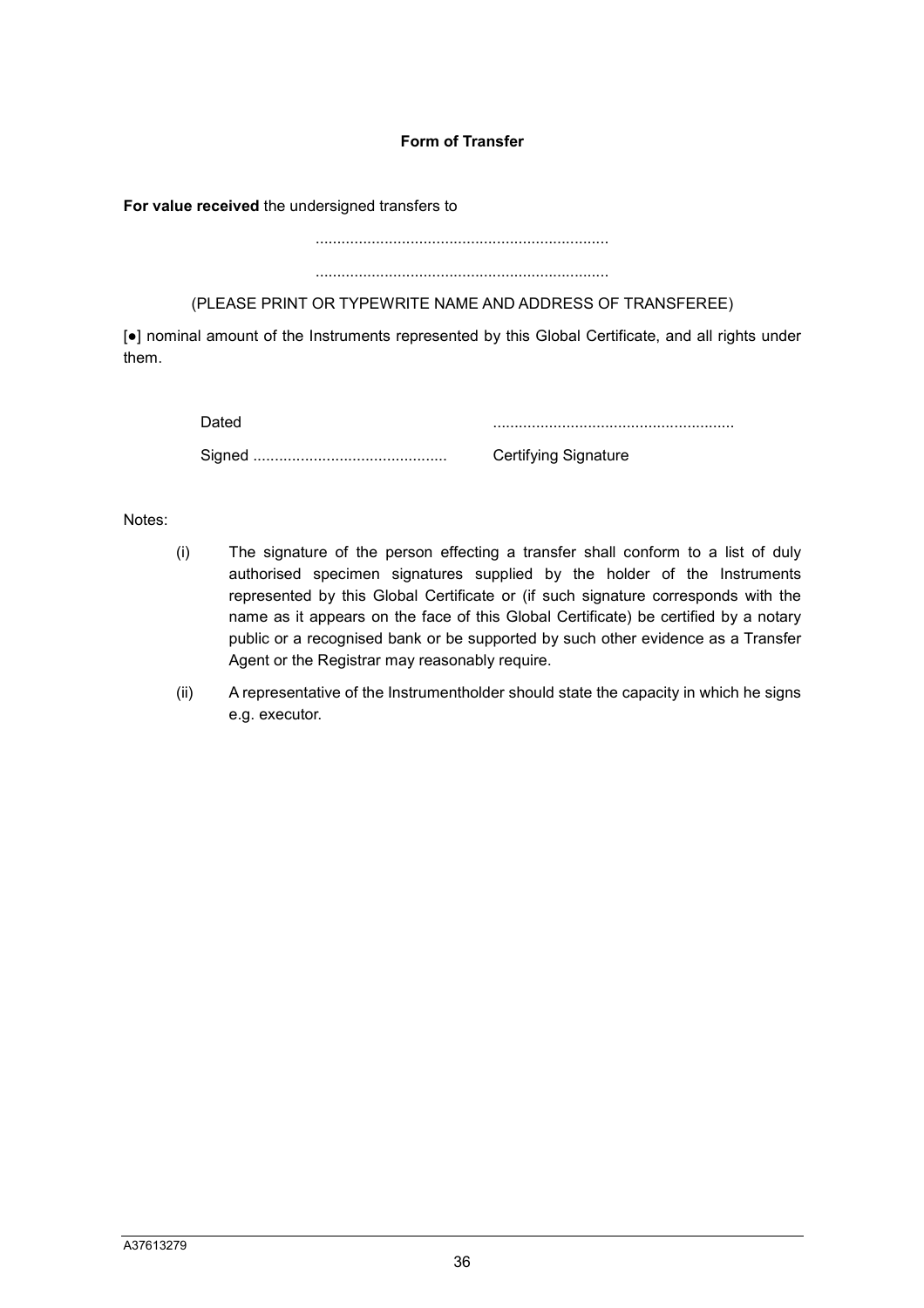**Form of Transfer**

**For value received** the undersigned transfers to

....................................................................

....................................................................

(PLEASE PRINT OR TYPEWRITE NAME AND ADDRESS OF TRANSFEREE)

[●] nominal amount of the Instruments represented by this Global Certificate, and all rights under them.

Dated ........................................................

Signed ............................................ Certifying Signature

Notes:

(i) The signature of the person effecting a transfer shall conform to a list of duly authorised specimen signatures supplied by the holder of the Instruments represented by this Global Certificate or (if such signature corresponds with the name as it appears on the face of this Global Certificate) be certified by a notary public or a recognised bank or be supported by such other evidence as a Transfer Agent or the Registrar may reasonably require.

(ii) A representative of the Instrumentholder should state the capacity in which he signs e.g. executor.

A37613279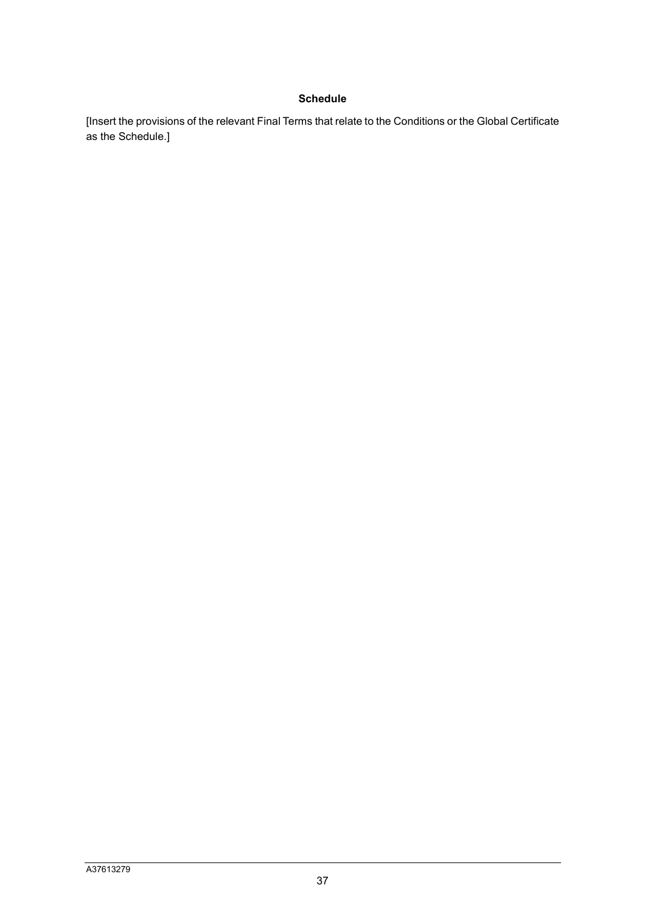## Schedule

[Insert the provisions of the relevant Final Terms that relate to the Conditions or the Global Certificate as the Schedule.]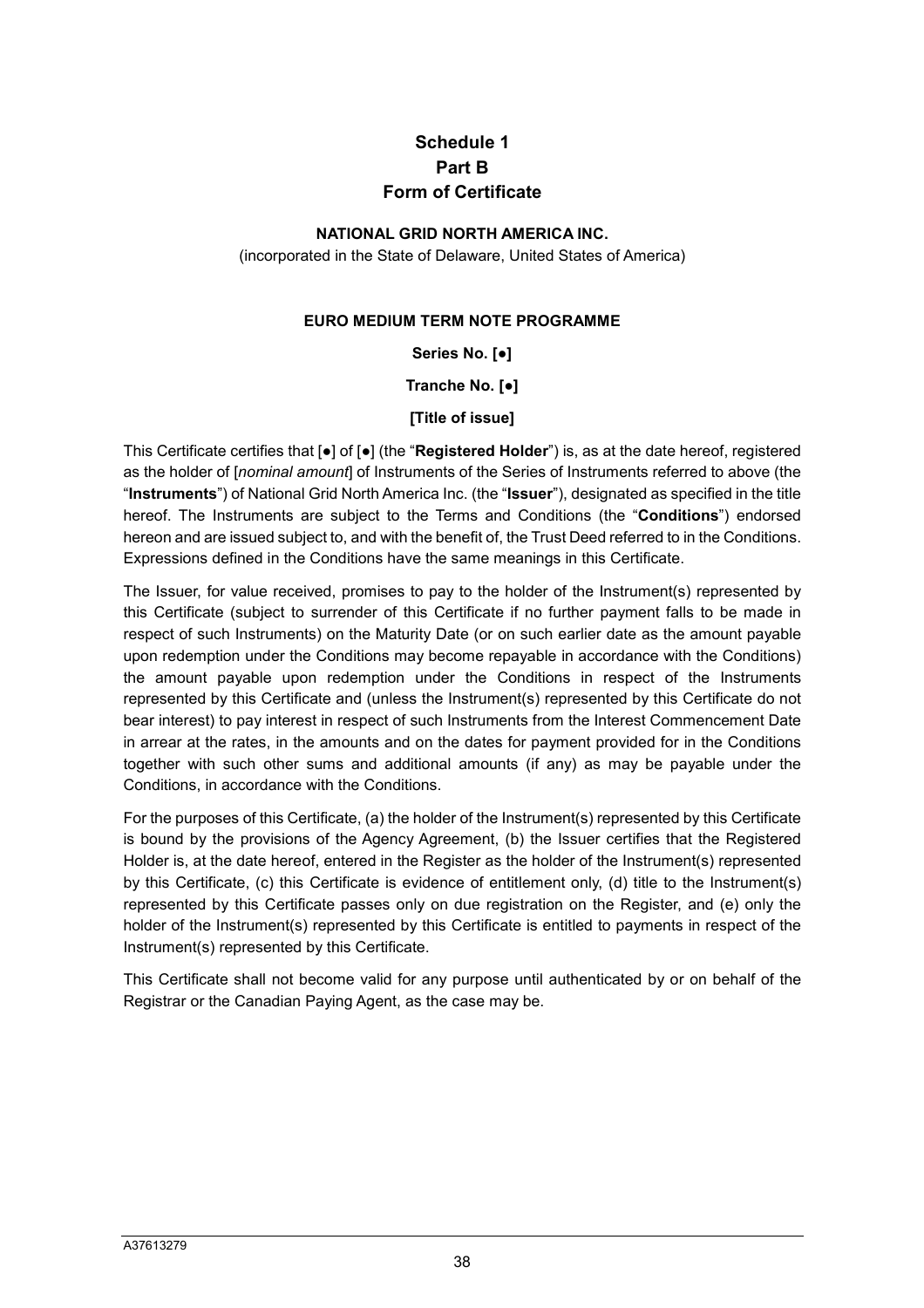# Schedule 1
# Part B
# Form of Certificate

**NATIONAL GRID NORTH AMERICA INC.**

(incorporated in the State of Delaware, United States of America)

**EURO MEDIUM TERM NOTE PROGRAMME**

**Series No. [●]**

**Tranche No. [●]**

**[Title of issue]**

This Certificate certifies that [●] of [●] (the "**Registered Holder**") is, as at the date hereof, registered as the holder of [*nominal amount*] of Instruments of the Series of Instruments referred to above (the "**Instruments**") of National Grid North America Inc. (the "**Issuer**"), designated as specified in the title hereof. The Instruments are subject to the Terms and Conditions (the "**Conditions**") endorsed hereon and are issued subject to, and with the benefit of, the Trust Deed referred to in the Conditions. Expressions defined in the Conditions have the same meanings in this Certificate.

The Issuer, for value received, promises to pay to the holder of the Instrument(s) represented by this Certificate (subject to surrender of this Certificate if no further payment falls to be made in respect of such Instruments) on the Maturity Date (or on such earlier date as the amount payable upon redemption under the Conditions may become repayable in accordance with the Conditions) the amount payable upon redemption under the Conditions in respect of the Instruments represented by this Certificate and (unless the Instrument(s) represented by this Certificate do not bear interest) to pay interest in respect of such Instruments from the Interest Commencement Date in arrear at the rates, in the amounts and on the dates for payment provided for in the Conditions together with such other sums and additional amounts (if any) as may be payable under the Conditions, in accordance with the Conditions.

For the purposes of this Certificate, (a) the holder of the Instrument(s) represented by this Certificate is bound by the provisions of the Agency Agreement, (b) the Issuer certifies that the Registered Holder is, at the date hereof, entered in the Register as the holder of the Instrument(s) represented by this Certificate, (c) this Certificate is evidence of entitlement only, (d) title to the Instrument(s) represented by this Certificate passes only on due registration on the Register, and (e) only the holder of the Instrument(s) represented by this Certificate is entitled to payments in respect of the Instrument(s) represented by this Certificate.

This Certificate shall not become valid for any purpose until authenticated by or on behalf of the Registrar or the Canadian Paying Agent, as the case may be.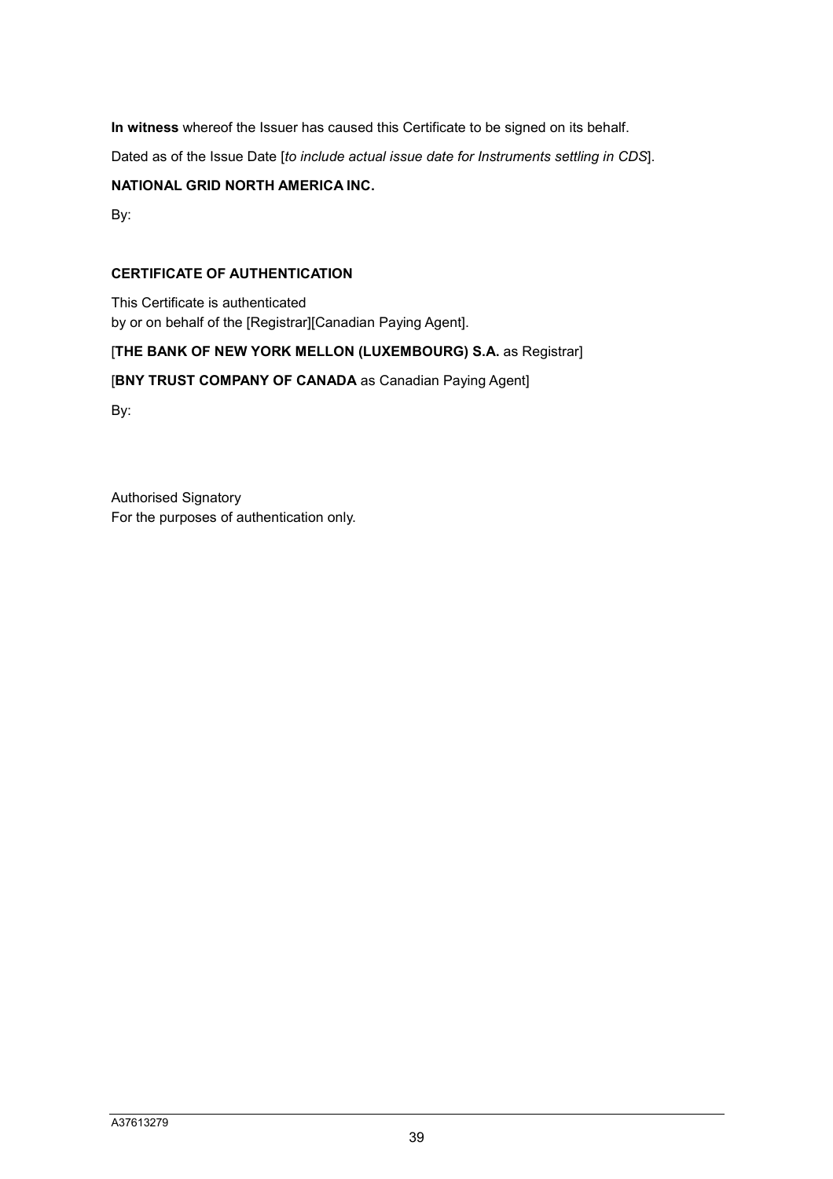**In witness** whereof the Issuer has caused this Certificate to be signed on its behalf.

Dated as of the Issue Date [*to include actual issue date for Instruments settling in CDS*].

**NATIONAL GRID NORTH AMERICA INC.**

By:

**CERTIFICATE OF AUTHENTICATION**

This Certificate is authenticated
by or on behalf of the [Registrar][Canadian Paying Agent].

[**THE BANK OF NEW YORK MELLON (LUXEMBOURG) S.A.** as Registrar]

[**BNY TRUST COMPANY OF CANADA** as Canadian Paying Agent]

By:

Authorised Signatory
For the purposes of authentication only.

A37613279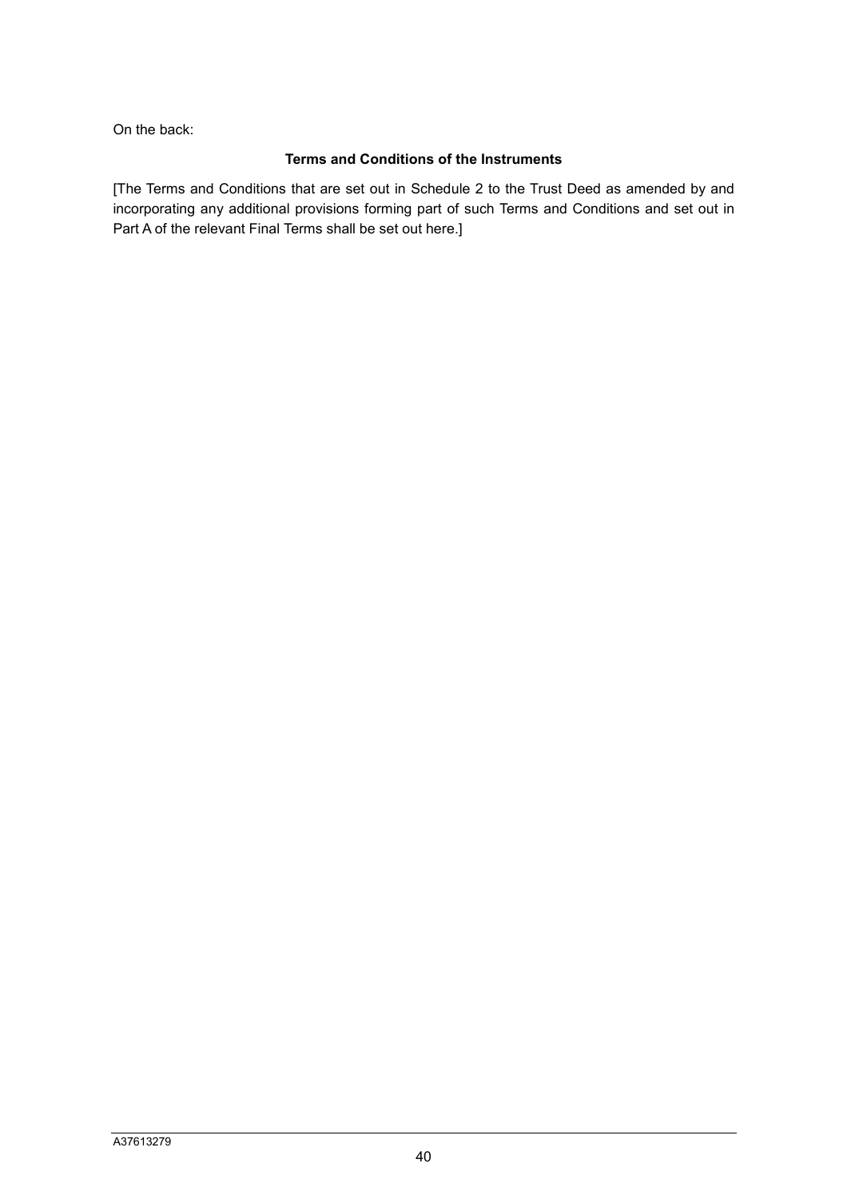On the back:

**Terms and Conditions of the Instruments**

[The Terms and Conditions that are set out in Schedule 2 to the Trust Deed as amended by and incorporating any additional provisions forming part of such Terms and Conditions and set out in Part A of the relevant Final Terms shall be set out here.]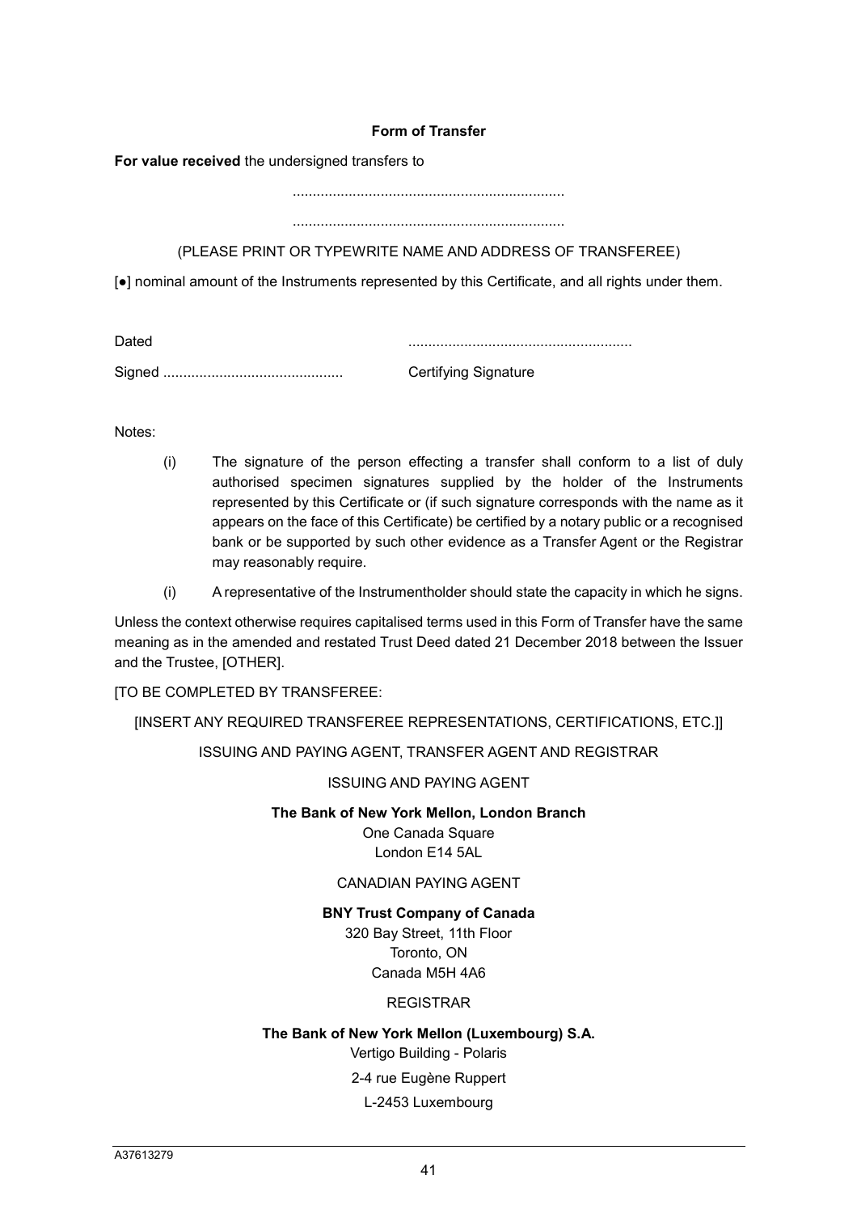## Form of Transfer

**For value received** the undersigned transfers to

....................................................................

....................................................................

(PLEASE PRINT OR TYPEWRITE NAME AND ADDRESS OF TRANSFEREE)

[●] nominal amount of the Instruments represented by this Certificate, and all rights under them.

Dated ........................................................

Signed ............................................. Certifying Signature

Notes:

(i) The signature of the person effecting a transfer shall conform to a list of duly authorised specimen signatures supplied by the holder of the Instruments represented by this Certificate or (if such signature corresponds with the name as it appears on the face of this Certificate) be certified by a notary public or a recognised bank or be supported by such other evidence as a Transfer Agent or the Registrar may reasonably require.

(i) A representative of the Instrumentholder should state the capacity in which he signs.

Unless the context otherwise requires capitalised terms used in this Form of Transfer have the same meaning as in the amended and restated Trust Deed dated 21 December 2018 between the Issuer and the Trustee, [OTHER].

[TO BE COMPLETED BY TRANSFEREE:

[INSERT ANY REQUIRED TRANSFEREE REPRESENTATIONS, CERTIFICATIONS, ETC.]]

ISSUING AND PAYING AGENT, TRANSFER AGENT AND REGISTRAR

ISSUING AND PAYING AGENT

**The Bank of New York Mellon, London Branch**
One Canada Square
London E14 5AL

CANADIAN PAYING AGENT

**BNY Trust Company of Canada**
320 Bay Street, 11th Floor
Toronto, ON
Canada M5H 4A6

REGISTRAR

**The Bank of New York Mellon (Luxembourg) S.A.**
Vertigo Building - Polaris
2-4 rue Eugène Ruppert
L-2453 Luxembourg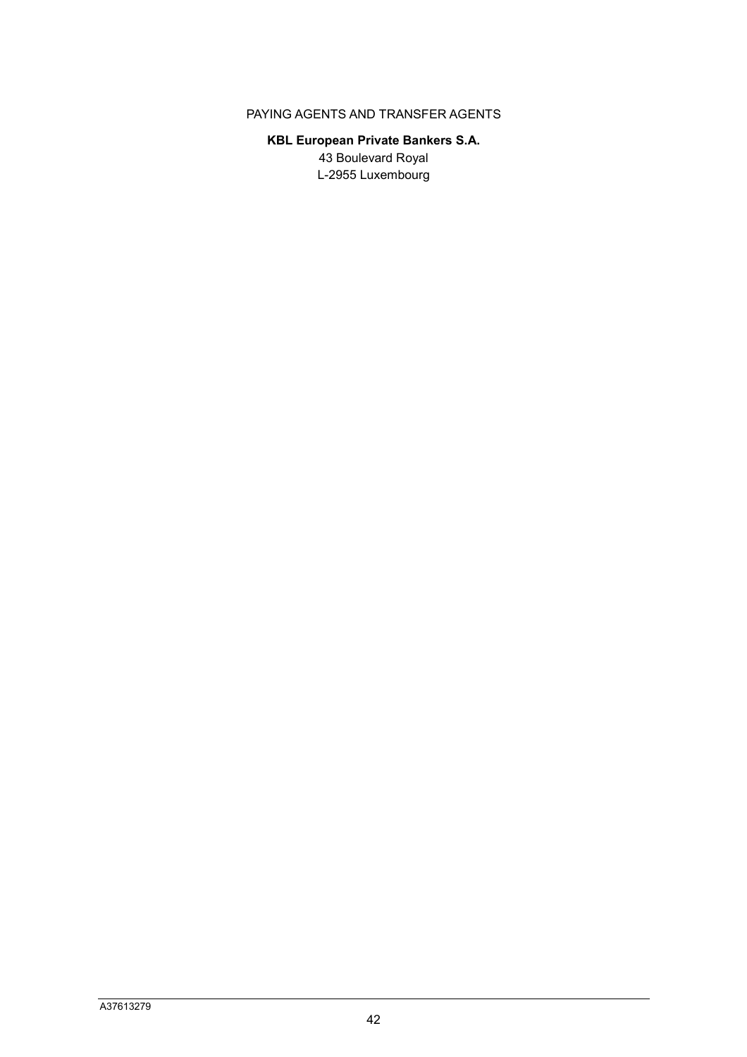PAYING AGENTS AND TRANSFER AGENTS

**KBL European Private Bankers S.A.**

43 Boulevard Royal

L-2955 Luxembourg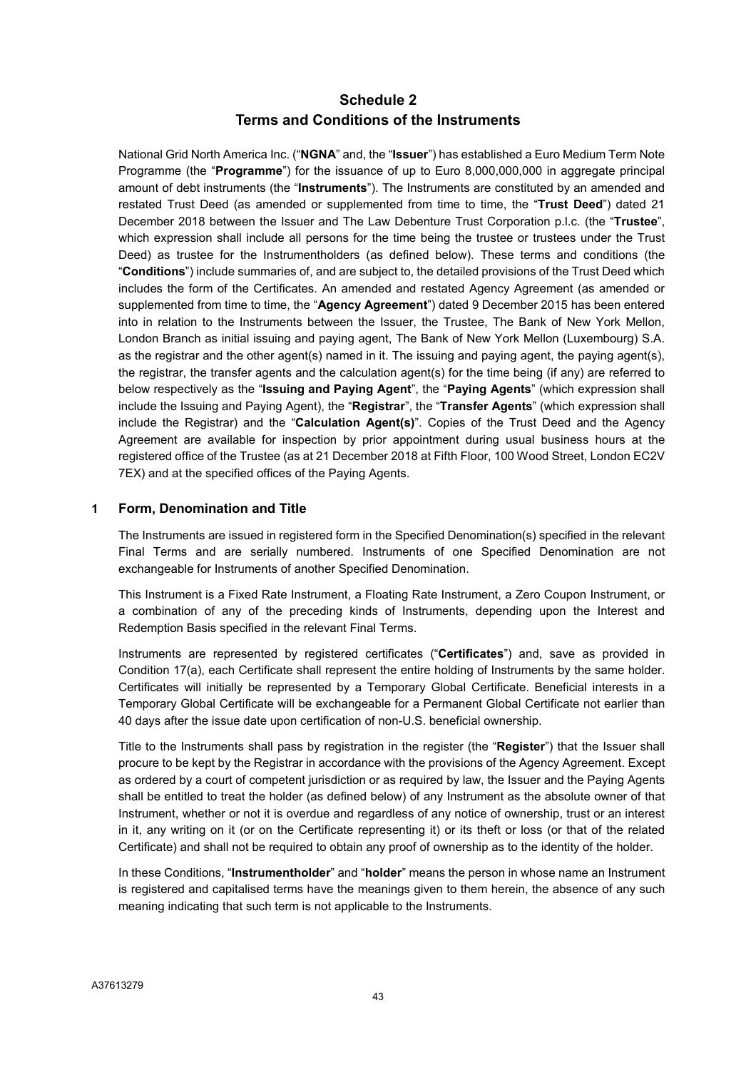# Schedule 2
# Terms and Conditions of the Instruments

National Grid North America Inc. ("**NGNA**" and, the "**Issuer**") has established a Euro Medium Term Note Programme (the "**Programme**") for the issuance of up to Euro 8,000,000,000 in aggregate principal amount of debt instruments (the "**Instruments**"). The Instruments are constituted by an amended and restated Trust Deed (as amended or supplemented from time to time, the "**Trust Deed**") dated 21 December 2018 between the Issuer and The Law Debenture Trust Corporation p.l.c. (the "**Trustee**", which expression shall include all persons for the time being the trustee or trustees under the Trust Deed) as trustee for the Instrumentholders (as defined below). These terms and conditions (the "**Conditions**") include summaries of, and are subject to, the detailed provisions of the Trust Deed which includes the form of the Certificates. An amended and restated Agency Agreement (as amended or supplemented from time to time, the "**Agency Agreement**") dated 9 December 2015 has been entered into in relation to the Instruments between the Issuer, the Trustee, The Bank of New York Mellon, London Branch as initial issuing and paying agent, The Bank of New York Mellon (Luxembourg) S.A. as the registrar and the other agent(s) named in it. The issuing and paying agent, the paying agent(s), the registrar, the transfer agents and the calculation agent(s) for the time being (if any) are referred to below respectively as the "**Issuing and Paying Agent**", the "**Paying Agents**" (which expression shall include the Issuing and Paying Agent), the "**Registrar**", the "**Transfer Agents**" (which expression shall include the Registrar) and the "**Calculation Agent(s)**". Copies of the Trust Deed and the Agency Agreement are available for inspection by prior appointment during usual business hours at the registered office of the Trustee (as at 21 December 2018 at Fifth Floor, 100 Wood Street, London EC2V 7EX) and at the specified offices of the Paying Agents.

## 1 Form, Denomination and Title

The Instruments are issued in registered form in the Specified Denomination(s) specified in the relevant Final Terms and are serially numbered. Instruments of one Specified Denomination are not exchangeable for Instruments of another Specified Denomination.

This Instrument is a Fixed Rate Instrument, a Floating Rate Instrument, a Zero Coupon Instrument, or a combination of any of the preceding kinds of Instruments, depending upon the Interest and Redemption Basis specified in the relevant Final Terms.

Instruments are represented by registered certificates ("**Certificates**") and, save as provided in Condition 17(a), each Certificate shall represent the entire holding of Instruments by the same holder. Certificates will initially be represented by a Temporary Global Certificate. Beneficial interests in a Temporary Global Certificate will be exchangeable for a Permanent Global Certificate not earlier than 40 days after the issue date upon certification of non-U.S. beneficial ownership.

Title to the Instruments shall pass by registration in the register (the "**Register**") that the Issuer shall procure to be kept by the Registrar in accordance with the provisions of the Agency Agreement. Except as ordered by a court of competent jurisdiction or as required by law, the Issuer and the Paying Agents shall be entitled to treat the holder (as defined below) of any Instrument as the absolute owner of that Instrument, whether or not it is overdue and regardless of any notice of ownership, trust or an interest in it, any writing on it (or on the Certificate representing it) or its theft or loss (or that of the related Certificate) and shall not be required to obtain any proof of ownership as to the identity of the holder.

In these Conditions, "**Instrumentholder**" and "**holder**" means the person in whose name an Instrument is registered and capitalised terms have the meanings given to them herein, the absence of any such meaning indicating that such term is not applicable to the Instruments.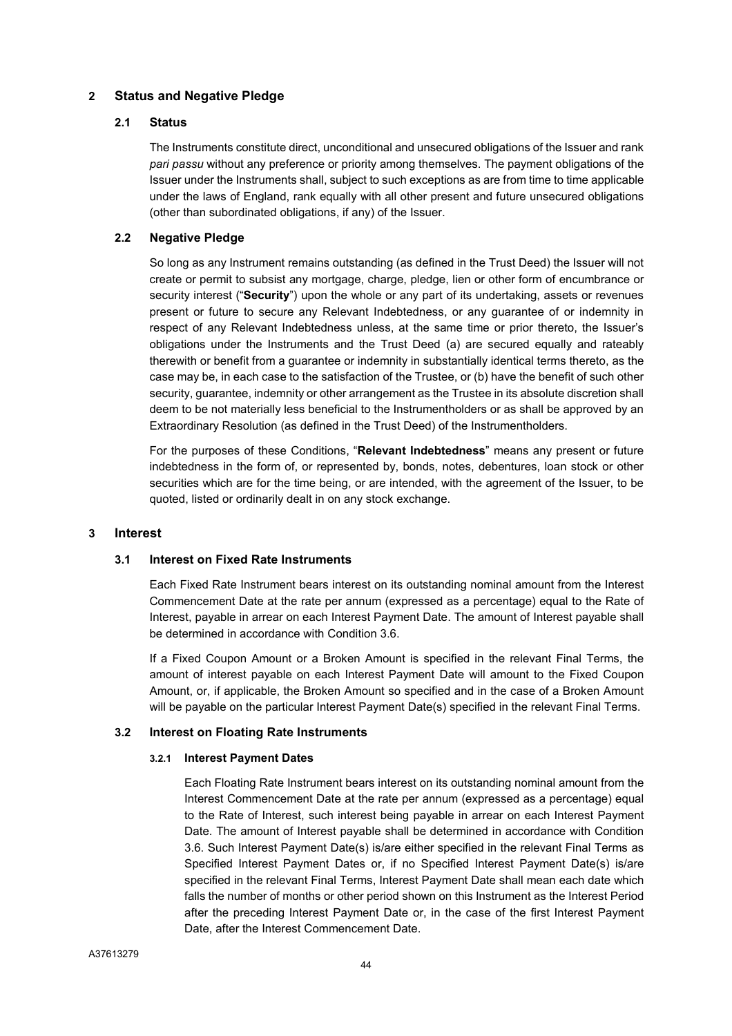## 2 Status and Negative Pledge

### 2.1 Status

The Instruments constitute direct, unconditional and unsecured obligations of the Issuer and rank *pari passu* without any preference or priority among themselves. The payment obligations of the Issuer under the Instruments shall, subject to such exceptions as are from time to time applicable under the laws of England, rank equally with all other present and future unsecured obligations (other than subordinated obligations, if any) of the Issuer.

### 2.2 Negative Pledge

So long as any Instrument remains outstanding (as defined in the Trust Deed) the Issuer will not create or permit to subsist any mortgage, charge, pledge, lien or other form of encumbrance or security interest ("**Security**") upon the whole or any part of its undertaking, assets or revenues present or future to secure any Relevant Indebtedness, or any guarantee of or indemnity in respect of any Relevant Indebtedness unless, at the same time or prior thereto, the Issuer's obligations under the Instruments and the Trust Deed (a) are secured equally and rateably therewith or benefit from a guarantee or indemnity in substantially identical terms thereto, as the case may be, in each case to the satisfaction of the Trustee, or (b) have the benefit of such other security, guarantee, indemnity or other arrangement as the Trustee in its absolute discretion shall deem to be not materially less beneficial to the Instrumentholders or as shall be approved by an Extraordinary Resolution (as defined in the Trust Deed) of the Instrumentholders.

For the purposes of these Conditions, "**Relevant Indebtedness**" means any present or future indebtedness in the form of, or represented by, bonds, notes, debentures, loan stock or other securities which are for the time being, or are intended, with the agreement of the Issuer, to be quoted, listed or ordinarily dealt in on any stock exchange.

## 3 Interest

### 3.1 Interest on Fixed Rate Instruments

Each Fixed Rate Instrument bears interest on its outstanding nominal amount from the Interest Commencement Date at the rate per annum (expressed as a percentage) equal to the Rate of Interest, payable in arrear on each Interest Payment Date. The amount of Interest payable shall be determined in accordance with Condition 3.6.

If a Fixed Coupon Amount or a Broken Amount is specified in the relevant Final Terms, the amount of interest payable on each Interest Payment Date will amount to the Fixed Coupon Amount, or, if applicable, the Broken Amount so specified and in the case of a Broken Amount will be payable on the particular Interest Payment Date(s) specified in the relevant Final Terms.

### 3.2 Interest on Floating Rate Instruments

#### 3.2.1 Interest Payment Dates

Each Floating Rate Instrument bears interest on its outstanding nominal amount from the Interest Commencement Date at the rate per annum (expressed as a percentage) equal to the Rate of Interest, such interest being payable in arrear on each Interest Payment Date. The amount of Interest payable shall be determined in accordance with Condition 3.6. Such Interest Payment Date(s) is/are either specified in the relevant Final Terms as Specified Interest Payment Dates or, if no Specified Interest Payment Date(s) is/are specified in the relevant Final Terms, Interest Payment Date shall mean each date which falls the number of months or other period shown on this Instrument as the Interest Period after the preceding Interest Payment Date or, in the case of the first Interest Payment Date, after the Interest Commencement Date.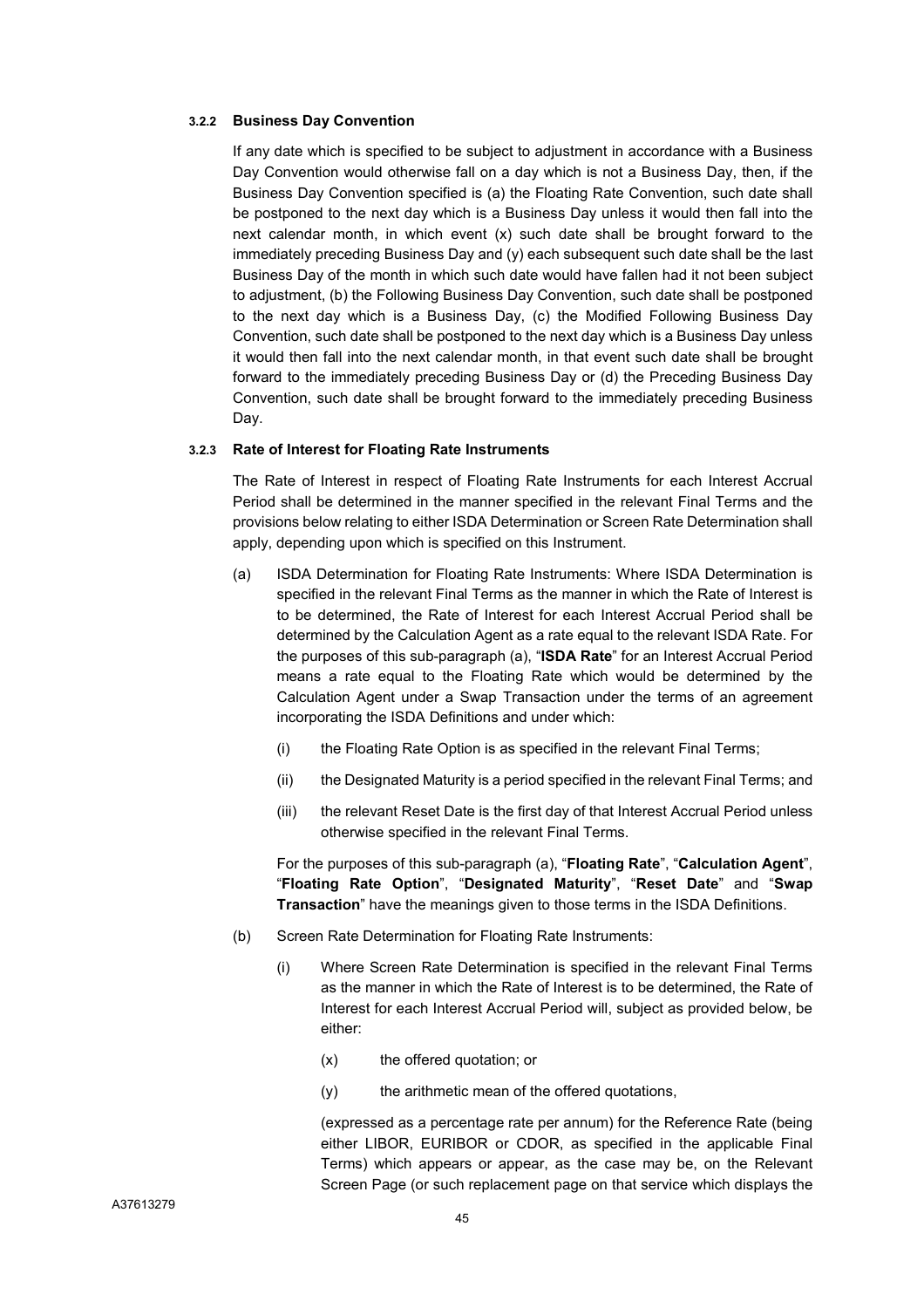#### 3.2.2 Business Day Convention

If any date which is specified to be subject to adjustment in accordance with a Business Day Convention would otherwise fall on a day which is not a Business Day, then, if the Business Day Convention specified is (a) the Floating Rate Convention, such date shall be postponed to the next day which is a Business Day unless it would then fall into the next calendar month, in which event (x) such date shall be brought forward to the immediately preceding Business Day and (y) each subsequent such date shall be the last Business Day of the month in which such date would have fallen had it not been subject to adjustment, (b) the Following Business Day Convention, such date shall be postponed to the next day which is a Business Day, (c) the Modified Following Business Day Convention, such date shall be postponed to the next day which is a Business Day unless it would then fall into the next calendar month, in that event such date shall be brought forward to the immediately preceding Business Day or (d) the Preceding Business Day Convention, such date shall be brought forward to the immediately preceding Business Day.

#### 3.2.3 Rate of Interest for Floating Rate Instruments

The Rate of Interest in respect of Floating Rate Instruments for each Interest Accrual Period shall be determined in the manner specified in the relevant Final Terms and the provisions below relating to either ISDA Determination or Screen Rate Determination shall apply, depending upon which is specified on this Instrument.

(a) ISDA Determination for Floating Rate Instruments: Where ISDA Determination is specified in the relevant Final Terms as the manner in which the Rate of Interest is to be determined, the Rate of Interest for each Interest Accrual Period shall be determined by the Calculation Agent as a rate equal to the relevant ISDA Rate. For the purposes of this sub-paragraph (a), "**ISDA Rate**" for an Interest Accrual Period means a rate equal to the Floating Rate which would be determined by the Calculation Agent under a Swap Transaction under the terms of an agreement incorporating the ISDA Definitions and under which:

   (i) the Floating Rate Option is as specified in the relevant Final Terms;

   (ii) the Designated Maturity is a period specified in the relevant Final Terms; and

   (iii) the relevant Reset Date is the first day of that Interest Accrual Period unless otherwise specified in the relevant Final Terms.

   For the purposes of this sub-paragraph (a), "**Floating Rate**", "**Calculation Agent**", "**Floating Rate Option**", "**Designated Maturity**", "**Reset Date**" and "**Swap Transaction**" have the meanings given to those terms in the ISDA Definitions.

(b) Screen Rate Determination for Floating Rate Instruments:

   (i) Where Screen Rate Determination is specified in the relevant Final Terms as the manner in which the Rate of Interest is to be determined, the Rate of Interest for each Interest Accrual Period will, subject as provided below, be either:

      (x) the offered quotation; or

      (y) the arithmetic mean of the offered quotations,

   (expressed as a percentage rate per annum) for the Reference Rate (being either LIBOR, EURIBOR or CDOR, as specified in the applicable Final Terms) which appears or appear, as the case may be, on the Relevant Screen Page (or such replacement page on that service which displays the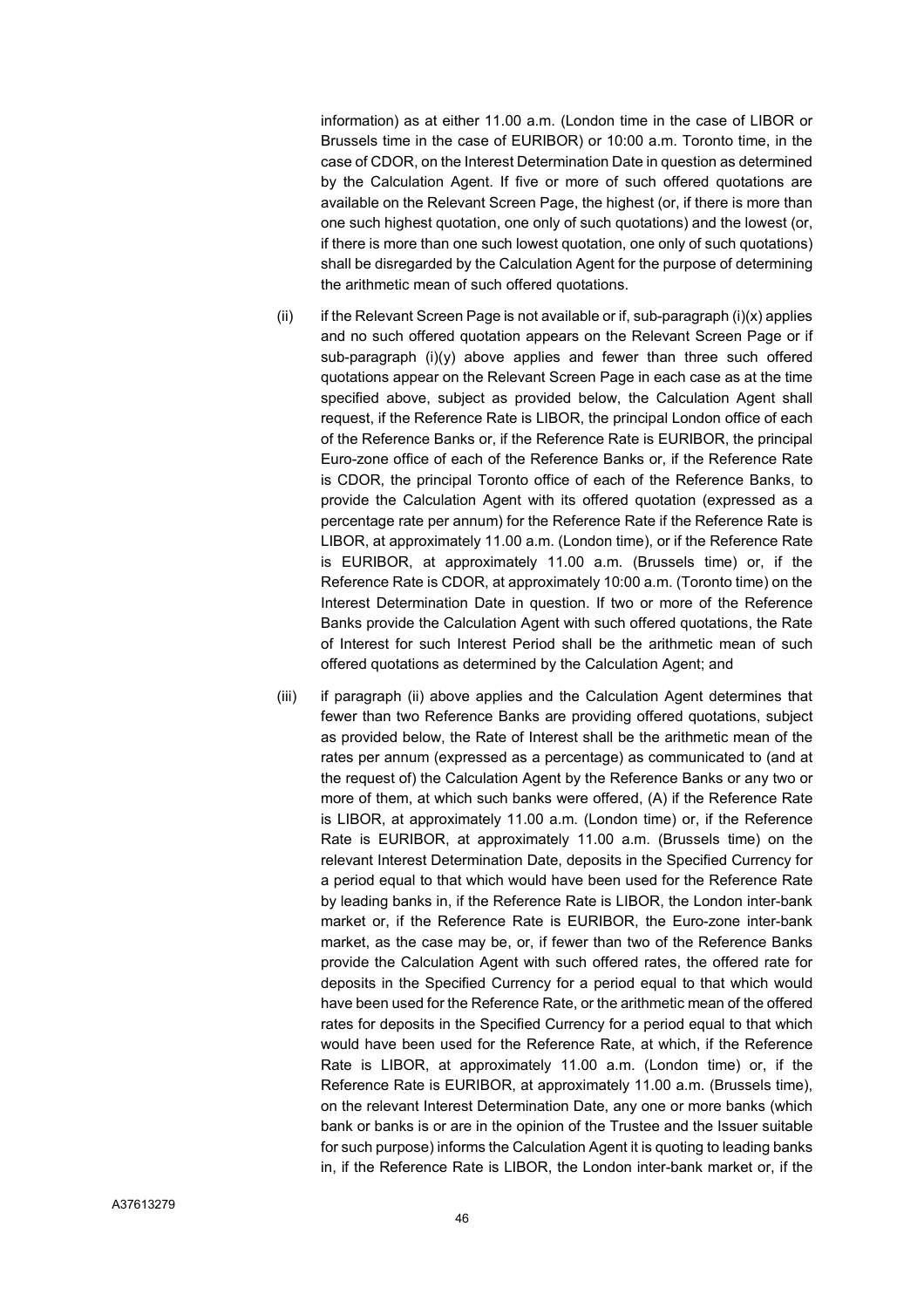information) as at either 11.00 a.m. (London time in the case of LIBOR or Brussels time in the case of EURIBOR) or 10:00 a.m. Toronto time, in the case of CDOR, on the Interest Determination Date in question as determined by the Calculation Agent. If five or more of such offered quotations are available on the Relevant Screen Page, the highest (or, if there is more than one such highest quotation, one only of such quotations) and the lowest (or, if there is more than one such lowest quotation, one only of such quotations) shall be disregarded by the Calculation Agent for the purpose of determining the arithmetic mean of such offered quotations.

(ii) if the Relevant Screen Page is not available or if, sub-paragraph (i)(x) applies and no such offered quotation appears on the Relevant Screen Page or if sub-paragraph (i)(y) above applies and fewer than three such offered quotations appear on the Relevant Screen Page in each case as at the time specified above, subject as provided below, the Calculation Agent shall request, if the Reference Rate is LIBOR, the principal London office of each of the Reference Banks or, if the Reference Rate is EURIBOR, the principal Euro-zone office of each of the Reference Banks or, if the Reference Rate is CDOR, the principal Toronto office of each of the Reference Banks, to provide the Calculation Agent with its offered quotation (expressed as a percentage rate per annum) for the Reference Rate if the Reference Rate is LIBOR, at approximately 11.00 a.m. (London time), or if the Reference Rate is EURIBOR, at approximately 11.00 a.m. (Brussels time) or, if the Reference Rate is CDOR, at approximately 10:00 a.m. (Toronto time) on the Interest Determination Date in question. If two or more of the Reference Banks provide the Calculation Agent with such offered quotations, the Rate of Interest for such Interest Period shall be the arithmetic mean of such offered quotations as determined by the Calculation Agent; and

(iii) if paragraph (ii) above applies and the Calculation Agent determines that fewer than two Reference Banks are providing offered quotations, subject as provided below, the Rate of Interest shall be the arithmetic mean of the rates per annum (expressed as a percentage) as communicated to (and at the request of) the Calculation Agent by the Reference Banks or any two or more of them, at which such banks were offered, (A) if the Reference Rate is LIBOR, at approximately 11.00 a.m. (London time) or, if the Reference Rate is EURIBOR, at approximately 11.00 a.m. (Brussels time) on the relevant Interest Determination Date, deposits in the Specified Currency for a period equal to that which would have been used for the Reference Rate by leading banks in, if the Reference Rate is LIBOR, the London inter-bank market or, if the Reference Rate is EURIBOR, the Euro-zone inter-bank market, as the case may be, or, if fewer than two of the Reference Banks provide the Calculation Agent with such offered rates, the offered rate for deposits in the Specified Currency for a period equal to that which would have been used for the Reference Rate, or the arithmetic mean of the offered rates for deposits in the Specified Currency for a period equal to that which would have been used for the Reference Rate, at which, if the Reference Rate is LIBOR, at approximately 11.00 a.m. (London time) or, if the Reference Rate is EURIBOR, at approximately 11.00 a.m. (Brussels time), on the relevant Interest Determination Date, any one or more banks (which bank or banks is or are in the opinion of the Trustee and the Issuer suitable for such purpose) informs the Calculation Agent it is quoting to leading banks in, if the Reference Rate is LIBOR, the London inter-bank market or, if the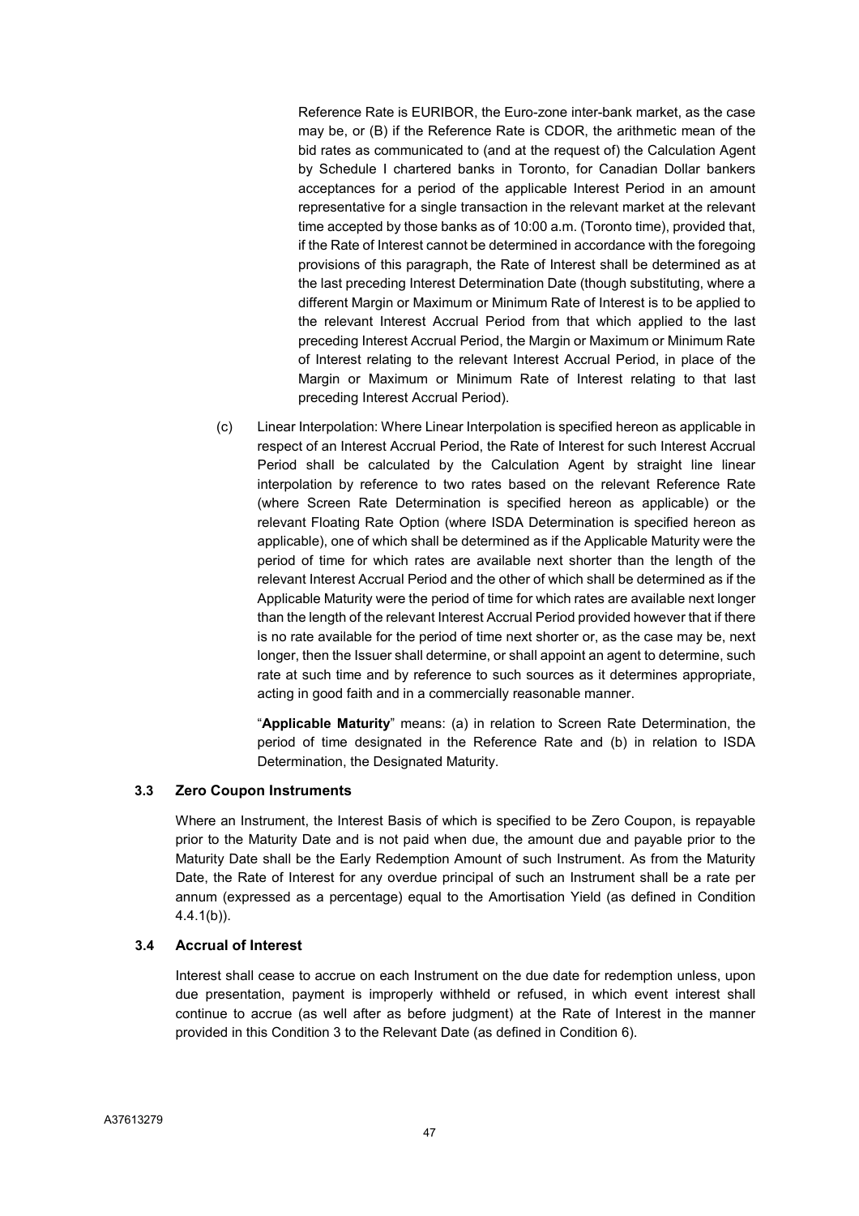Reference Rate is EURIBOR, the Euro-zone inter-bank market, as the case may be, or (B) if the Reference Rate is CDOR, the arithmetic mean of the bid rates as communicated to (and at the request of) the Calculation Agent by Schedule I chartered banks in Toronto, for Canadian Dollar bankers acceptances for a period of the applicable Interest Period in an amount representative for a single transaction in the relevant market at the relevant time accepted by those banks as of 10:00 a.m. (Toronto time), provided that, if the Rate of Interest cannot be determined in accordance with the foregoing provisions of this paragraph, the Rate of Interest shall be determined as at the last preceding Interest Determination Date (though substituting, where a different Margin or Maximum or Minimum Rate of Interest is to be applied to the relevant Interest Accrual Period from that which applied to the last preceding Interest Accrual Period, the Margin or Maximum or Minimum Rate of Interest relating to the relevant Interest Accrual Period, in place of the Margin or Maximum or Minimum Rate of Interest relating to that last preceding Interest Accrual Period).

(c) Linear Interpolation: Where Linear Interpolation is specified hereon as applicable in respect of an Interest Accrual Period, the Rate of Interest for such Interest Accrual Period shall be calculated by the Calculation Agent by straight line linear interpolation by reference to two rates based on the relevant Reference Rate (where Screen Rate Determination is specified hereon as applicable) or the relevant Floating Rate Option (where ISDA Determination is specified hereon as applicable), one of which shall be determined as if the Applicable Maturity were the period of time for which rates are available next shorter than the length of the relevant Interest Accrual Period and the other of which shall be determined as if the Applicable Maturity were the period of time for which rates are available next longer than the length of the relevant Interest Accrual Period provided however that if there is no rate available for the period of time next shorter or, as the case may be, next longer, then the Issuer shall determine, or shall appoint an agent to determine, such rate at such time and by reference to such sources as it determines appropriate, acting in good faith and in a commercially reasonable manner.

"**Applicable Maturity**" means: (a) in relation to Screen Rate Determination, the period of time designated in the Reference Rate and (b) in relation to ISDA Determination, the Designated Maturity.

### 3.3 Zero Coupon Instruments

Where an Instrument, the Interest Basis of which is specified to be Zero Coupon, is repayable prior to the Maturity Date and is not paid when due, the amount due and payable prior to the Maturity Date shall be the Early Redemption Amount of such Instrument. As from the Maturity Date, the Rate of Interest for any overdue principal of such an Instrument shall be a rate per annum (expressed as a percentage) equal to the Amortisation Yield (as defined in Condition 4.4.1(b)).

### 3.4 Accrual of Interest

Interest shall cease to accrue on each Instrument on the due date for redemption unless, upon due presentation, payment is improperly withheld or refused, in which event interest shall continue to accrue (as well after as before judgment) at the Rate of Interest in the manner provided in this Condition 3 to the Relevant Date (as defined in Condition 6).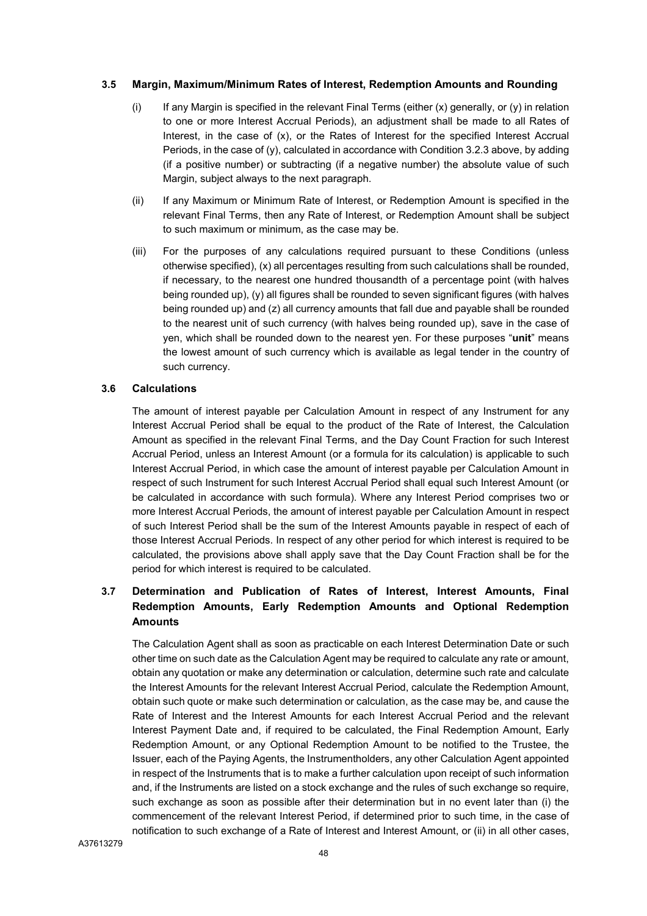### 3.5 Margin, Maximum/Minimum Rates of Interest, Redemption Amounts and Rounding

(i) If any Margin is specified in the relevant Final Terms (either (x) generally, or (y) in relation to one or more Interest Accrual Periods), an adjustment shall be made to all Rates of Interest, in the case of (x), or the Rates of Interest for the specified Interest Accrual Periods, in the case of (y), calculated in accordance with Condition 3.2.3 above, by adding (if a positive number) or subtracting (if a negative number) the absolute value of such Margin, subject always to the next paragraph.

(ii) If any Maximum or Minimum Rate of Interest, or Redemption Amount is specified in the relevant Final Terms, then any Rate of Interest, or Redemption Amount shall be subject to such maximum or minimum, as the case may be.

(iii) For the purposes of any calculations required pursuant to these Conditions (unless otherwise specified), (x) all percentages resulting from such calculations shall be rounded, if necessary, to the nearest one hundred thousandth of a percentage point (with halves being rounded up), (y) all figures shall be rounded to seven significant figures (with halves being rounded up) and (z) all currency amounts that fall due and payable shall be rounded to the nearest unit of such currency (with halves being rounded up), save in the case of yen, which shall be rounded down to the nearest yen. For these purposes "**unit**" means the lowest amount of such currency which is available as legal tender in the country of such currency.

### 3.6 Calculations

The amount of interest payable per Calculation Amount in respect of any Instrument for any Interest Accrual Period shall be equal to the product of the Rate of Interest, the Calculation Amount as specified in the relevant Final Terms, and the Day Count Fraction for such Interest Accrual Period, unless an Interest Amount (or a formula for its calculation) is applicable to such Interest Accrual Period, in which case the amount of interest payable per Calculation Amount in respect of such Instrument for such Interest Accrual Period shall equal such Interest Amount (or be calculated in accordance with such formula). Where any Interest Period comprises two or more Interest Accrual Periods, the amount of interest payable per Calculation Amount in respect of such Interest Period shall be the sum of the Interest Amounts payable in respect of each of those Interest Accrual Periods. In respect of any other period for which interest is required to be calculated, the provisions above shall apply save that the Day Count Fraction shall be for the period for which interest is required to be calculated.

### 3.7 Determination and Publication of Rates of Interest, Interest Amounts, Final Redemption Amounts, Early Redemption Amounts and Optional Redemption Amounts

The Calculation Agent shall as soon as practicable on each Interest Determination Date or such other time on such date as the Calculation Agent may be required to calculate any rate or amount, obtain any quotation or make any determination or calculation, determine such rate and calculate the Interest Amounts for the relevant Interest Accrual Period, calculate the Redemption Amount, obtain such quote or make such determination or calculation, as the case may be, and cause the Rate of Interest and the Interest Amounts for each Interest Accrual Period and the relevant Interest Payment Date and, if required to be calculated, the Final Redemption Amount, Early Redemption Amount, or any Optional Redemption Amount to be notified to the Trustee, the Issuer, each of the Paying Agents, the Instrumentholders, any other Calculation Agent appointed in respect of the Instruments that is to make a further calculation upon receipt of such information and, if the Instruments are listed on a stock exchange and the rules of such exchange so require, such exchange as soon as possible after their determination but in no event later than (i) the commencement of the relevant Interest Period, if determined prior to such time, in the case of notification to such exchange of a Rate of Interest and Interest Amount, or (ii) in all other cases,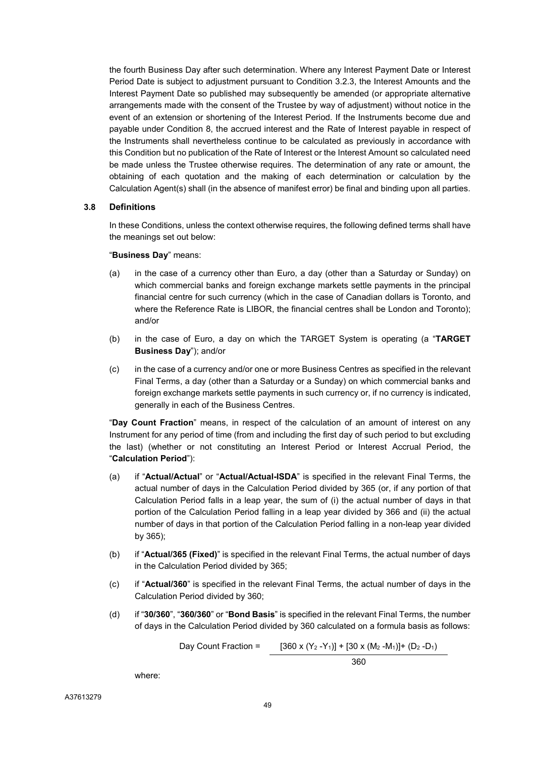the fourth Business Day after such determination. Where any Interest Payment Date or Interest Period Date is subject to adjustment pursuant to Condition 3.2.3, the Interest Amounts and the Interest Payment Date so published may subsequently be amended (or appropriate alternative arrangements made with the consent of the Trustee by way of adjustment) without notice in the event of an extension or shortening of the Interest Period. If the Instruments become due and payable under Condition 8, the accrued interest and the Rate of Interest payable in respect of the Instruments shall nevertheless continue to be calculated as previously in accordance with this Condition but no publication of the Rate of Interest or the Interest Amount so calculated need be made unless the Trustee otherwise requires. The determination of any rate or amount, the obtaining of each quotation and the making of each determination or calculation by the Calculation Agent(s) shall (in the absence of manifest error) be final and binding upon all parties.

### 3.8 Definitions

In these Conditions, unless the context otherwise requires, the following defined terms shall have the meanings set out below:

"**Business Day**" means:

(a) in the case of a currency other than Euro, a day (other than a Saturday or Sunday) on which commercial banks and foreign exchange markets settle payments in the principal financial centre for such currency (which in the case of Canadian dollars is Toronto, and where the Reference Rate is LIBOR, the financial centres shall be London and Toronto); and/or

(b) in the case of Euro, a day on which the TARGET System is operating (a "**TARGET Business Day**"); and/or

(c) in the case of a currency and/or one or more Business Centres as specified in the relevant Final Terms, a day (other than a Saturday or a Sunday) on which commercial banks and foreign exchange markets settle payments in such currency or, if no currency is indicated, generally in each of the Business Centres.

"**Day Count Fraction**" means, in respect of the calculation of an amount of interest on any Instrument for any period of time (from and including the first day of such period to but excluding the last) (whether or not constituting an Interest Period or Interest Accrual Period, the "**Calculation Period**"):

(a) if "**Actual/Actual**" or "**Actual/Actual-ISDA**" is specified in the relevant Final Terms, the actual number of days in the Calculation Period divided by 365 (or, if any portion of that Calculation Period falls in a leap year, the sum of (i) the actual number of days in that portion of the Calculation Period falling in a leap year divided by 366 and (ii) the actual number of days in that portion of the Calculation Period falling in a non-leap year divided by 365);

(b) if "**Actual/365 (Fixed)**" is specified in the relevant Final Terms, the actual number of days in the Calculation Period divided by 365;

(c) if "**Actual/360**" is specified in the relevant Final Terms, the actual number of days in the Calculation Period divided by 360;

(d) if "**30/360**", "**360/360**" or "**Bond Basis**" is specified in the relevant Final Terms, the number of days in the Calculation Period divided by 360 calculated on a formula basis as follows:

$$\text{Day Count Fraction} = \frac{[360 \times (Y_2 - Y_1)] + [30 \times (M_2 - M_1)] + (D_2 - D_1)}{360}$$

where: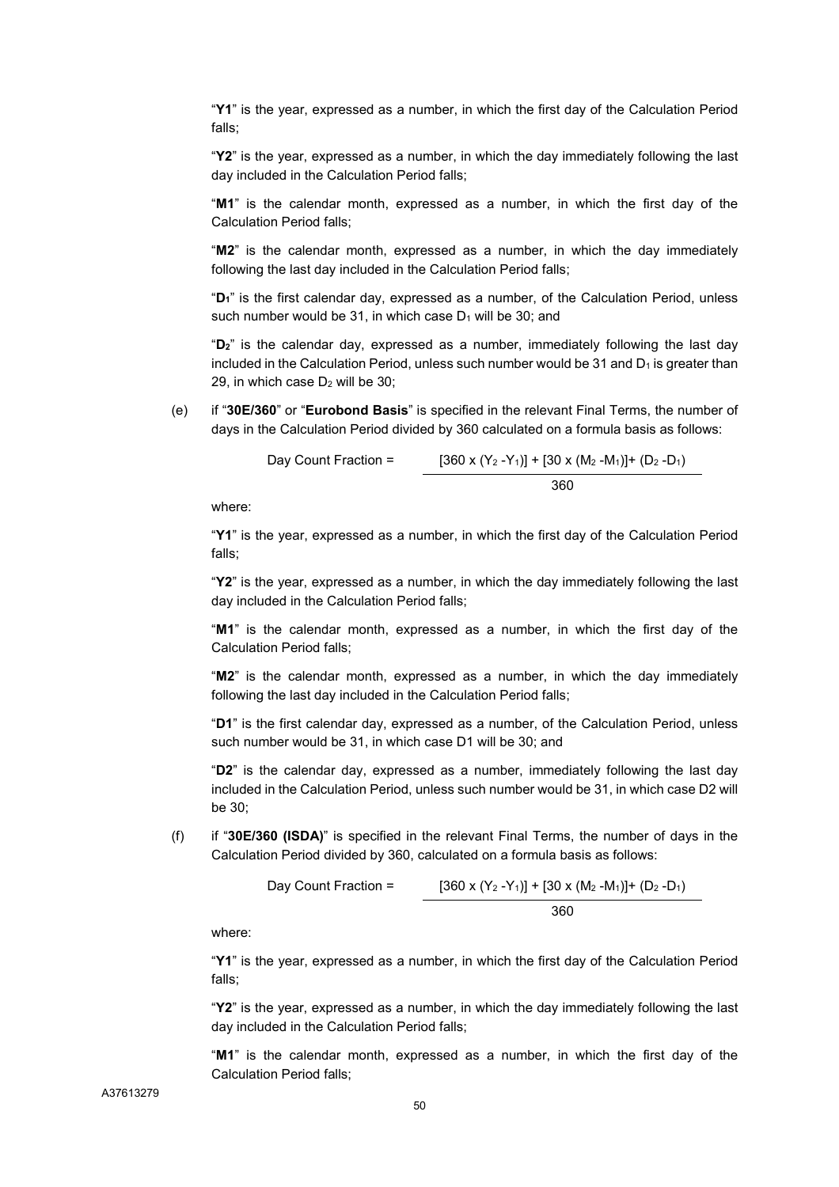"**Y1**" is the year, expressed as a number, in which the first day of the Calculation Period falls;

"**Y2**" is the year, expressed as a number, in which the day immediately following the last day included in the Calculation Period falls;

"**M1**" is the calendar month, expressed as a number, in which the first day of the Calculation Period falls;

"**M2**" is the calendar month, expressed as a number, in which the day immediately following the last day included in the Calculation Period falls;

"$D_1$" is the first calendar day, expressed as a number, of the Calculation Period, unless such number would be 31, in which case $D_1$ will be 30; and

"$D_2$" is the calendar day, expressed as a number, immediately following the last day included in the Calculation Period, unless such number would be 31 and $D_1$ is greater than 29, in which case $D_2$ will be 30;

(e) if "**30E/360**" or "**Eurobond Basis**" is specified in the relevant Final Terms, the number of days in the Calculation Period divided by 360 calculated on a formula basis as follows:

$$\text{Day Count Fraction} = \frac{[360 \times (Y_2 - Y_1)] + [30 \times (M_2 - M_1)] + (D_2 - D_1)}{360}$$

where:

"**Y1**" is the year, expressed as a number, in which the first day of the Calculation Period falls;

"**Y2**" is the year, expressed as a number, in which the day immediately following the last day included in the Calculation Period falls;

"**M1**" is the calendar month, expressed as a number, in which the first day of the Calculation Period falls;

"**M2**" is the calendar month, expressed as a number, in which the day immediately following the last day included in the Calculation Period falls;

"**D1**" is the first calendar day, expressed as a number, of the Calculation Period, unless such number would be 31, in which case D1 will be 30; and

"**D2**" is the calendar day, expressed as a number, immediately following the last day included in the Calculation Period, unless such number would be 31, in which case D2 will be 30;

(f) if "**30E/360 (ISDA)**" is specified in the relevant Final Terms, the number of days in the Calculation Period divided by 360, calculated on a formula basis as follows:

$$\text{Day Count Fraction} = \frac{[360 \times (Y_2 - Y_1)] + [30 \times (M_2 - M_1)] + (D_2 - D_1)}{360}$$

where:

"**Y1**" is the year, expressed as a number, in which the first day of the Calculation Period falls;

"**Y2**" is the year, expressed as a number, in which the day immediately following the last day included in the Calculation Period falls;

"**M1**" is the calendar month, expressed as a number, in which the first day of the Calculation Period falls;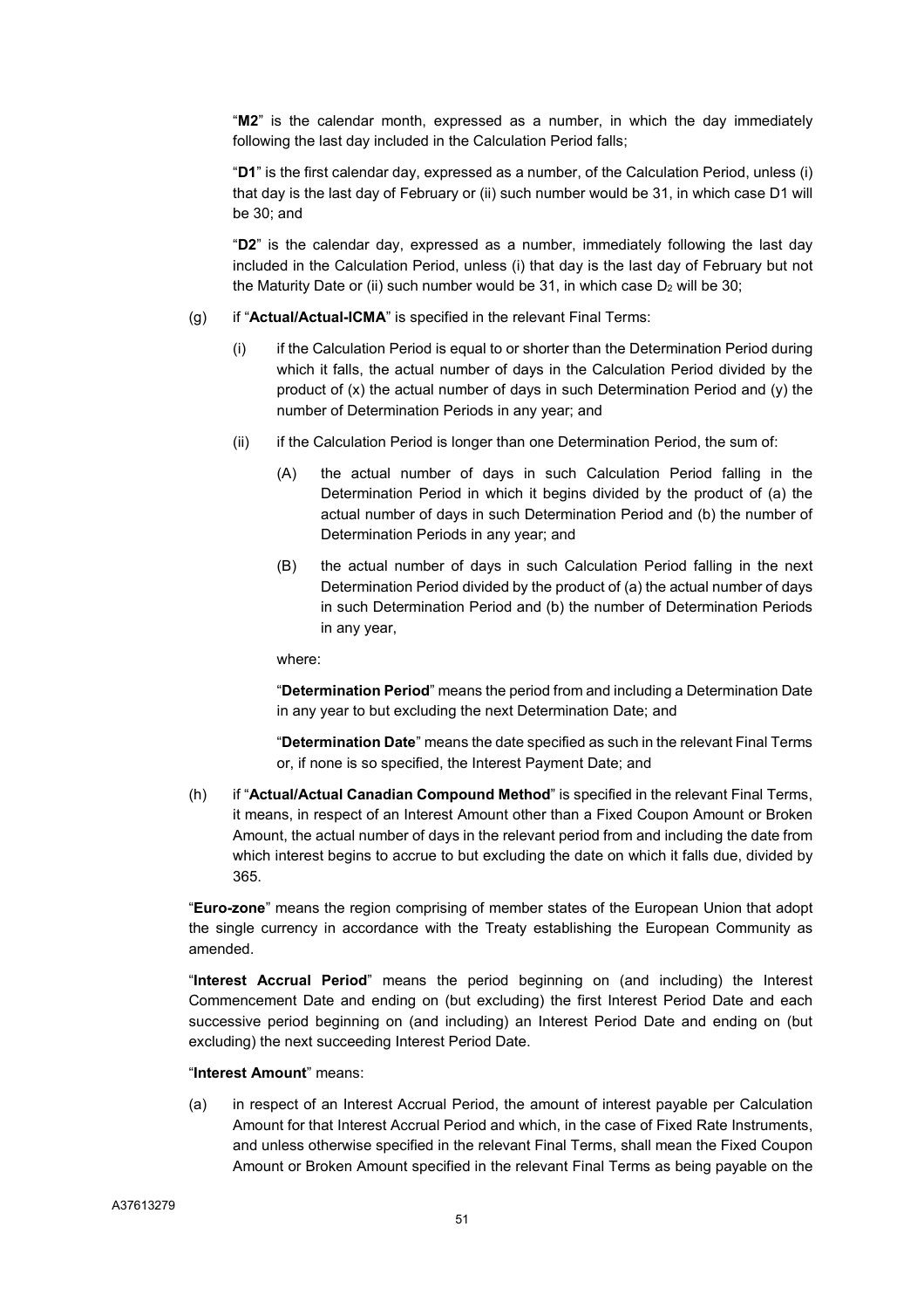"**M2**" is the calendar month, expressed as a number, in which the day immediately following the last day included in the Calculation Period falls;

"**D1**" is the first calendar day, expressed as a number, of the Calculation Period, unless (i) that day is the last day of February or (ii) such number would be 31, in which case D1 will be 30; and

"**D2**" is the calendar day, expressed as a number, immediately following the last day included in the Calculation Period, unless (i) that day is the last day of February but not the Maturity Date or (ii) such number would be 31, in which case $D_2$ will be 30;

(g) if "**Actual/Actual-ICMA**" is specified in the relevant Final Terms:

(i) if the Calculation Period is equal to or shorter than the Determination Period during which it falls, the actual number of days in the Calculation Period divided by the product of (x) the actual number of days in such Determination Period and (y) the number of Determination Periods in any year; and

(ii) if the Calculation Period is longer than one Determination Period, the sum of:

(A) the actual number of days in such Calculation Period falling in the Determination Period in which it begins divided by the product of (a) the actual number of days in such Determination Period and (b) the number of Determination Periods in any year; and

(B) the actual number of days in such Calculation Period falling in the next Determination Period divided by the product of (a) the actual number of days in such Determination Period and (b) the number of Determination Periods in any year,

where:

"**Determination Period**" means the period from and including a Determination Date in any year to but excluding the next Determination Date; and

"**Determination Date**" means the date specified as such in the relevant Final Terms or, if none is so specified, the Interest Payment Date; and

(h) if "**Actual/Actual Canadian Compound Method**" is specified in the relevant Final Terms, it means, in respect of an Interest Amount other than a Fixed Coupon Amount or Broken Amount, the actual number of days in the relevant period from and including the date from which interest begins to accrue to but excluding the date on which it falls due, divided by 365.

"**Euro-zone**" means the region comprising of member states of the European Union that adopt the single currency in accordance with the Treaty establishing the European Community as amended.

"**Interest Accrual Period**" means the period beginning on (and including) the Interest Commencement Date and ending on (but excluding) the first Interest Period Date and each successive period beginning on (and including) an Interest Period Date and ending on (but excluding) the next succeeding Interest Period Date.

"**Interest Amount**" means:

(a) in respect of an Interest Accrual Period, the amount of interest payable per Calculation Amount for that Interest Accrual Period and which, in the case of Fixed Rate Instruments, and unless otherwise specified in the relevant Final Terms, shall mean the Fixed Coupon Amount or Broken Amount specified in the relevant Final Terms as being payable on the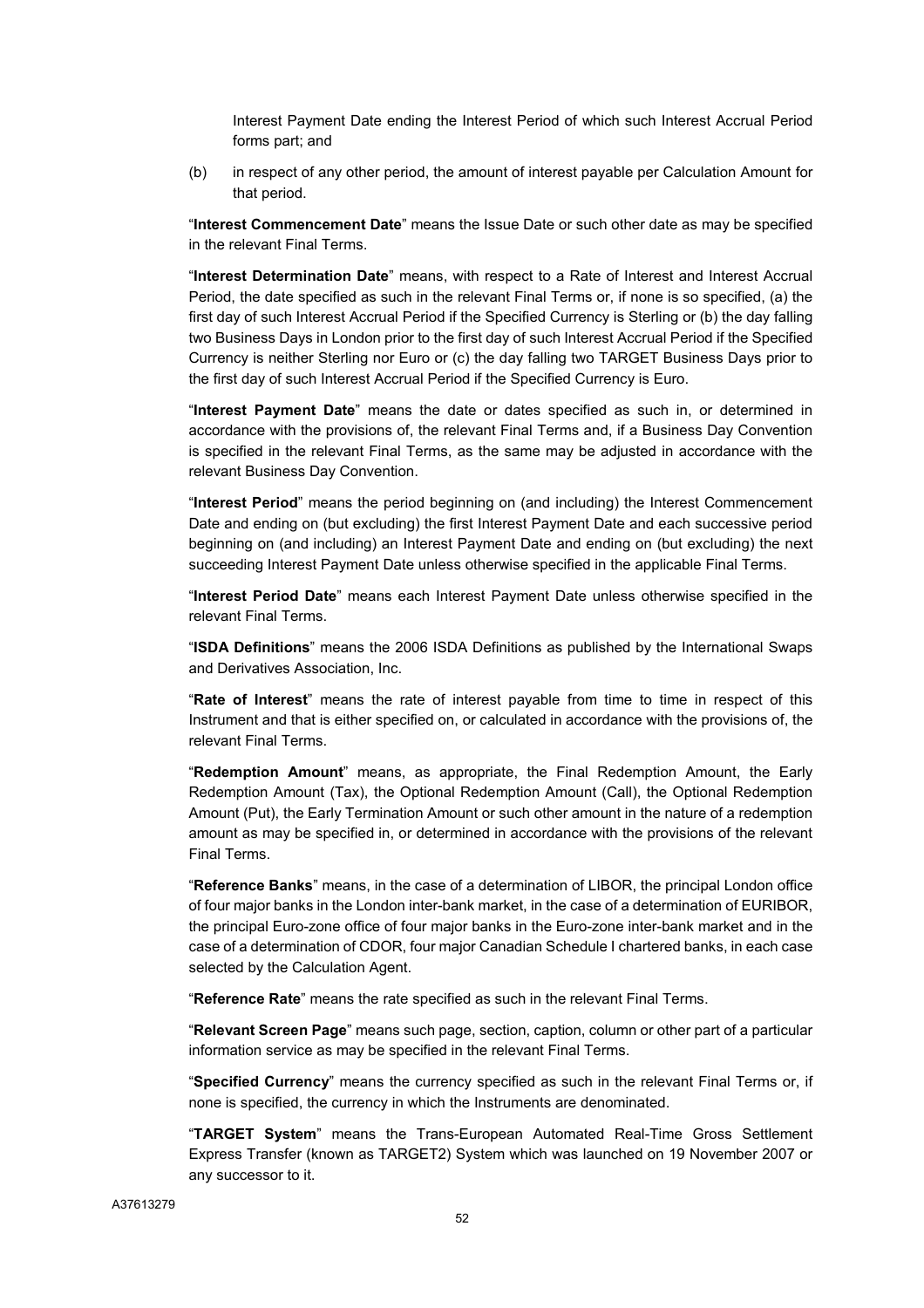Interest Payment Date ending the Interest Period of which such Interest Accrual Period forms part; and

(b) in respect of any other period, the amount of interest payable per Calculation Amount for that period.

"**Interest Commencement Date**" means the Issue Date or such other date as may be specified in the relevant Final Terms.

"**Interest Determination Date**" means, with respect to a Rate of Interest and Interest Accrual Period, the date specified as such in the relevant Final Terms or, if none is so specified, (a) the first day of such Interest Accrual Period if the Specified Currency is Sterling or (b) the day falling two Business Days in London prior to the first day of such Interest Accrual Period if the Specified Currency is neither Sterling nor Euro or (c) the day falling two TARGET Business Days prior to the first day of such Interest Accrual Period if the Specified Currency is Euro.

"**Interest Payment Date**" means the date or dates specified as such in, or determined in accordance with the provisions of, the relevant Final Terms and, if a Business Day Convention is specified in the relevant Final Terms, as the same may be adjusted in accordance with the relevant Business Day Convention.

"**Interest Period**" means the period beginning on (and including) the Interest Commencement Date and ending on (but excluding) the first Interest Payment Date and each successive period beginning on (and including) an Interest Payment Date and ending on (but excluding) the next succeeding Interest Payment Date unless otherwise specified in the applicable Final Terms.

"**Interest Period Date**" means each Interest Payment Date unless otherwise specified in the relevant Final Terms.

"**ISDA Definitions**" means the 2006 ISDA Definitions as published by the International Swaps and Derivatives Association, Inc.

"**Rate of Interest**" means the rate of interest payable from time to time in respect of this Instrument and that is either specified on, or calculated in accordance with the provisions of, the relevant Final Terms.

"**Redemption Amount**" means, as appropriate, the Final Redemption Amount, the Early Redemption Amount (Tax), the Optional Redemption Amount (Call), the Optional Redemption Amount (Put), the Early Termination Amount or such other amount in the nature of a redemption amount as may be specified in, or determined in accordance with the provisions of the relevant Final Terms.

"**Reference Banks**" means, in the case of a determination of LIBOR, the principal London office of four major banks in the London inter-bank market, in the case of a determination of EURIBOR, the principal Euro-zone office of four major banks in the Euro-zone inter-bank market and in the case of a determination of CDOR, four major Canadian Schedule I chartered banks, in each case selected by the Calculation Agent.

"**Reference Rate**" means the rate specified as such in the relevant Final Terms.

"**Relevant Screen Page**" means such page, section, caption, column or other part of a particular information service as may be specified in the relevant Final Terms.

"**Specified Currency**" means the currency specified as such in the relevant Final Terms or, if none is specified, the currency in which the Instruments are denominated.

"**TARGET System**" means the Trans-European Automated Real-Time Gross Settlement Express Transfer (known as TARGET2) System which was launched on 19 November 2007 or any successor to it.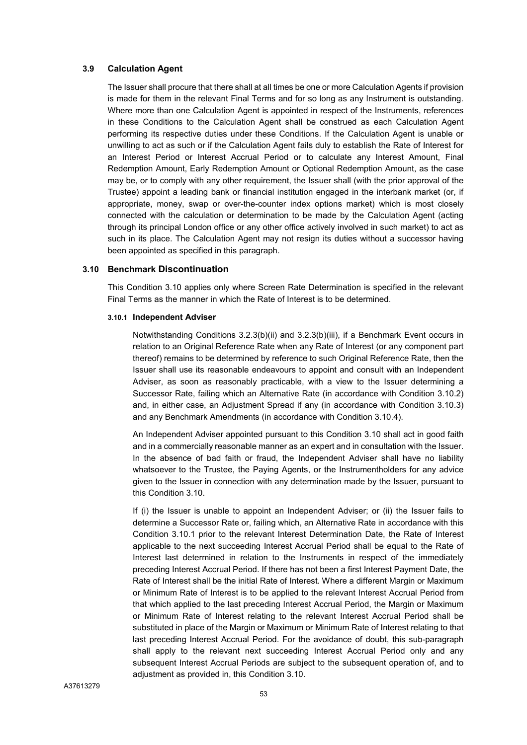### 3.9 Calculation Agent

The Issuer shall procure that there shall at all times be one or more Calculation Agents if provision is made for them in the relevant Final Terms and for so long as any Instrument is outstanding. Where more than one Calculation Agent is appointed in respect of the Instruments, references in these Conditions to the Calculation Agent shall be construed as each Calculation Agent performing its respective duties under these Conditions. If the Calculation Agent is unable or unwilling to act as such or if the Calculation Agent fails duly to establish the Rate of Interest for an Interest Period or Interest Accrual Period or to calculate any Interest Amount, Final Redemption Amount, Early Redemption Amount or Optional Redemption Amount, as the case may be, or to comply with any other requirement, the Issuer shall (with the prior approval of the Trustee) appoint a leading bank or financial institution engaged in the interbank market (or, if appropriate, money, swap or over-the-counter index options market) which is most closely connected with the calculation or determination to be made by the Calculation Agent (acting through its principal London office or any other office actively involved in such market) to act as such in its place. The Calculation Agent may not resign its duties without a successor having been appointed as specified in this paragraph.

### 3.10 Benchmark Discontinuation

This Condition 3.10 applies only where Screen Rate Determination is specified in the relevant Final Terms as the manner in which the Rate of Interest is to be determined.

#### 3.10.1 Independent Adviser

Notwithstanding Conditions 3.2.3(b)(ii) and 3.2.3(b)(iii), if a Benchmark Event occurs in relation to an Original Reference Rate when any Rate of Interest (or any component part thereof) remains to be determined by reference to such Original Reference Rate, then the Issuer shall use its reasonable endeavours to appoint and consult with an Independent Adviser, as soon as reasonably practicable, with a view to the Issuer determining a Successor Rate, failing which an Alternative Rate (in accordance with Condition 3.10.2) and, in either case, an Adjustment Spread if any (in accordance with Condition 3.10.3) and any Benchmark Amendments (in accordance with Condition 3.10.4).

An Independent Adviser appointed pursuant to this Condition 3.10 shall act in good faith and in a commercially reasonable manner as an expert and in consultation with the Issuer. In the absence of bad faith or fraud, the Independent Adviser shall have no liability whatsoever to the Trustee, the Paying Agents, or the Instrumentholders for any advice given to the Issuer in connection with any determination made by the Issuer, pursuant to this Condition 3.10.

If (i) the Issuer is unable to appoint an Independent Adviser; or (ii) the Issuer fails to determine a Successor Rate or, failing which, an Alternative Rate in accordance with this Condition 3.10.1 prior to the relevant Interest Determination Date, the Rate of Interest applicable to the next succeeding Interest Accrual Period shall be equal to the Rate of Interest last determined in relation to the Instruments in respect of the immediately preceding Interest Accrual Period. If there has not been a first Interest Payment Date, the Rate of Interest shall be the initial Rate of Interest. Where a different Margin or Maximum or Minimum Rate of Interest is to be applied to the relevant Interest Accrual Period from that which applied to the last preceding Interest Accrual Period, the Margin or Maximum or Minimum Rate of Interest relating to the relevant Interest Accrual Period shall be substituted in place of the Margin or Maximum or Minimum Rate of Interest relating to that last preceding Interest Accrual Period. For the avoidance of doubt, this sub-paragraph shall apply to the relevant next succeeding Interest Accrual Period only and any subsequent Interest Accrual Periods are subject to the subsequent operation of, and to adjustment as provided in, this Condition 3.10.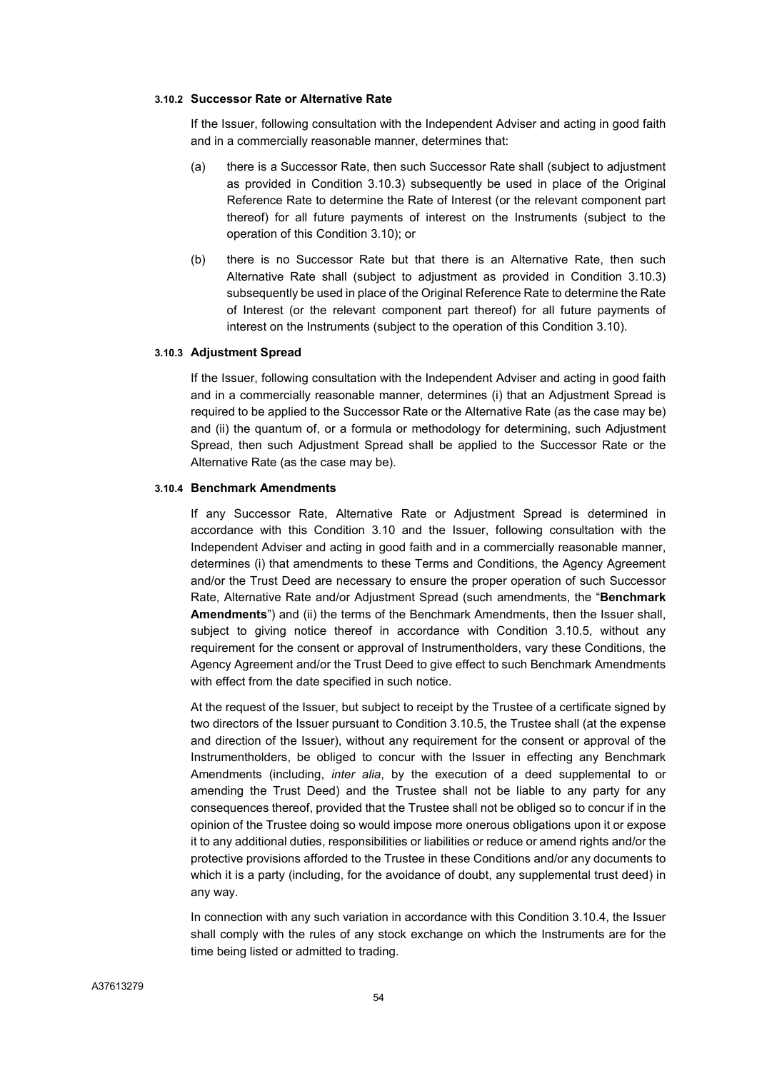#### 3.10.2 Successor Rate or Alternative Rate

If the Issuer, following consultation with the Independent Adviser and acting in good faith and in a commercially reasonable manner, determines that:

(a) there is a Successor Rate, then such Successor Rate shall (subject to adjustment as provided in Condition 3.10.3) subsequently be used in place of the Original Reference Rate to determine the Rate of Interest (or the relevant component part thereof) for all future payments of interest on the Instruments (subject to the operation of this Condition 3.10); or

(b) there is no Successor Rate but that there is an Alternative Rate, then such Alternative Rate shall (subject to adjustment as provided in Condition 3.10.3) subsequently be used in place of the Original Reference Rate to determine the Rate of Interest (or the relevant component part thereof) for all future payments of interest on the Instruments (subject to the operation of this Condition 3.10).

#### 3.10.3 Adjustment Spread

If the Issuer, following consultation with the Independent Adviser and acting in good faith and in a commercially reasonable manner, determines (i) that an Adjustment Spread is required to be applied to the Successor Rate or the Alternative Rate (as the case may be) and (ii) the quantum of, or a formula or methodology for determining, such Adjustment Spread, then such Adjustment Spread shall be applied to the Successor Rate or the Alternative Rate (as the case may be).

#### 3.10.4 Benchmark Amendments

If any Successor Rate, Alternative Rate or Adjustment Spread is determined in accordance with this Condition 3.10 and the Issuer, following consultation with the Independent Adviser and acting in good faith and in a commercially reasonable manner, determines (i) that amendments to these Terms and Conditions, the Agency Agreement and/or the Trust Deed are necessary to ensure the proper operation of such Successor Rate, Alternative Rate and/or Adjustment Spread (such amendments, the "**Benchmark Amendments**") and (ii) the terms of the Benchmark Amendments, then the Issuer shall, subject to giving notice thereof in accordance with Condition 3.10.5, without any requirement for the consent or approval of Instrumentholders, vary these Conditions, the Agency Agreement and/or the Trust Deed to give effect to such Benchmark Amendments with effect from the date specified in such notice.

At the request of the Issuer, but subject to receipt by the Trustee of a certificate signed by two directors of the Issuer pursuant to Condition 3.10.5, the Trustee shall (at the expense and direction of the Issuer), without any requirement for the consent or approval of the Instrumentholders, be obliged to concur with the Issuer in effecting any Benchmark Amendments (including, *inter alia*, by the execution of a deed supplemental to or amending the Trust Deed) and the Trustee shall not be liable to any party for any consequences thereof, provided that the Trustee shall not be obliged so to concur if in the opinion of the Trustee doing so would impose more onerous obligations upon it or expose it to any additional duties, responsibilities or liabilities or reduce or amend rights and/or the protective provisions afforded to the Trustee in these Conditions and/or any documents to which it is a party (including, for the avoidance of doubt, any supplemental trust deed) in any way.

In connection with any such variation in accordance with this Condition 3.10.4, the Issuer shall comply with the rules of any stock exchange on which the Instruments are for the time being listed or admitted to trading.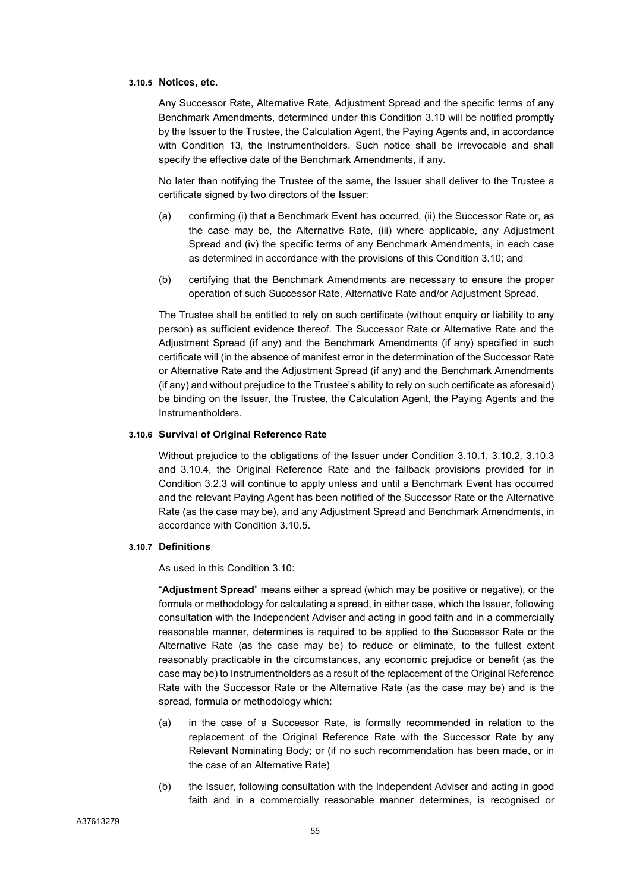#### 3.10.5 Notices, etc.

Any Successor Rate, Alternative Rate, Adjustment Spread and the specific terms of any Benchmark Amendments, determined under this Condition 3.10 will be notified promptly by the Issuer to the Trustee, the Calculation Agent, the Paying Agents and, in accordance with Condition 13, the Instrumentholders. Such notice shall be irrevocable and shall specify the effective date of the Benchmark Amendments, if any.

No later than notifying the Trustee of the same, the Issuer shall deliver to the Trustee a certificate signed by two directors of the Issuer:

(a) confirming (i) that a Benchmark Event has occurred, (ii) the Successor Rate or, as the case may be, the Alternative Rate, (iii) where applicable, any Adjustment Spread and (iv) the specific terms of any Benchmark Amendments, in each case as determined in accordance with the provisions of this Condition 3.10; and

(b) certifying that the Benchmark Amendments are necessary to ensure the proper operation of such Successor Rate, Alternative Rate and/or Adjustment Spread.

The Trustee shall be entitled to rely on such certificate (without enquiry or liability to any person) as sufficient evidence thereof. The Successor Rate or Alternative Rate and the Adjustment Spread (if any) and the Benchmark Amendments (if any) specified in such certificate will (in the absence of manifest error in the determination of the Successor Rate or Alternative Rate and the Adjustment Spread (if any) and the Benchmark Amendments (if any) and without prejudice to the Trustee's ability to rely on such certificate as aforesaid) be binding on the Issuer, the Trustee, the Calculation Agent, the Paying Agents and the Instrumentholders.

#### 3.10.6 Survival of Original Reference Rate

Without prejudice to the obligations of the Issuer under Condition 3.10.1, 3.10.2, 3.10.3 and 3.10.4, the Original Reference Rate and the fallback provisions provided for in Condition 3.2.3 will continue to apply unless and until a Benchmark Event has occurred and the relevant Paying Agent has been notified of the Successor Rate or the Alternative Rate (as the case may be), and any Adjustment Spread and Benchmark Amendments, in accordance with Condition 3.10.5.

#### 3.10.7 Definitions

As used in this Condition 3.10:

"**Adjustment Spread**" means either a spread (which may be positive or negative), or the formula or methodology for calculating a spread, in either case, which the Issuer, following consultation with the Independent Adviser and acting in good faith and in a commercially reasonable manner, determines is required to be applied to the Successor Rate or the Alternative Rate (as the case may be) to reduce or eliminate, to the fullest extent reasonably practicable in the circumstances, any economic prejudice or benefit (as the case may be) to Instrumentholders as a result of the replacement of the Original Reference Rate with the Successor Rate or the Alternative Rate (as the case may be) and is the spread, formula or methodology which:

(a) in the case of a Successor Rate, is formally recommended in relation to the replacement of the Original Reference Rate with the Successor Rate by any Relevant Nominating Body; or (if no such recommendation has been made, or in the case of an Alternative Rate)

(b) the Issuer, following consultation with the Independent Adviser and acting in good faith and in a commercially reasonable manner determines, is recognised or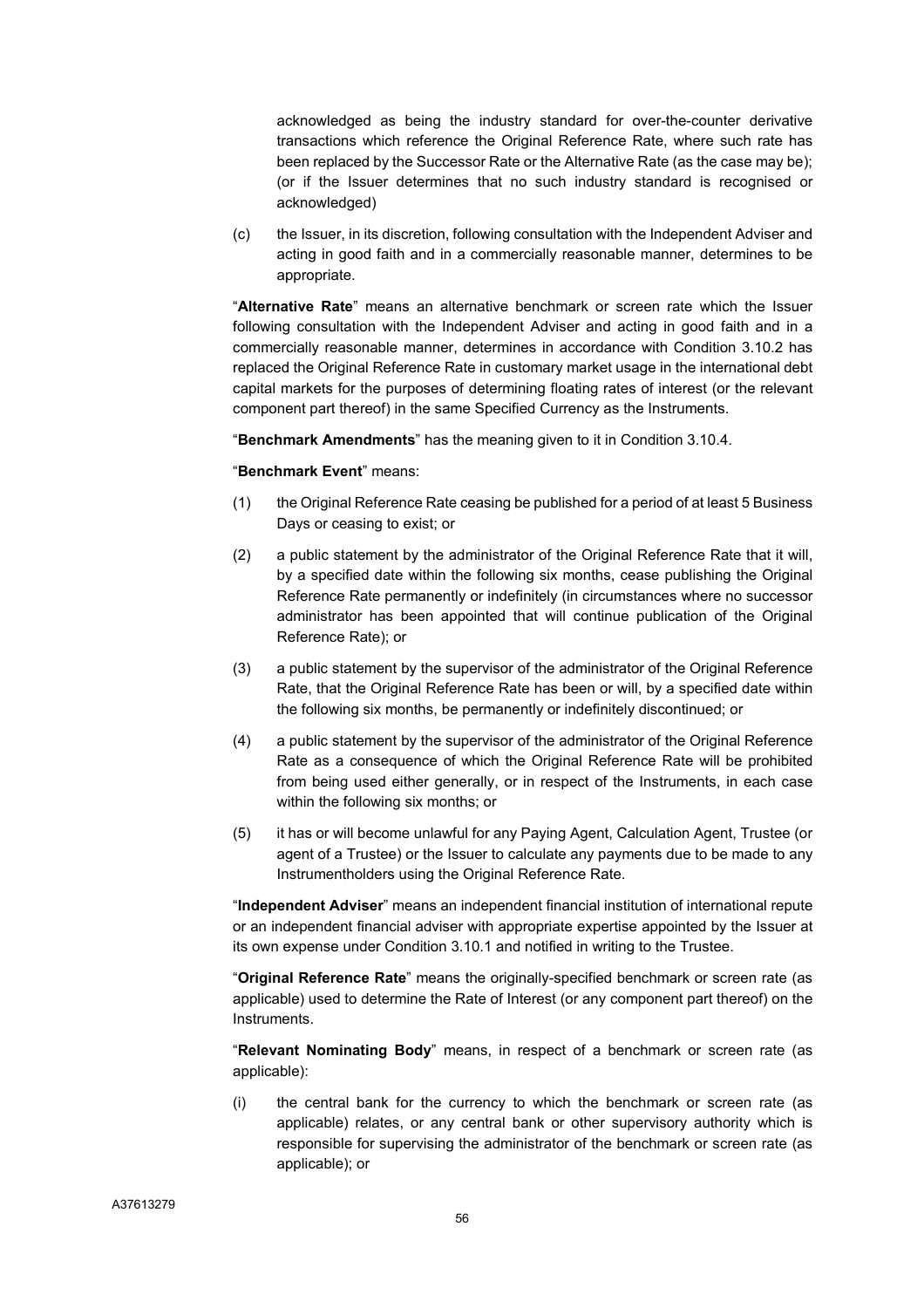acknowledged as being the industry standard for over-the-counter derivative transactions which reference the Original Reference Rate, where such rate has been replaced by the Successor Rate or the Alternative Rate (as the case may be); (or if the Issuer determines that no such industry standard is recognised or acknowledged)

(c) the Issuer, in its discretion, following consultation with the Independent Adviser and acting in good faith and in a commercially reasonable manner, determines to be appropriate.

"**Alternative Rate**" means an alternative benchmark or screen rate which the Issuer following consultation with the Independent Adviser and acting in good faith and in a commercially reasonable manner, determines in accordance with Condition 3.10.2 has replaced the Original Reference Rate in customary market usage in the international debt capital markets for the purposes of determining floating rates of interest (or the relevant component part thereof) in the same Specified Currency as the Instruments.

"**Benchmark Amendments**" has the meaning given to it in Condition 3.10.4.

"**Benchmark Event**" means:

(1) the Original Reference Rate ceasing be published for a period of at least 5 Business Days or ceasing to exist; or

(2) a public statement by the administrator of the Original Reference Rate that it will, by a specified date within the following six months, cease publishing the Original Reference Rate permanently or indefinitely (in circumstances where no successor administrator has been appointed that will continue publication of the Original Reference Rate); or

(3) a public statement by the supervisor of the administrator of the Original Reference Rate, that the Original Reference Rate has been or will, by a specified date within the following six months, be permanently or indefinitely discontinued; or

(4) a public statement by the supervisor of the administrator of the Original Reference Rate as a consequence of which the Original Reference Rate will be prohibited from being used either generally, or in respect of the Instruments, in each case within the following six months; or

(5) it has or will become unlawful for any Paying Agent, Calculation Agent, Trustee (or agent of a Trustee) or the Issuer to calculate any payments due to be made to any Instrumentholders using the Original Reference Rate.

"**Independent Adviser**" means an independent financial institution of international repute or an independent financial adviser with appropriate expertise appointed by the Issuer at its own expense under Condition 3.10.1 and notified in writing to the Trustee.

"**Original Reference Rate**" means the originally-specified benchmark or screen rate (as applicable) used to determine the Rate of Interest (or any component part thereof) on the Instruments.

"**Relevant Nominating Body**" means, in respect of a benchmark or screen rate (as applicable):

(i) the central bank for the currency to which the benchmark or screen rate (as applicable) relates, or any central bank or other supervisory authority which is responsible for supervising the administrator of the benchmark or screen rate (as applicable); or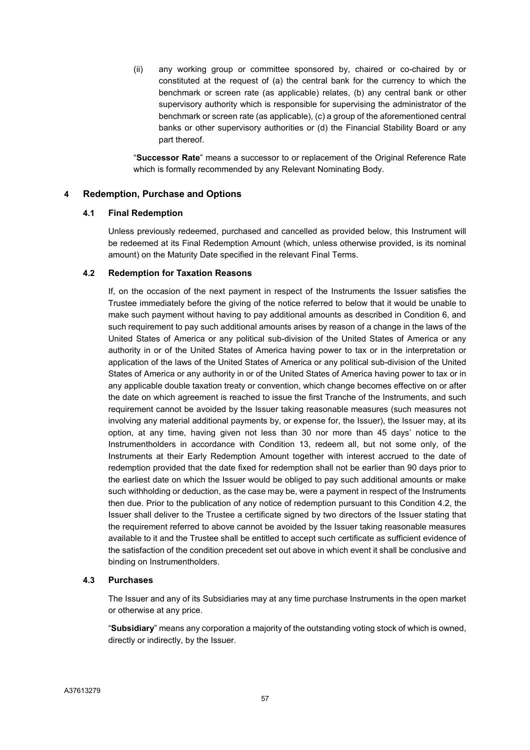(ii) any working group or committee sponsored by, chaired or co-chaired by or constituted at the request of (a) the central bank for the currency to which the benchmark or screen rate (as applicable) relates, (b) any central bank or other supervisory authority which is responsible for supervising the administrator of the benchmark or screen rate (as applicable), (c) a group of the aforementioned central banks or other supervisory authorities or (d) the Financial Stability Board or any part thereof.

"**Successor Rate**" means a successor to or replacement of the Original Reference Rate which is formally recommended by any Relevant Nominating Body.

## 4 Redemption, Purchase and Options

### 4.1 Final Redemption

Unless previously redeemed, purchased and cancelled as provided below, this Instrument will be redeemed at its Final Redemption Amount (which, unless otherwise provided, is its nominal amount) on the Maturity Date specified in the relevant Final Terms.

### 4.2 Redemption for Taxation Reasons

If, on the occasion of the next payment in respect of the Instruments the Issuer satisfies the Trustee immediately before the giving of the notice referred to below that it would be unable to make such payment without having to pay additional amounts as described in Condition 6, and such requirement to pay such additional amounts arises by reason of a change in the laws of the United States of America or any political sub-division of the United States of America or any authority in or of the United States of America having power to tax or in the interpretation or application of the laws of the United States of America or any political sub-division of the United States of America or any authority in or of the United States of America having power to tax or in any applicable double taxation treaty or convention, which change becomes effective on or after the date on which agreement is reached to issue the first Tranche of the Instruments, and such requirement cannot be avoided by the Issuer taking reasonable measures (such measures not involving any material additional payments by, or expense for, the Issuer), the Issuer may, at its option, at any time, having given not less than 30 nor more than 45 days' notice to the Instrumentholders in accordance with Condition 13, redeem all, but not some only, of the Instruments at their Early Redemption Amount together with interest accrued to the date of redemption provided that the date fixed for redemption shall not be earlier than 90 days prior to the earliest date on which the Issuer would be obliged to pay such additional amounts or make such withholding or deduction, as the case may be, were a payment in respect of the Instruments then due. Prior to the publication of any notice of redemption pursuant to this Condition 4.2, the Issuer shall deliver to the Trustee a certificate signed by two directors of the Issuer stating that the requirement referred to above cannot be avoided by the Issuer taking reasonable measures available to it and the Trustee shall be entitled to accept such certificate as sufficient evidence of the satisfaction of the condition precedent set out above in which event it shall be conclusive and binding on Instrumentholders.

### 4.3 Purchases

The Issuer and any of its Subsidiaries may at any time purchase Instruments in the open market or otherwise at any price.

"**Subsidiary**" means any corporation a majority of the outstanding voting stock of which is owned, directly or indirectly, by the Issuer.

A37613279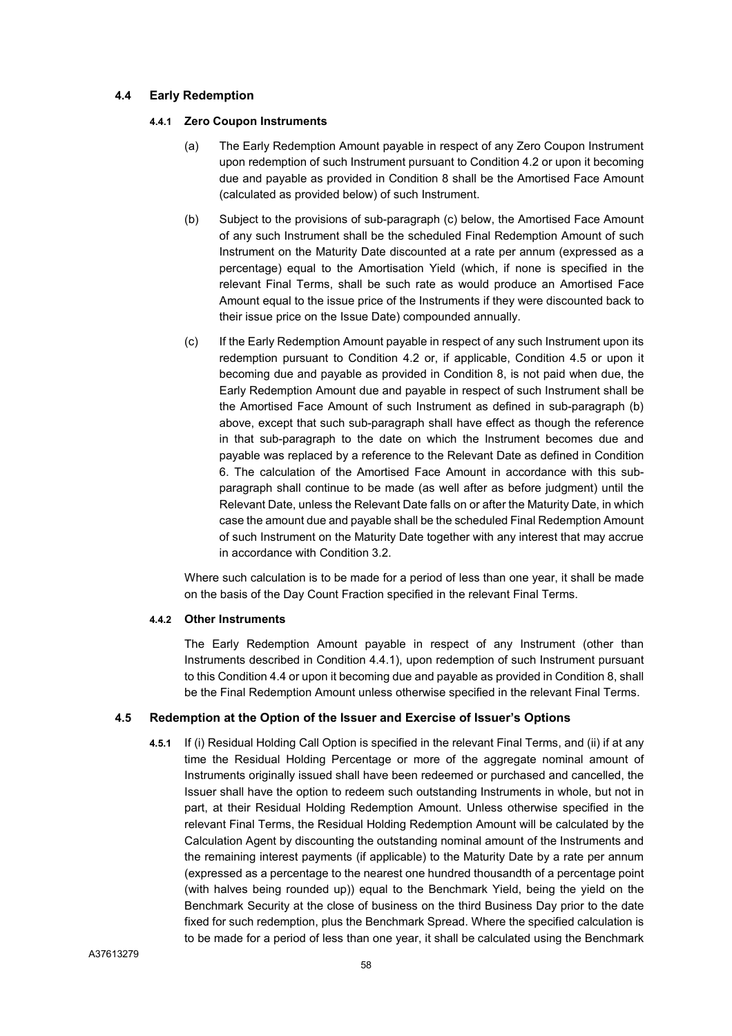### 4.4 Early Redemption

#### 4.4.1 Zero Coupon Instruments

(a) The Early Redemption Amount payable in respect of any Zero Coupon Instrument upon redemption of such Instrument pursuant to Condition 4.2 or upon it becoming due and payable as provided in Condition 8 shall be the Amortised Face Amount (calculated as provided below) of such Instrument.

(b) Subject to the provisions of sub-paragraph (c) below, the Amortised Face Amount of any such Instrument shall be the scheduled Final Redemption Amount of such Instrument on the Maturity Date discounted at a rate per annum (expressed as a percentage) equal to the Amortisation Yield (which, if none is specified in the relevant Final Terms, shall be such rate as would produce an Amortised Face Amount equal to the issue price of the Instruments if they were discounted back to their issue price on the Issue Date) compounded annually.

(c) If the Early Redemption Amount payable in respect of any such Instrument upon its redemption pursuant to Condition 4.2 or, if applicable, Condition 4.5 or upon it becoming due and payable as provided in Condition 8, is not paid when due, the Early Redemption Amount due and payable in respect of such Instrument shall be the Amortised Face Amount of such Instrument as defined in sub-paragraph (b) above, except that such sub-paragraph shall have effect as though the reference in that sub-paragraph to the date on which the Instrument becomes due and payable was replaced by a reference to the Relevant Date as defined in Condition 6. The calculation of the Amortised Face Amount in accordance with this sub-paragraph shall continue to be made (as well after as before judgment) until the Relevant Date, unless the Relevant Date falls on or after the Maturity Date, in which case the amount due and payable shall be the scheduled Final Redemption Amount of such Instrument on the Maturity Date together with any interest that may accrue in accordance with Condition 3.2.

Where such calculation is to be made for a period of less than one year, it shall be made on the basis of the Day Count Fraction specified in the relevant Final Terms.

#### 4.4.2 Other Instruments

The Early Redemption Amount payable in respect of any Instrument (other than Instruments described in Condition 4.4.1), upon redemption of such Instrument pursuant to this Condition 4.4 or upon it becoming due and payable as provided in Condition 8, shall be the Final Redemption Amount unless otherwise specified in the relevant Final Terms.

### 4.5 Redemption at the Option of the Issuer and Exercise of Issuer's Options

**4.5.1** If (i) Residual Holding Call Option is specified in the relevant Final Terms, and (ii) if at any time the Residual Holding Percentage or more of the aggregate nominal amount of Instruments originally issued shall have been redeemed or purchased and cancelled, the Issuer shall have the option to redeem such outstanding Instruments in whole, but not in part, at their Residual Holding Redemption Amount. Unless otherwise specified in the relevant Final Terms, the Residual Holding Redemption Amount will be calculated by the Calculation Agent by discounting the outstanding nominal amount of the Instruments and the remaining interest payments (if applicable) to the Maturity Date by a rate per annum (expressed as a percentage to the nearest one hundred thousandth of a percentage point (with halves being rounded up)) equal to the Benchmark Yield, being the yield on the Benchmark Security at the close of business on the third Business Day prior to the date fixed for such redemption, plus the Benchmark Spread. Where the specified calculation is to be made for a period of less than one year, it shall be calculated using the Benchmark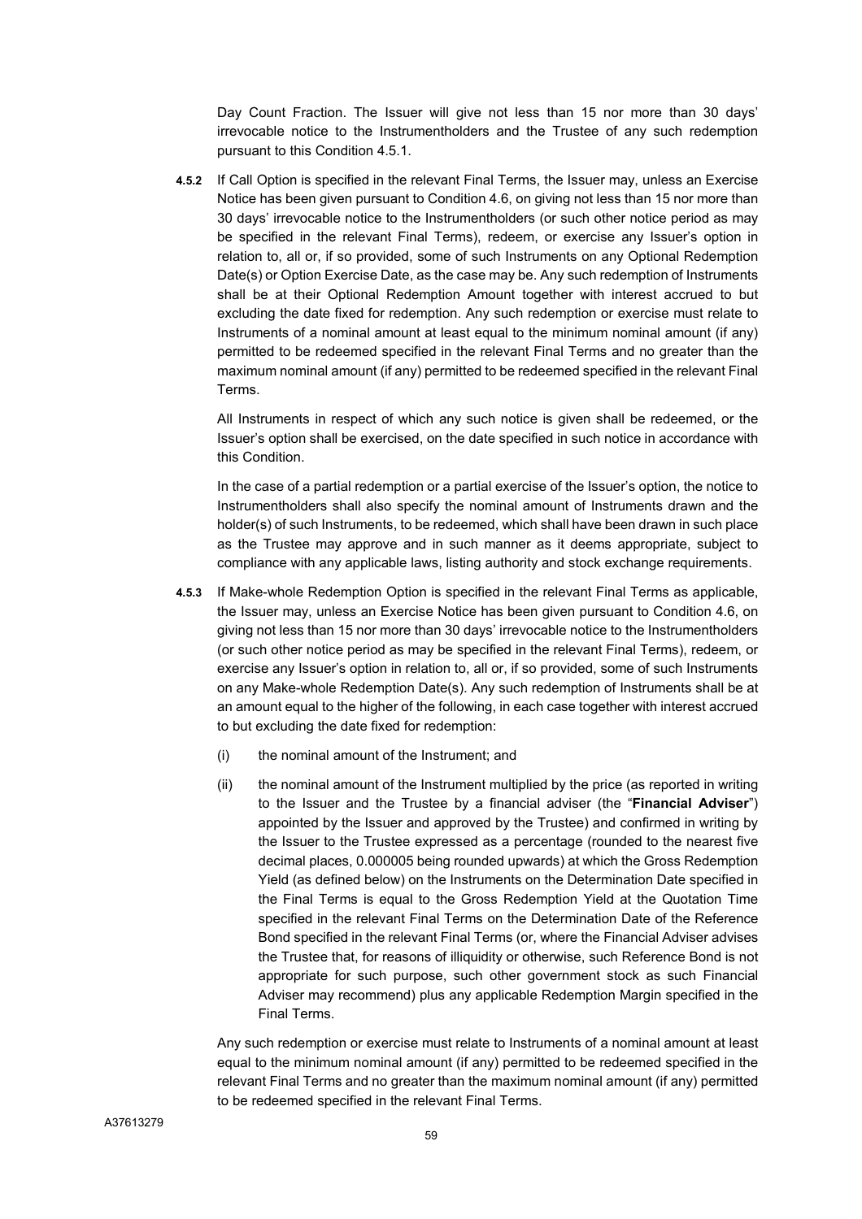Day Count Fraction. The Issuer will give not less than 15 nor more than 30 days' irrevocable notice to the Instrumentholders and the Trustee of any such redemption pursuant to this Condition 4.5.1.

**4.5.2** If Call Option is specified in the relevant Final Terms, the Issuer may, unless an Exercise Notice has been given pursuant to Condition 4.6, on giving not less than 15 nor more than 30 days' irrevocable notice to the Instrumentholders (or such other notice period as may be specified in the relevant Final Terms), redeem, or exercise any Issuer's option in relation to, all or, if so provided, some of such Instruments on any Optional Redemption Date(s) or Option Exercise Date, as the case may be. Any such redemption of Instruments shall be at their Optional Redemption Amount together with interest accrued to but excluding the date fixed for redemption. Any such redemption or exercise must relate to Instruments of a nominal amount at least equal to the minimum nominal amount (if any) permitted to be redeemed specified in the relevant Final Terms and no greater than the maximum nominal amount (if any) permitted to be redeemed specified in the relevant Final Terms.

All Instruments in respect of which any such notice is given shall be redeemed, or the Issuer's option shall be exercised, on the date specified in such notice in accordance with this Condition.

In the case of a partial redemption or a partial exercise of the Issuer's option, the notice to Instrumentholders shall also specify the nominal amount of Instruments drawn and the holder(s) of such Instruments, to be redeemed, which shall have been drawn in such place as the Trustee may approve and in such manner as it deems appropriate, subject to compliance with any applicable laws, listing authority and stock exchange requirements.

**4.5.3** If Make-whole Redemption Option is specified in the relevant Final Terms as applicable, the Issuer may, unless an Exercise Notice has been given pursuant to Condition 4.6, on giving not less than 15 nor more than 30 days' irrevocable notice to the Instrumentholders (or such other notice period as may be specified in the relevant Final Terms), redeem, or exercise any Issuer's option in relation to, all or, if so provided, some of such Instruments on any Make-whole Redemption Date(s). Any such redemption of Instruments shall be at an amount equal to the higher of the following, in each case together with interest accrued to but excluding the date fixed for redemption:

(i) the nominal amount of the Instrument; and

(ii) the nominal amount of the Instrument multiplied by the price (as reported in writing to the Issuer and the Trustee by a financial adviser (the "**Financial Adviser**") appointed by the Issuer and approved by the Trustee) and confirmed in writing by the Issuer to the Trustee expressed as a percentage (rounded to the nearest five decimal places, 0.000005 being rounded upwards) at which the Gross Redemption Yield (as defined below) on the Instruments on the Determination Date specified in the Final Terms is equal to the Gross Redemption Yield at the Quotation Time specified in the relevant Final Terms on the Determination Date of the Reference Bond specified in the relevant Final Terms (or, where the Financial Adviser advises the Trustee that, for reasons of illiquidity or otherwise, such Reference Bond is not appropriate for such purpose, such other government stock as such Financial Adviser may recommend) plus any applicable Redemption Margin specified in the Final Terms.

Any such redemption or exercise must relate to Instruments of a nominal amount at least equal to the minimum nominal amount (if any) permitted to be redeemed specified in the relevant Final Terms and no greater than the maximum nominal amount (if any) permitted to be redeemed specified in the relevant Final Terms.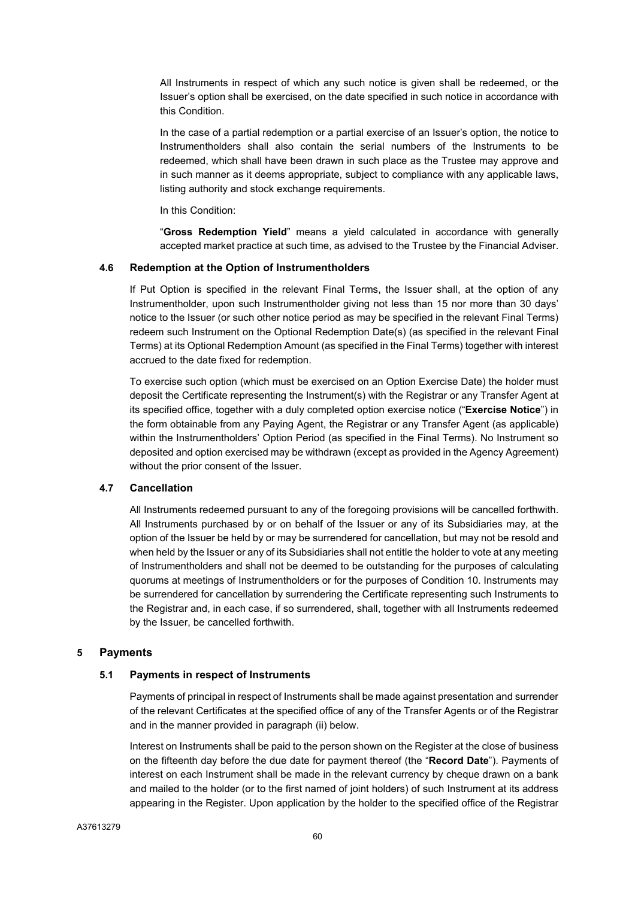All Instruments in respect of which any such notice is given shall be redeemed, or the Issuer's option shall be exercised, on the date specified in such notice in accordance with this Condition.

In the case of a partial redemption or a partial exercise of an Issuer's option, the notice to Instrumentholders shall also contain the serial numbers of the Instruments to be redeemed, which shall have been drawn in such place as the Trustee may approve and in such manner as it deems appropriate, subject to compliance with any applicable laws, listing authority and stock exchange requirements.

In this Condition:

"**Gross Redemption Yield**" means a yield calculated in accordance with generally accepted market practice at such time, as advised to the Trustee by the Financial Adviser.

### 4.6 Redemption at the Option of Instrumentholders

If Put Option is specified in the relevant Final Terms, the Issuer shall, at the option of any Instrumentholder, upon such Instrumentholder giving not less than 15 nor more than 30 days' notice to the Issuer (or such other notice period as may be specified in the relevant Final Terms) redeem such Instrument on the Optional Redemption Date(s) (as specified in the relevant Final Terms) at its Optional Redemption Amount (as specified in the Final Terms) together with interest accrued to the date fixed for redemption.

To exercise such option (which must be exercised on an Option Exercise Date) the holder must deposit the Certificate representing the Instrument(s) with the Registrar or any Transfer Agent at its specified office, together with a duly completed option exercise notice ("**Exercise Notice**") in the form obtainable from any Paying Agent, the Registrar or any Transfer Agent (as applicable) within the Instrumentholders' Option Period (as specified in the Final Terms). No Instrument so deposited and option exercised may be withdrawn (except as provided in the Agency Agreement) without the prior consent of the Issuer.

### 4.7 Cancellation

All Instruments redeemed pursuant to any of the foregoing provisions will be cancelled forthwith. All Instruments purchased by or on behalf of the Issuer or any of its Subsidiaries may, at the option of the Issuer be held by or may be surrendered for cancellation, but may not be resold and when held by the Issuer or any of its Subsidiaries shall not entitle the holder to vote at any meeting of Instrumentholders and shall not be deemed to be outstanding for the purposes of calculating quorums at meetings of Instrumentholders or for the purposes of Condition 10. Instruments may be surrendered for cancellation by surrendering the Certificate representing such Instruments to the Registrar and, in each case, if so surrendered, shall, together with all Instruments redeemed by the Issuer, be cancelled forthwith.

## 5 Payments

### 5.1 Payments in respect of Instruments

Payments of principal in respect of Instruments shall be made against presentation and surrender of the relevant Certificates at the specified office of any of the Transfer Agents or of the Registrar and in the manner provided in paragraph (ii) below.

Interest on Instruments shall be paid to the person shown on the Register at the close of business on the fifteenth day before the due date for payment thereof (the "**Record Date**"). Payments of interest on each Instrument shall be made in the relevant currency by cheque drawn on a bank and mailed to the holder (or to the first named of joint holders) of such Instrument at its address appearing in the Register. Upon application by the holder to the specified office of the Registrar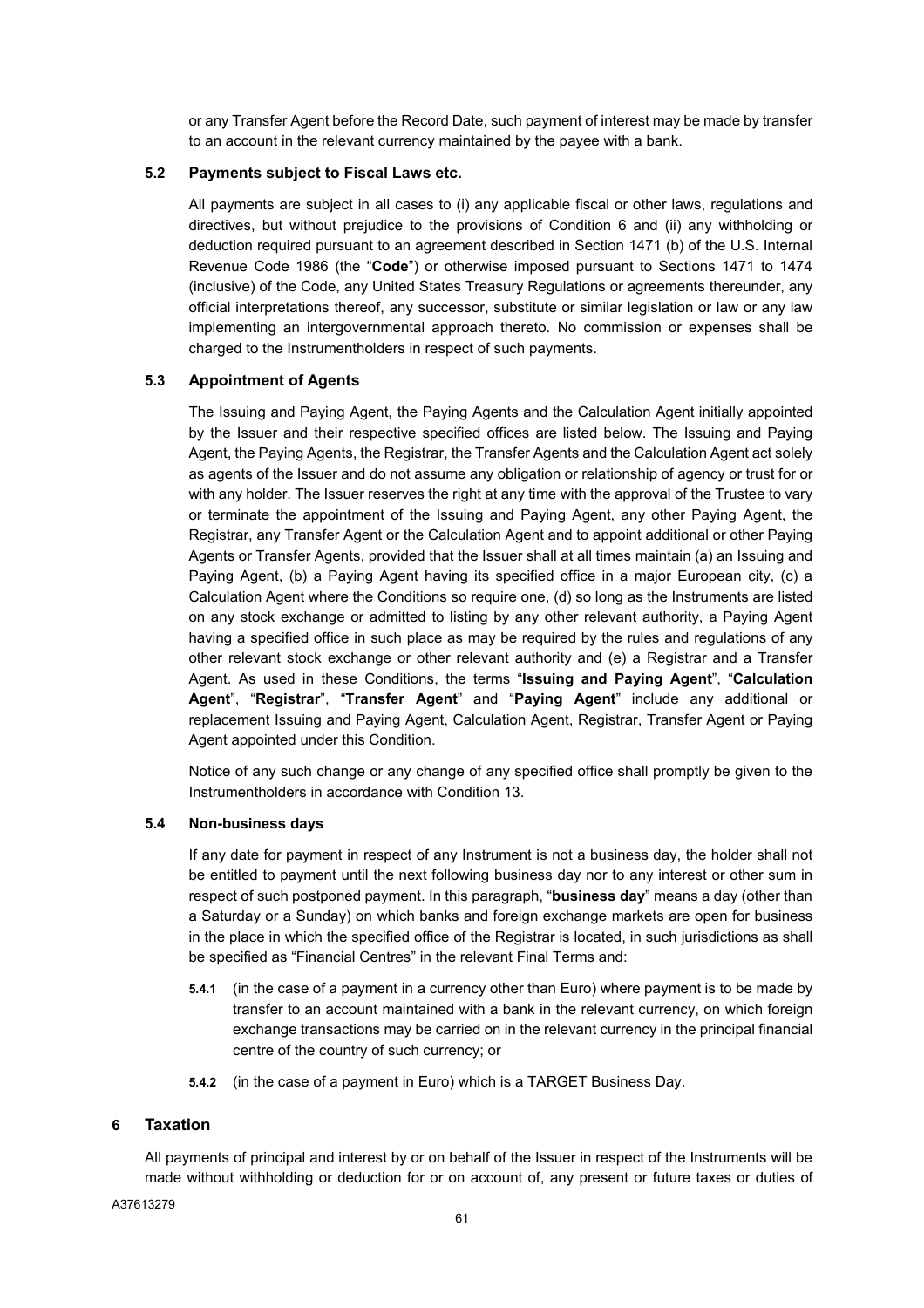or any Transfer Agent before the Record Date, such payment of interest may be made by transfer to an account in the relevant currency maintained by the payee with a bank.

### 5.2 Payments subject to Fiscal Laws etc.

All payments are subject in all cases to (i) any applicable fiscal or other laws, regulations and directives, but without prejudice to the provisions of Condition 6 and (ii) any withholding or deduction required pursuant to an agreement described in Section 1471 (b) of the U.S. Internal Revenue Code 1986 (the "**Code**") or otherwise imposed pursuant to Sections 1471 to 1474 (inclusive) of the Code, any United States Treasury Regulations or agreements thereunder, any official interpretations thereof, any successor, substitute or similar legislation or law or any law implementing an intergovernmental approach thereto. No commission or expenses shall be charged to the Instrumentholders in respect of such payments.

### 5.3 Appointment of Agents

The Issuing and Paying Agent, the Paying Agents and the Calculation Agent initially appointed by the Issuer and their respective specified offices are listed below. The Issuing and Paying Agent, the Paying Agents, the Registrar, the Transfer Agents and the Calculation Agent act solely as agents of the Issuer and do not assume any obligation or relationship of agency or trust for or with any holder. The Issuer reserves the right at any time with the approval of the Trustee to vary or terminate the appointment of the Issuing and Paying Agent, any other Paying Agent, the Registrar, any Transfer Agent or the Calculation Agent and to appoint additional or other Paying Agents or Transfer Agents, provided that the Issuer shall at all times maintain (a) an Issuing and Paying Agent, (b) a Paying Agent having its specified office in a major European city, (c) a Calculation Agent where the Conditions so require one, (d) so long as the Instruments are listed on any stock exchange or admitted to listing by any other relevant authority, a Paying Agent having a specified office in such place as may be required by the rules and regulations of any other relevant stock exchange or other relevant authority and (e) a Registrar and a Transfer Agent. As used in these Conditions, the terms "**Issuing and Paying Agent**", "**Calculation Agent**", "**Registrar**", "**Transfer Agent**" and "**Paying Agent**" include any additional or replacement Issuing and Paying Agent, Calculation Agent, Registrar, Transfer Agent or Paying Agent appointed under this Condition.

Notice of any such change or any change of any specified office shall promptly be given to the Instrumentholders in accordance with Condition 13.

### 5.4 Non-business days

If any date for payment in respect of any Instrument is not a business day, the holder shall not be entitled to payment until the next following business day nor to any interest or other sum in respect of such postponed payment. In this paragraph, "**business day**" means a day (other than a Saturday or a Sunday) on which banks and foreign exchange markets are open for business in the place in which the specified office of the Registrar is located, in such jurisdictions as shall be specified as "Financial Centres" in the relevant Final Terms and:

**5.4.1** (in the case of a payment in a currency other than Euro) where payment is to be made by transfer to an account maintained with a bank in the relevant currency, on which foreign exchange transactions may be carried on in the relevant currency in the principal financial centre of the country of such currency; or

**5.4.2** (in the case of a payment in Euro) which is a TARGET Business Day.

## 6 Taxation

All payments of principal and interest by or on behalf of the Issuer in respect of the Instruments will be made without withholding or deduction for or on account of, any present or future taxes or duties of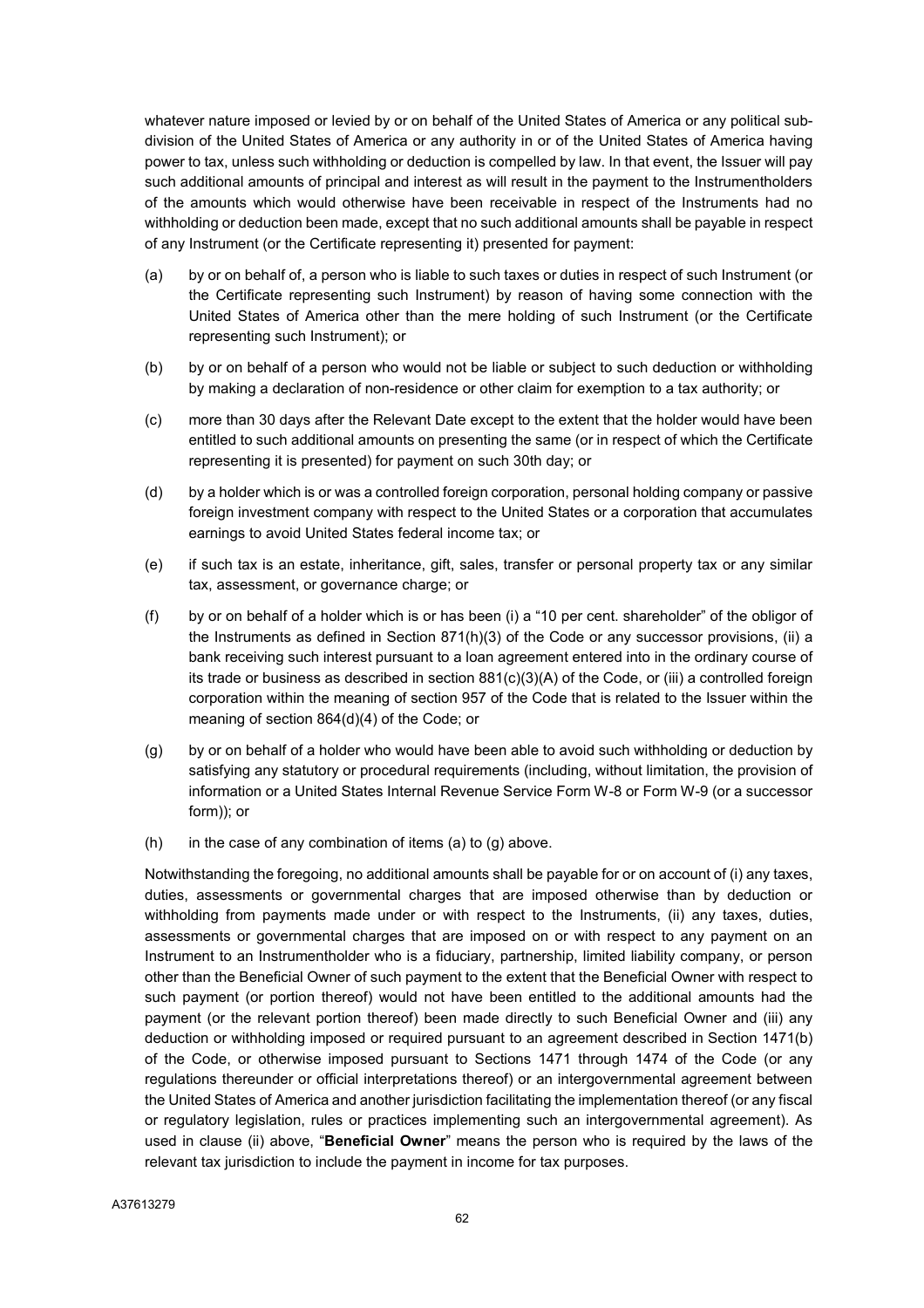whatever nature imposed or levied by or on behalf of the United States of America or any political sub-division of the United States of America or any authority in or of the United States of America having power to tax, unless such withholding or deduction is compelled by law. In that event, the Issuer will pay such additional amounts of principal and interest as will result in the payment to the Instrumentholders of the amounts which would otherwise have been receivable in respect of the Instruments had no withholding or deduction been made, except that no such additional amounts shall be payable in respect of any Instrument (or the Certificate representing it) presented for payment:

(a) by or on behalf of, a person who is liable to such taxes or duties in respect of such Instrument (or the Certificate representing such Instrument) by reason of having some connection with the United States of America other than the mere holding of such Instrument (or the Certificate representing such Instrument); or

(b) by or on behalf of a person who would not be liable or subject to such deduction or withholding by making a declaration of non-residence or other claim for exemption to a tax authority; or

(c) more than 30 days after the Relevant Date except to the extent that the holder would have been entitled to such additional amounts on presenting the same (or in respect of which the Certificate representing it is presented) for payment on such 30th day; or

(d) by a holder which is or was a controlled foreign corporation, personal holding company or passive foreign investment company with respect to the United States or a corporation that accumulates earnings to avoid United States federal income tax; or

(e) if such tax is an estate, inheritance, gift, sales, transfer or personal property tax or any similar tax, assessment, or governance charge; or

(f) by or on behalf of a holder which is or has been (i) a "10 per cent. shareholder" of the obligor of the Instruments as defined in Section 871(h)(3) of the Code or any successor provisions, (ii) a bank receiving such interest pursuant to a loan agreement entered into in the ordinary course of its trade or business as described in section 881(c)(3)(A) of the Code, or (iii) a controlled foreign corporation within the meaning of section 957 of the Code that is related to the Issuer within the meaning of section 864(d)(4) of the Code; or

(g) by or on behalf of a holder who would have been able to avoid such withholding or deduction by satisfying any statutory or procedural requirements (including, without limitation, the provision of information or a United States Internal Revenue Service Form W-8 or Form W-9 (or a successor form)); or

(h) in the case of any combination of items (a) to (g) above.

Notwithstanding the foregoing, no additional amounts shall be payable for or on account of (i) any taxes, duties, assessments or governmental charges that are imposed otherwise than by deduction or withholding from payments made under or with respect to the Instruments, (ii) any taxes, duties, assessments or governmental charges that are imposed on or with respect to any payment on an Instrument to an Instrumentholder who is a fiduciary, partnership, limited liability company, or person other than the Beneficial Owner of such payment to the extent that the Beneficial Owner with respect to such payment (or portion thereof) would not have been entitled to the additional amounts had the payment (or the relevant portion thereof) been made directly to such Beneficial Owner and (iii) any deduction or withholding imposed or required pursuant to an agreement described in Section 1471(b) of the Code, or otherwise imposed pursuant to Sections 1471 through 1474 of the Code (or any regulations thereunder or official interpretations thereof) or an intergovernmental agreement between the United States of America and another jurisdiction facilitating the implementation thereof (or any fiscal or regulatory legislation, rules or practices implementing such an intergovernmental agreement). As used in clause (ii) above, "**Beneficial Owner**" means the person who is required by the laws of the relevant tax jurisdiction to include the payment in income for tax purposes.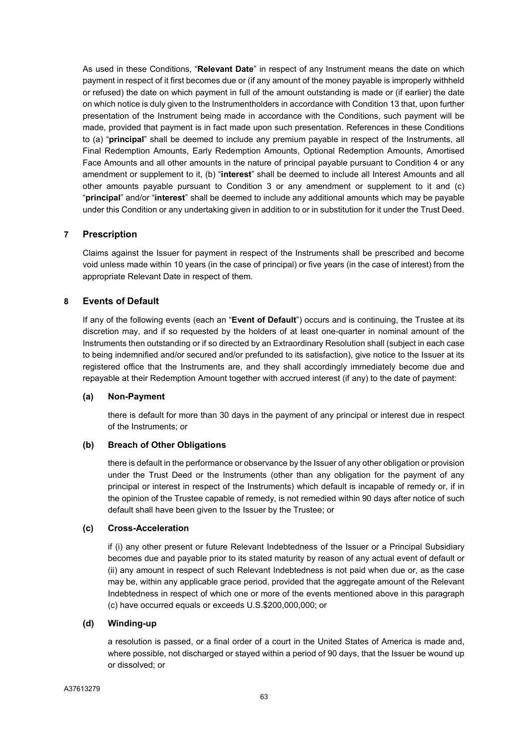As used in these Conditions, "**Relevant Date**" in respect of any Instrument means the date on which payment in respect of it first becomes due or (if any amount of the money payable is improperly withheld or refused) the date on which payment in full of the amount outstanding is made or (if earlier) the date on which notice is duly given to the Instrumentholders in accordance with Condition 13 that, upon further presentation of the Instrument being made in accordance with the Conditions, such payment will be made, provided that payment is in fact made upon such presentation. References in these Conditions to (a) "**principal**" shall be deemed to include any premium payable in respect of the Instruments, all Final Redemption Amounts, Early Redemption Amounts, Optional Redemption Amounts, Amortised Face Amounts and all other amounts in the nature of principal payable pursuant to Condition 4 or any amendment or supplement to it, (b) "**interest**" shall be deemed to include all Interest Amounts and all other amounts payable pursuant to Condition 3 or any amendment or supplement to it and (c) "**principal**" and/or "**interest**" shall be deemed to include any additional amounts which may be payable under this Condition or any undertaking given in addition to or in substitution for it under the Trust Deed.

## 7 Prescription

Claims against the Issuer for payment in respect of the Instruments shall be prescribed and become void unless made within 10 years (in the case of principal) or five years (in the case of interest) from the appropriate Relevant Date in respect of them.

## 8 Events of Default

If any of the following events (each an "**Event of Default**") occurs and is continuing, the Trustee at its discretion may, and if so requested by the holders of at least one-quarter in nominal amount of the Instruments then outstanding or if so directed by an Extraordinary Resolution shall (subject in each case to being indemnified and/or secured and/or prefunded to its satisfaction), give notice to the Issuer at its registered office that the Instruments are, and they shall accordingly immediately become due and repayable at their Redemption Amount together with accrued interest (if any) to the date of payment:

### (a) Non-Payment

there is default for more than 30 days in the payment of any principal or interest due in respect of the Instruments; or

### (b) Breach of Other Obligations

there is default in the performance or observance by the Issuer of any other obligation or provision under the Trust Deed or the Instruments (other than any obligation for the payment of any principal or interest in respect of the Instruments) which default is incapable of remedy or, if in the opinion of the Trustee capable of remedy, is not remedied within 90 days after notice of such default shall have been given to the Issuer by the Trustee; or

### (c) Cross-Acceleration

if (i) any other present or future Relevant Indebtedness of the Issuer or a Principal Subsidiary becomes due and payable prior to its stated maturity by reason of any actual event of default or (ii) any amount in respect of such Relevant Indebtedness is not paid when due or, as the case may be, within any applicable grace period, provided that the aggregate amount of the Relevant Indebtedness in respect of which one or more of the events mentioned above in this paragraph (c) have occurred equals or exceeds U.S.$200,000,000; or

### (d) Winding-up

a resolution is passed, or a final order of a court in the United States of America is made and, where possible, not discharged or stayed within a period of 90 days, that the Issuer be wound up or dissolved; or

A37613279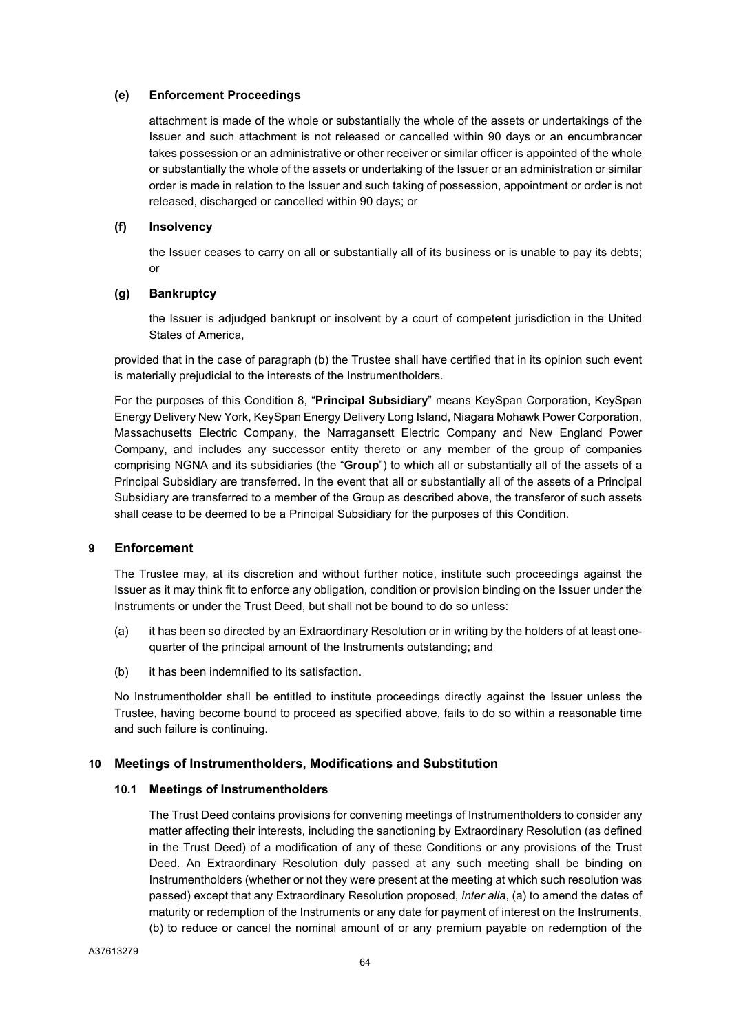**(e) Enforcement Proceedings**

attachment is made of the whole or substantially the whole of the assets or undertakings of the Issuer and such attachment is not released or cancelled within 90 days or an encumbrancer takes possession or an administrative or other receiver or similar officer is appointed of the whole or substantially the whole of the assets or undertaking of the Issuer or an administration or similar order is made in relation to the Issuer and such taking of possession, appointment or order is not released, discharged or cancelled within 90 days; or

**(f) Insolvency**

the Issuer ceases to carry on all or substantially all of its business or is unable to pay its debts; or

**(g) Bankruptcy**

the Issuer is adjudged bankrupt or insolvent by a court of competent jurisdiction in the United States of America,

provided that in the case of paragraph (b) the Trustee shall have certified that in its opinion such event is materially prejudicial to the interests of the Instrumentholders.

For the purposes of this Condition 8, "**Principal Subsidiary**" means KeySpan Corporation, KeySpan Energy Delivery New York, KeySpan Energy Delivery Long Island, Niagara Mohawk Power Corporation, Massachusetts Electric Company, the Narragansett Electric Company and New England Power Company, and includes any successor entity thereto or any member of the group of companies comprising NGNA and its subsidiaries (the "**Group**") to which all or substantially all of the assets of a Principal Subsidiary are transferred. In the event that all or substantially all of the assets of a Principal Subsidiary are transferred to a member of the Group as described above, the transferor of such assets shall cease to be deemed to be a Principal Subsidiary for the purposes of this Condition.

## 9 Enforcement

The Trustee may, at its discretion and without further notice, institute such proceedings against the Issuer as it may think fit to enforce any obligation, condition or provision binding on the Issuer under the Instruments or under the Trust Deed, but shall not be bound to do so unless:

(a) it has been so directed by an Extraordinary Resolution or in writing by the holders of at least one-quarter of the principal amount of the Instruments outstanding; and

(b) it has been indemnified to its satisfaction.

No Instrumentholder shall be entitled to institute proceedings directly against the Issuer unless the Trustee, having become bound to proceed as specified above, fails to do so within a reasonable time and such failure is continuing.

## 10 Meetings of Instrumentholders, Modifications and Substitution

### 10.1 Meetings of Instrumentholders

The Trust Deed contains provisions for convening meetings of Instrumentholders to consider any matter affecting their interests, including the sanctioning by Extraordinary Resolution (as defined in the Trust Deed) of a modification of any of these Conditions or any provisions of the Trust Deed. An Extraordinary Resolution duly passed at any such meeting shall be binding on Instrumentholders (whether or not they were present at the meeting at which such resolution was passed) except that any Extraordinary Resolution proposed, *inter alia*, (a) to amend the dates of maturity or redemption of the Instruments or any date for payment of interest on the Instruments, (b) to reduce or cancel the nominal amount of or any premium payable on redemption of the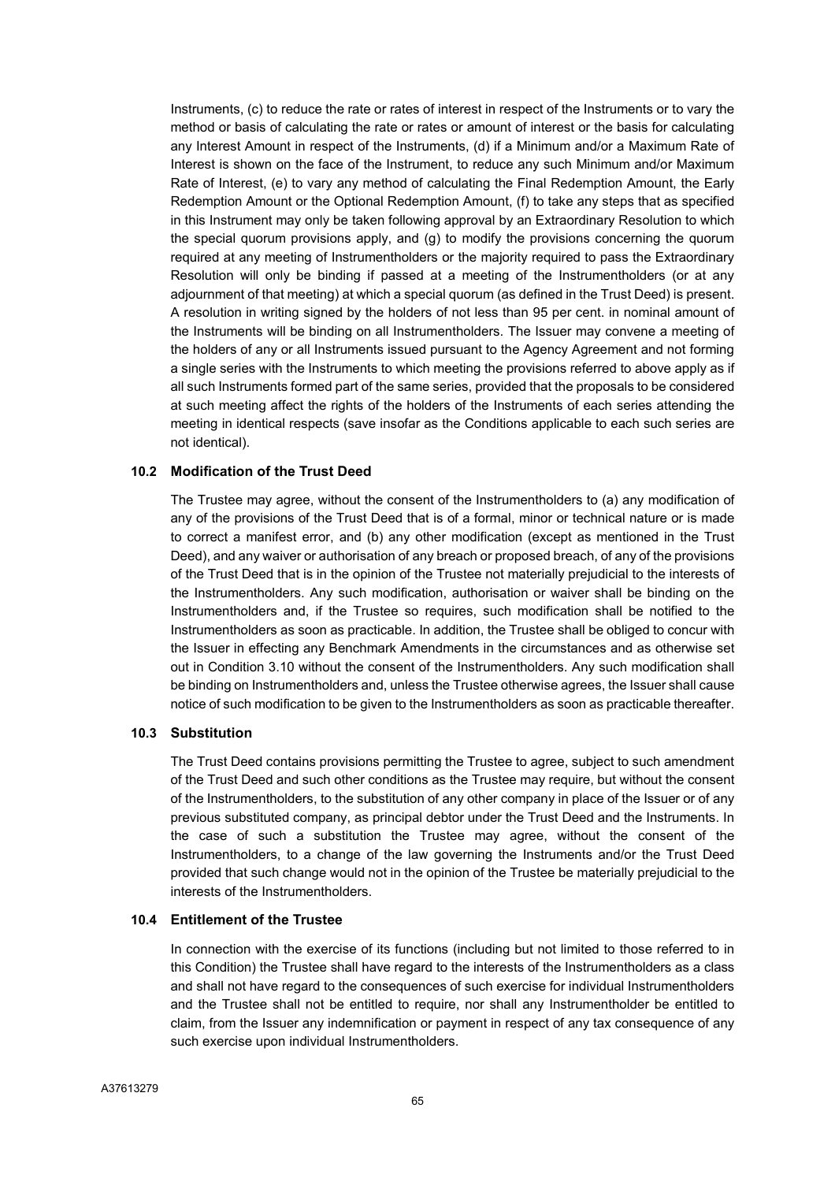Instruments, (c) to reduce the rate or rates of interest in respect of the Instruments or to vary the method or basis of calculating the rate or rates or amount of interest or the basis for calculating any Interest Amount in respect of the Instruments, (d) if a Minimum and/or a Maximum Rate of Interest is shown on the face of the Instrument, to reduce any such Minimum and/or Maximum Rate of Interest, (e) to vary any method of calculating the Final Redemption Amount, the Early Redemption Amount or the Optional Redemption Amount, (f) to take any steps that as specified in this Instrument may only be taken following approval by an Extraordinary Resolution to which the special quorum provisions apply, and (g) to modify the provisions concerning the quorum required at any meeting of Instrumentholders or the majority required to pass the Extraordinary Resolution will only be binding if passed at a meeting of the Instrumentholders (or at any adjournment of that meeting) at which a special quorum (as defined in the Trust Deed) is present. A resolution in writing signed by the holders of not less than 95 per cent. in nominal amount of the Instruments will be binding on all Instrumentholders. The Issuer may convene a meeting of the holders of any or all Instruments issued pursuant to the Agency Agreement and not forming a single series with the Instruments to which meeting the provisions referred to above apply as if all such Instruments formed part of the same series, provided that the proposals to be considered at such meeting affect the rights of the holders of the Instruments of each series attending the meeting in identical respects (save insofar as the Conditions applicable to each such series are not identical).

### 10.2 Modification of the Trust Deed

The Trustee may agree, without the consent of the Instrumentholders to (a) any modification of any of the provisions of the Trust Deed that is of a formal, minor or technical nature or is made to correct a manifest error, and (b) any other modification (except as mentioned in the Trust Deed), and any waiver or authorisation of any breach or proposed breach, of any of the provisions of the Trust Deed that is in the opinion of the Trustee not materially prejudicial to the interests of the Instrumentholders. Any such modification, authorisation or waiver shall be binding on the Instrumentholders and, if the Trustee so requires, such modification shall be notified to the Instrumentholders as soon as practicable. In addition, the Trustee shall be obliged to concur with the Issuer in effecting any Benchmark Amendments in the circumstances and as otherwise set out in Condition 3.10 without the consent of the Instrumentholders. Any such modification shall be binding on Instrumentholders and, unless the Trustee otherwise agrees, the Issuer shall cause notice of such modification to be given to the Instrumentholders as soon as practicable thereafter.

### 10.3 Substitution

The Trust Deed contains provisions permitting the Trustee to agree, subject to such amendment of the Trust Deed and such other conditions as the Trustee may require, but without the consent of the Instrumentholders, to the substitution of any other company in place of the Issuer or of any previous substituted company, as principal debtor under the Trust Deed and the Instruments. In the case of such a substitution the Trustee may agree, without the consent of the Instrumentholders, to a change of the law governing the Instruments and/or the Trust Deed provided that such change would not in the opinion of the Trustee be materially prejudicial to the interests of the Instrumentholders.

### 10.4 Entitlement of the Trustee

In connection with the exercise of its functions (including but not limited to those referred to in this Condition) the Trustee shall have regard to the interests of the Instrumentholders as a class and shall not have regard to the consequences of such exercise for individual Instrumentholders and the Trustee shall not be entitled to require, nor shall any Instrumentholder be entitled to claim, from the Issuer any indemnification or payment in respect of any tax consequence of any such exercise upon individual Instrumentholders.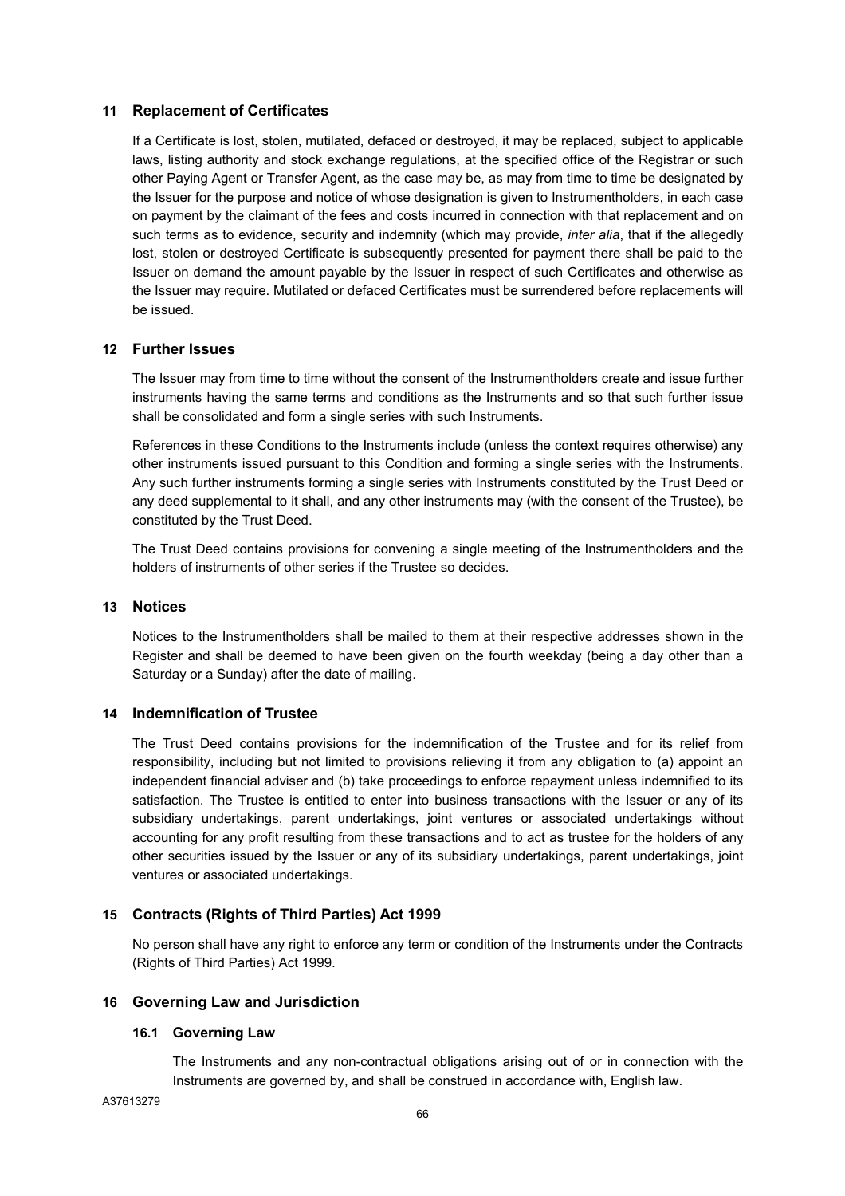## 11 Replacement of Certificates

If a Certificate is lost, stolen, mutilated, defaced or destroyed, it may be replaced, subject to applicable laws, listing authority and stock exchange regulations, at the specified office of the Registrar or such other Paying Agent or Transfer Agent, as the case may be, as may from time to time be designated by the Issuer for the purpose and notice of whose designation is given to Instrumentholders, in each case on payment by the claimant of the fees and costs incurred in connection with that replacement and on such terms as to evidence, security and indemnity (which may provide, *inter alia*, that if the allegedly lost, stolen or destroyed Certificate is subsequently presented for payment there shall be paid to the Issuer on demand the amount payable by the Issuer in respect of such Certificates and otherwise as the Issuer may require. Mutilated or defaced Certificates must be surrendered before replacements will be issued.

## 12 Further Issues

The Issuer may from time to time without the consent of the Instrumentholders create and issue further instruments having the same terms and conditions as the Instruments and so that such further issue shall be consolidated and form a single series with such Instruments.

References in these Conditions to the Instruments include (unless the context requires otherwise) any other instruments issued pursuant to this Condition and forming a single series with the Instruments. Any such further instruments forming a single series with Instruments constituted by the Trust Deed or any deed supplemental to it shall, and any other instruments may (with the consent of the Trustee), be constituted by the Trust Deed.

The Trust Deed contains provisions for convening a single meeting of the Instrumentholders and the holders of instruments of other series if the Trustee so decides.

## 13 Notices

Notices to the Instrumentholders shall be mailed to them at their respective addresses shown in the Register and shall be deemed to have been given on the fourth weekday (being a day other than a Saturday or a Sunday) after the date of mailing.

## 14 Indemnification of Trustee

The Trust Deed contains provisions for the indemnification of the Trustee and for its relief from responsibility, including but not limited to provisions relieving it from any obligation to (a) appoint an independent financial adviser and (b) take proceedings to enforce repayment unless indemnified to its satisfaction. The Trustee is entitled to enter into business transactions with the Issuer or any of its subsidiary undertakings, parent undertakings, joint ventures or associated undertakings without accounting for any profit resulting from these transactions and to act as trustee for the holders of any other securities issued by the Issuer or any of its subsidiary undertakings, parent undertakings, joint ventures or associated undertakings.

## 15 Contracts (Rights of Third Parties) Act 1999

No person shall have any right to enforce any term or condition of the Instruments under the Contracts (Rights of Third Parties) Act 1999.

## 16 Governing Law and Jurisdiction

### 16.1 Governing Law

The Instruments and any non-contractual obligations arising out of or in connection with the Instruments are governed by, and shall be construed in accordance with, English law.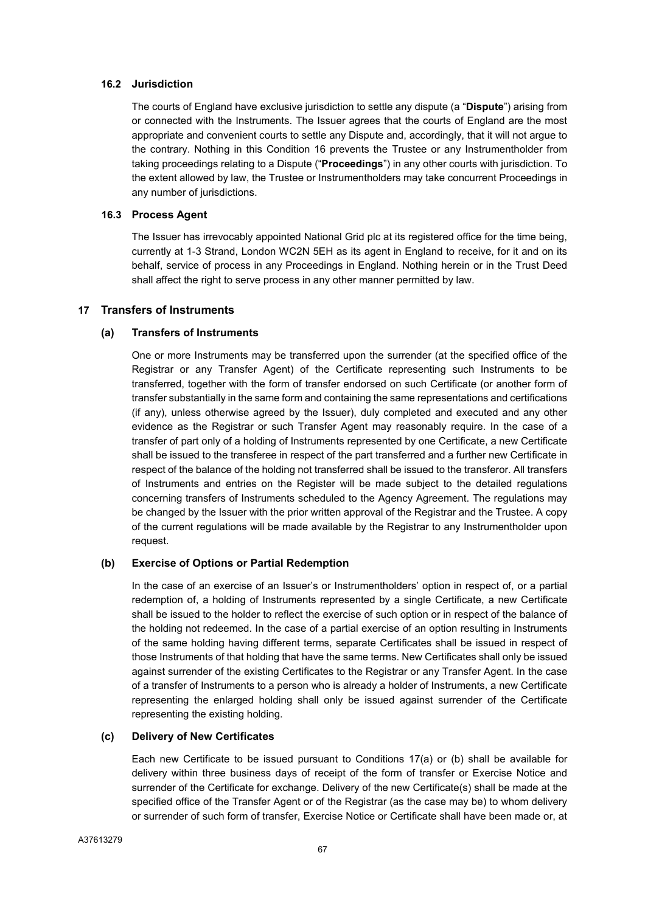### 16.2 Jurisdiction

The courts of England have exclusive jurisdiction to settle any dispute (a "**Dispute**") arising from or connected with the Instruments. The Issuer agrees that the courts of England are the most appropriate and convenient courts to settle any Dispute and, accordingly, that it will not argue to the contrary. Nothing in this Condition 16 prevents the Trustee or any Instrumentholder from taking proceedings relating to a Dispute ("**Proceedings**") in any other courts with jurisdiction. To the extent allowed by law, the Trustee or Instrumentholders may take concurrent Proceedings in any number of jurisdictions.

### 16.3 Process Agent

The Issuer has irrevocably appointed National Grid plc at its registered office for the time being, currently at 1-3 Strand, London WC2N 5EH as its agent in England to receive, for it and on its behalf, service of process in any Proceedings in England. Nothing herein or in the Trust Deed shall affect the right to serve process in any other manner permitted by law.

## 17 Transfers of Instruments

### (a) Transfers of Instruments

One or more Instruments may be transferred upon the surrender (at the specified office of the Registrar or any Transfer Agent) of the Certificate representing such Instruments to be transferred, together with the form of transfer endorsed on such Certificate (or another form of transfer substantially in the same form and containing the same representations and certifications (if any), unless otherwise agreed by the Issuer), duly completed and executed and any other evidence as the Registrar or such Transfer Agent may reasonably require. In the case of a transfer of part only of a holding of Instruments represented by one Certificate, a new Certificate shall be issued to the transferee in respect of the part transferred and a further new Certificate in respect of the balance of the holding not transferred shall be issued to the transferor. All transfers of Instruments and entries on the Register will be made subject to the detailed regulations concerning transfers of Instruments scheduled to the Agency Agreement. The regulations may be changed by the Issuer with the prior written approval of the Registrar and the Trustee. A copy of the current regulations will be made available by the Registrar to any Instrumentholder upon request.

### (b) Exercise of Options or Partial Redemption

In the case of an exercise of an Issuer's or Instrumentholders' option in respect of, or a partial redemption of, a holding of Instruments represented by a single Certificate, a new Certificate shall be issued to the holder to reflect the exercise of such option or in respect of the balance of the holding not redeemed. In the case of a partial exercise of an option resulting in Instruments of the same holding having different terms, separate Certificates shall be issued in respect of those Instruments of that holding that have the same terms. New Certificates shall only be issued against surrender of the existing Certificates to the Registrar or any Transfer Agent. In the case of a transfer of Instruments to a person who is already a holder of Instruments, a new Certificate representing the enlarged holding shall only be issued against surrender of the Certificate representing the existing holding.

### (c) Delivery of New Certificates

Each new Certificate to be issued pursuant to Conditions 17(a) or (b) shall be available for delivery within three business days of receipt of the form of transfer or Exercise Notice and surrender of the Certificate for exchange. Delivery of the new Certificate(s) shall be made at the specified office of the Transfer Agent or of the Registrar (as the case may be) to whom delivery or surrender of such form of transfer, Exercise Notice or Certificate shall have been made or, at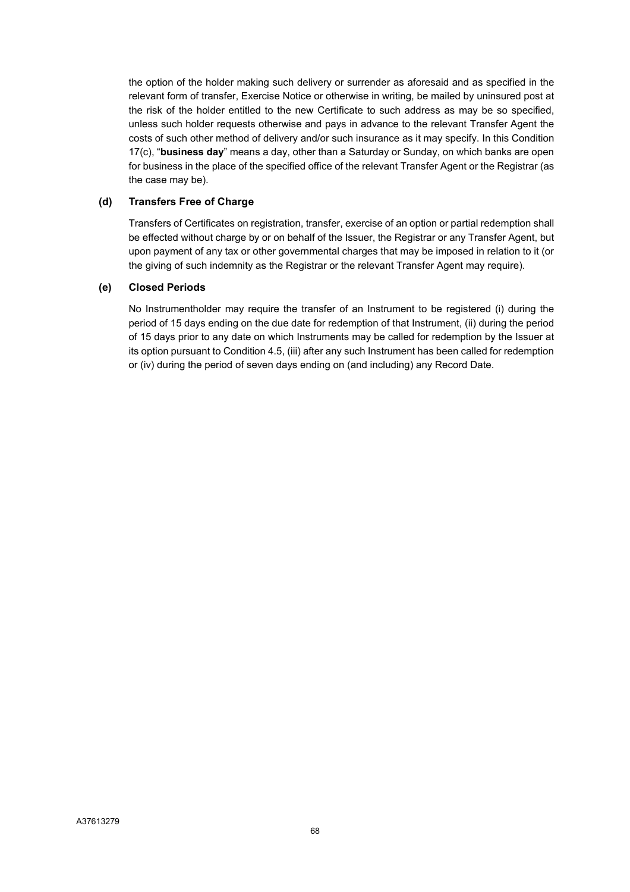the option of the holder making such delivery or surrender as aforesaid and as specified in the relevant form of transfer, Exercise Notice or otherwise in writing, be mailed by uninsured post at the risk of the holder entitled to the new Certificate to such address as may be so specified, unless such holder requests otherwise and pays in advance to the relevant Transfer Agent the costs of such other method of delivery and/or such insurance as it may specify. In this Condition 17(c), "**business day**" means a day, other than a Saturday or Sunday, on which banks are open for business in the place of the specified office of the relevant Transfer Agent or the Registrar (as the case may be).

**(d) Transfers Free of Charge**

Transfers of Certificates on registration, transfer, exercise of an option or partial redemption shall be effected without charge by or on behalf of the Issuer, the Registrar or any Transfer Agent, but upon payment of any tax or other governmental charges that may be imposed in relation to it (or the giving of such indemnity as the Registrar or the relevant Transfer Agent may require).

**(e) Closed Periods**

No Instrumentholder may require the transfer of an Instrument to be registered (i) during the period of 15 days ending on the due date for redemption of that Instrument, (ii) during the period of 15 days prior to any date on which Instruments may be called for redemption by the Issuer at its option pursuant to Condition 4.5, (iii) after any such Instrument has been called for redemption or (iv) during the period of seven days ending on (and including) any Record Date.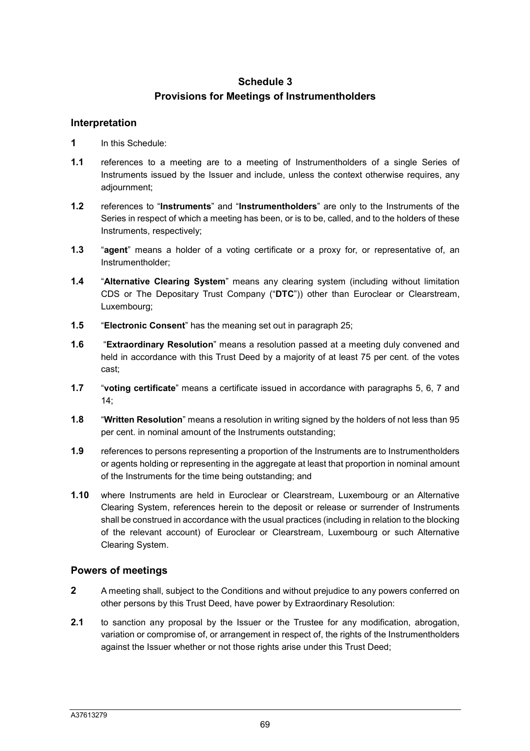# Schedule 3
# Provisions for Meetings of Instrumentholders

## Interpretation

**1** In this Schedule:

**1.1** references to a meeting are to a meeting of Instrumentholders of a single Series of Instruments issued by the Issuer and include, unless the context otherwise requires, any adjournment;

**1.2** references to "**Instruments**" and "**Instrumentholders**" are only to the Instruments of the Series in respect of which a meeting has been, or is to be, called, and to the holders of these Instruments, respectively;

**1.3** "**agent**" means a holder of a voting certificate or a proxy for, or representative of, an Instrumentholder;

**1.4** "**Alternative Clearing System**" means any clearing system (including without limitation CDS or The Depositary Trust Company ("**DTC**")) other than Euroclear or Clearstream, Luxembourg;

**1.5** "**Electronic Consent**" has the meaning set out in paragraph 25;

**1.6** "**Extraordinary Resolution**" means a resolution passed at a meeting duly convened and held in accordance with this Trust Deed by a majority of at least 75 per cent. of the votes cast;

**1.7** "**voting certificate**" means a certificate issued in accordance with paragraphs 5, 6, 7 and 14;

**1.8** "**Written Resolution**" means a resolution in writing signed by the holders of not less than 95 per cent. in nominal amount of the Instruments outstanding;

**1.9** references to persons representing a proportion of the Instruments are to Instrumentholders or agents holding or representing in the aggregate at least that proportion in nominal amount of the Instruments for the time being outstanding; and

**1.10** where Instruments are held in Euroclear or Clearstream, Luxembourg or an Alternative Clearing System, references herein to the deposit or release or surrender of Instruments shall be construed in accordance with the usual practices (including in relation to the blocking of the relevant account) of Euroclear or Clearstream, Luxembourg or such Alternative Clearing System.

## Powers of meetings

**2** A meeting shall, subject to the Conditions and without prejudice to any powers conferred on other persons by this Trust Deed, have power by Extraordinary Resolution:

**2.1** to sanction any proposal by the Issuer or the Trustee for any modification, abrogation, variation or compromise of, or arrangement in respect of, the rights of the Instrumentholders against the Issuer whether or not those rights arise under this Trust Deed;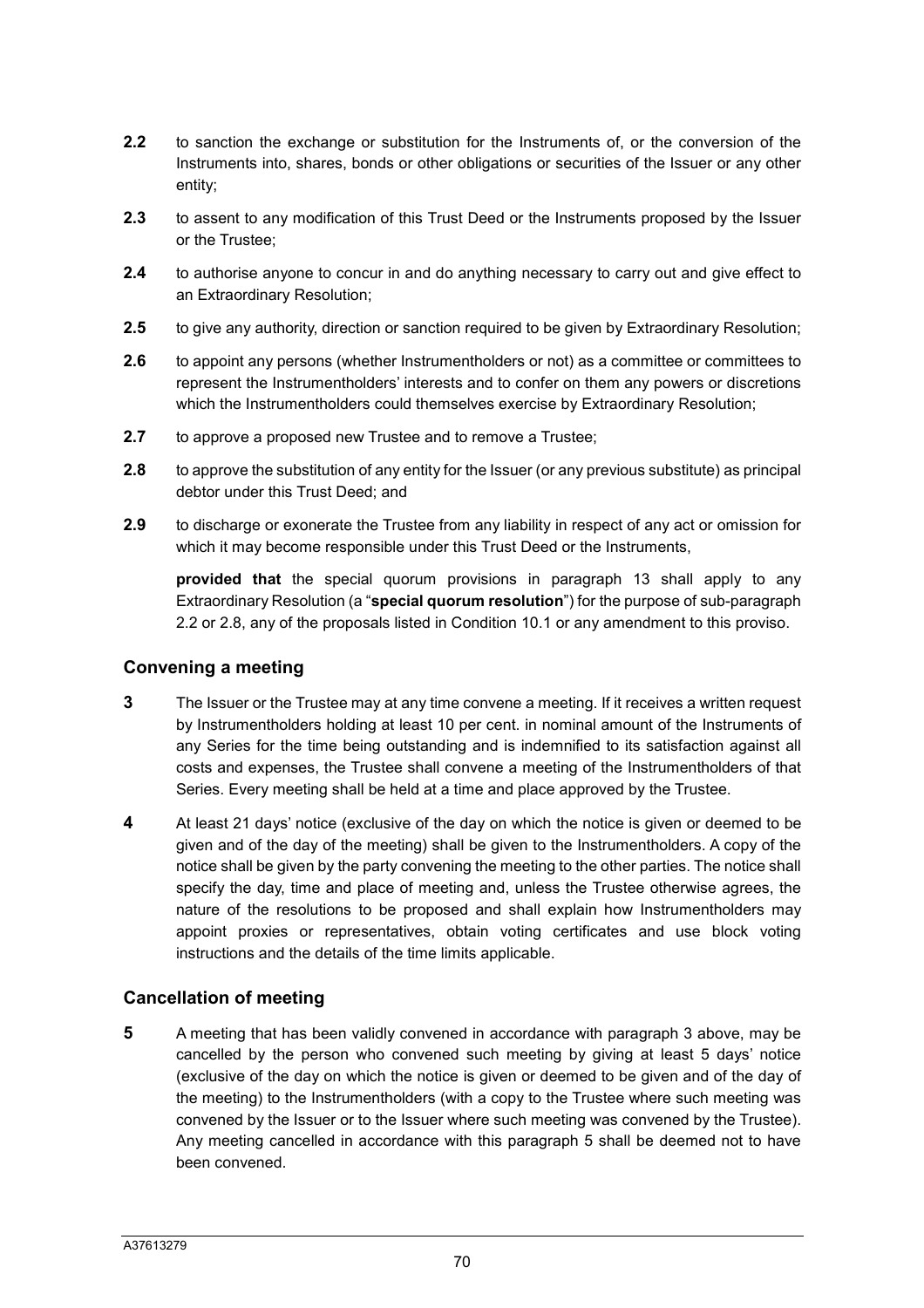**2.2** to sanction the exchange or substitution for the Instruments of, or the conversion of the Instruments into, shares, bonds or other obligations or securities of the Issuer or any other entity;

**2.3** to assent to any modification of this Trust Deed or the Instruments proposed by the Issuer or the Trustee;

**2.4** to authorise anyone to concur in and do anything necessary to carry out and give effect to an Extraordinary Resolution;

**2.5** to give any authority, direction or sanction required to be given by Extraordinary Resolution;

**2.6** to appoint any persons (whether Instrumentholders or not) as a committee or committees to represent the Instrumentholders' interests and to confer on them any powers or discretions which the Instrumentholders could themselves exercise by Extraordinary Resolution;

**2.7** to approve a proposed new Trustee and to remove a Trustee;

**2.8** to approve the substitution of any entity for the Issuer (or any previous substitute) as principal debtor under this Trust Deed; and

**2.9** to discharge or exonerate the Trustee from any liability in respect of any act or omission for which it may become responsible under this Trust Deed or the Instruments,

**provided that** the special quorum provisions in paragraph 13 shall apply to any Extraordinary Resolution (a "**special quorum resolution**") for the purpose of sub-paragraph 2.2 or 2.8, any of the proposals listed in Condition 10.1 or any amendment to this proviso.

## Convening a meeting

**3** The Issuer or the Trustee may at any time convene a meeting. If it receives a written request by Instrumentholders holding at least 10 per cent. in nominal amount of the Instruments of any Series for the time being outstanding and is indemnified to its satisfaction against all costs and expenses, the Trustee shall convene a meeting of the Instrumentholders of that Series. Every meeting shall be held at a time and place approved by the Trustee.

**4** At least 21 days' notice (exclusive of the day on which the notice is given or deemed to be given and of the day of the meeting) shall be given to the Instrumentholders. A copy of the notice shall be given by the party convening the meeting to the other parties. The notice shall specify the day, time and place of meeting and, unless the Trustee otherwise agrees, the nature of the resolutions to be proposed and shall explain how Instrumentholders may appoint proxies or representatives, obtain voting certificates and use block voting instructions and the details of the time limits applicable.

## Cancellation of meeting

**5** A meeting that has been validly convened in accordance with paragraph 3 above, may be cancelled by the person who convened such meeting by giving at least 5 days' notice (exclusive of the day on which the notice is given or deemed to be given and of the day of the meeting) to the Instrumentholders (with a copy to the Trustee where such meeting was convened by the Issuer or to the Issuer where such meeting was convened by the Trustee). Any meeting cancelled in accordance with this paragraph 5 shall be deemed not to have been convened.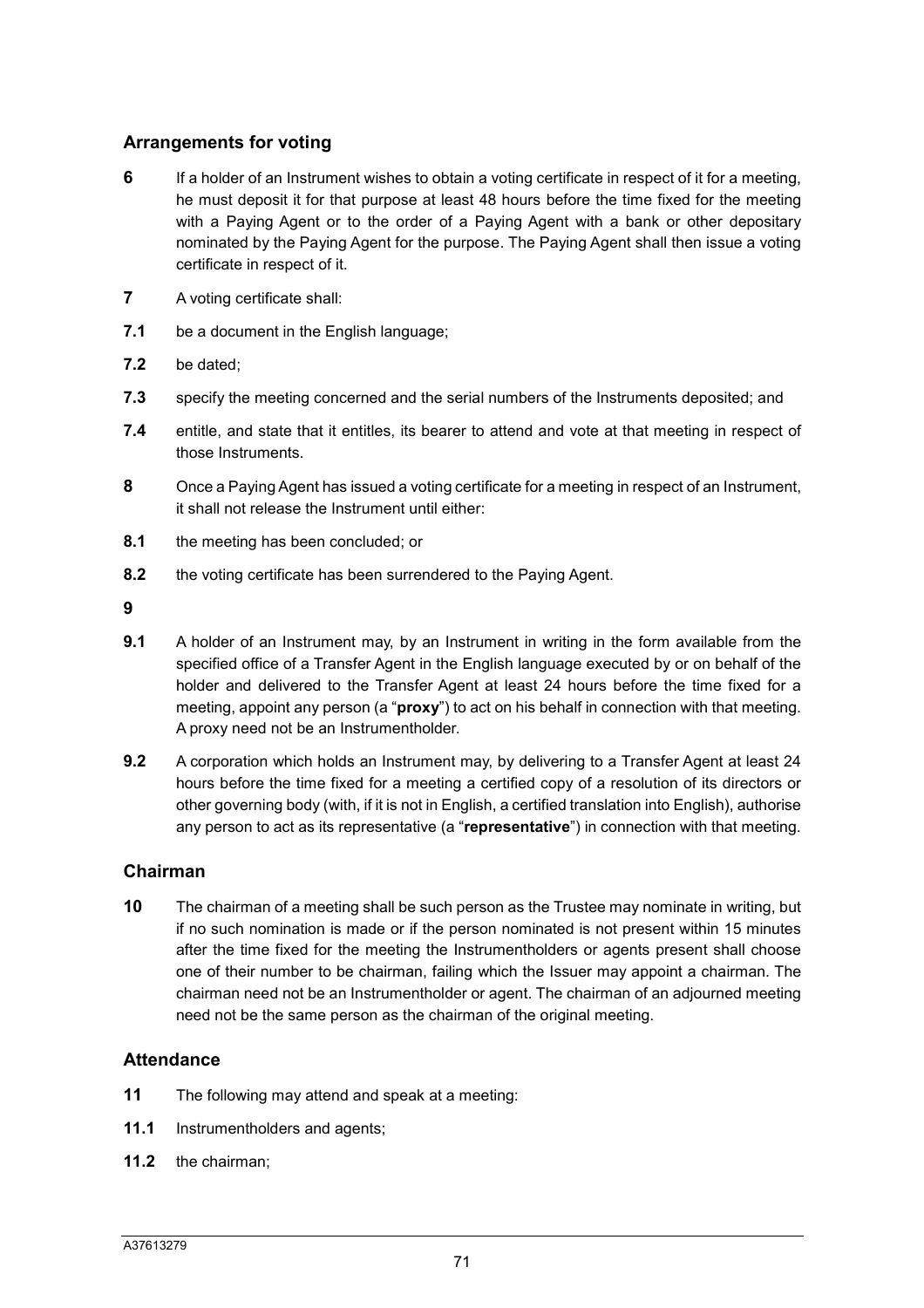## Arrangements for voting

**6** If a holder of an Instrument wishes to obtain a voting certificate in respect of it for a meeting, he must deposit it for that purpose at least 48 hours before the time fixed for the meeting with a Paying Agent or to the order of a Paying Agent with a bank or other depositary nominated by the Paying Agent for the purpose. The Paying Agent shall then issue a voting certificate in respect of it.

**7** A voting certificate shall:

**7.1** be a document in the English language;

**7.2** be dated;

**7.3** specify the meeting concerned and the serial numbers of the Instruments deposited; and

**7.4** entitle, and state that it entitles, its bearer to attend and vote at that meeting in respect of those Instruments.

**8** Once a Paying Agent has issued a voting certificate for a meeting in respect of an Instrument, it shall not release the Instrument until either:

**8.1** the meeting has been concluded; or

**8.2** the voting certificate has been surrendered to the Paying Agent.

**9**

**9.1** A holder of an Instrument may, by an Instrument in writing in the form available from the specified office of a Transfer Agent in the English language executed by or on behalf of the holder and delivered to the Transfer Agent at least 24 hours before the time fixed for a meeting, appoint any person (a "**proxy**") to act on his behalf in connection with that meeting. A proxy need not be an Instrumentholder.

**9.2** A corporation which holds an Instrument may, by delivering to a Transfer Agent at least 24 hours before the time fixed for a meeting a certified copy of a resolution of its directors or other governing body (with, if it is not in English, a certified translation into English), authorise any person to act as its representative (a "**representative**") in connection with that meeting.

## Chairman

**10** The chairman of a meeting shall be such person as the Trustee may nominate in writing, but if no such nomination is made or if the person nominated is not present within 15 minutes after the time fixed for the meeting the Instrumentholders or agents present shall choose one of their number to be chairman, failing which the Issuer may appoint a chairman. The chairman need not be an Instrumentholder or agent. The chairman of an adjourned meeting need not be the same person as the chairman of the original meeting.

## Attendance

**11** The following may attend and speak at a meeting:

**11.1** Instrumentholders and agents;

**11.2** the chairman;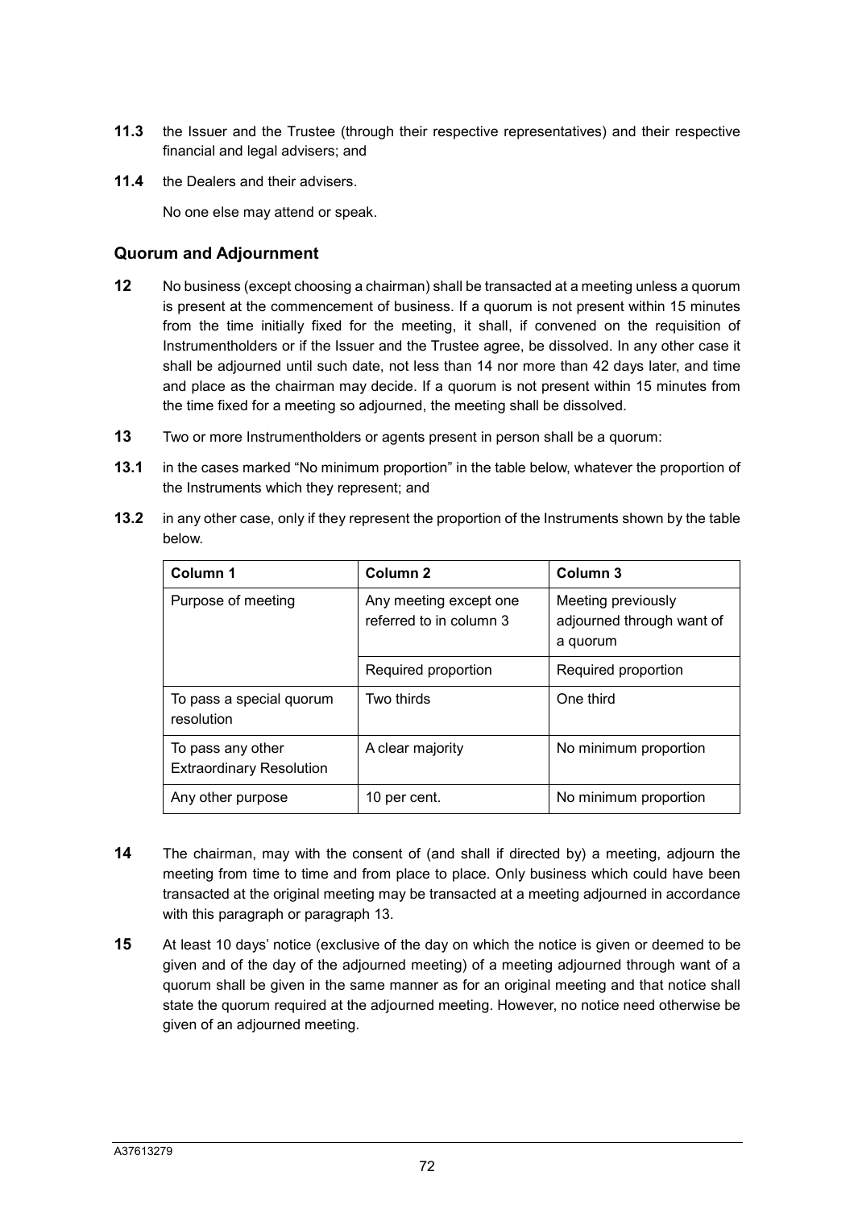**11.3** the Issuer and the Trustee (through their respective representatives) and their respective financial and legal advisers; and

**11.4** the Dealers and their advisers.

No one else may attend or speak.

## Quorum and Adjournment

**12** No business (except choosing a chairman) shall be transacted at a meeting unless a quorum is present at the commencement of business. If a quorum is not present within 15 minutes from the time initially fixed for the meeting, it shall, if convened on the requisition of Instrumentholders or if the Issuer and the Trustee agree, be dissolved. In any other case it shall be adjourned until such date, not less than 14 nor more than 42 days later, and time and place as the chairman may decide. If a quorum is not present within 15 minutes from the time fixed for a meeting so adjourned, the meeting shall be dissolved.

**13** Two or more Instrumentholders or agents present in person shall be a quorum:

**13.1** in the cases marked "No minimum proportion" in the table below, whatever the proportion of the Instruments which they represent; and

**13.2** in any other case, only if they represent the proportion of the Instruments shown by the table below.

| **Column 1** | **Column 2** | **Column 3** |
|---|---|---|
| Purpose of meeting | Any meeting except one referred to in column 3 | Meeting previously adjourned through want of a quorum |
| | Required proportion | Required proportion |
| To pass a special quorum resolution | Two thirds | One third |
| To pass any other Extraordinary Resolution | A clear majority | No minimum proportion |
| Any other purpose | 10 per cent. | No minimum proportion |

**14** The chairman, may with the consent of (and shall if directed by) a meeting, adjourn the meeting from time to time and from place to place. Only business which could have been transacted at the original meeting may be transacted at a meeting adjourned in accordance with this paragraph or paragraph 13.

**15** At least 10 days' notice (exclusive of the day on which the notice is given or deemed to be given and of the day of the adjourned meeting) of a meeting adjourned through want of a quorum shall be given in the same manner as for an original meeting and that notice shall state the quorum required at the adjourned meeting. However, no notice need otherwise be given of an adjourned meeting.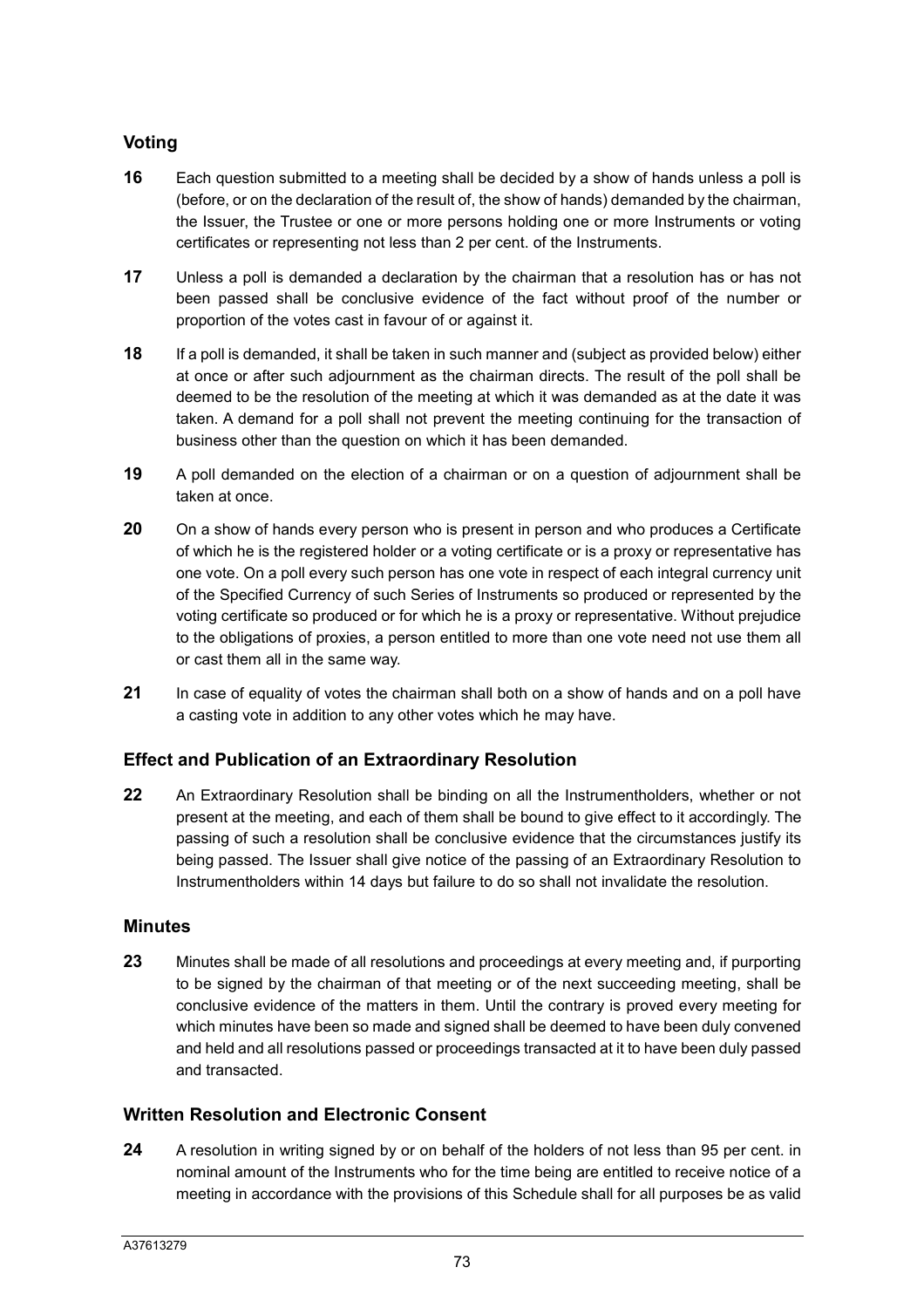## Voting

**16** Each question submitted to a meeting shall be decided by a show of hands unless a poll is (before, or on the declaration of the result of, the show of hands) demanded by the chairman, the Issuer, the Trustee or one or more persons holding one or more Instruments or voting certificates or representing not less than 2 per cent. of the Instruments.

**17** Unless a poll is demanded a declaration by the chairman that a resolution has or has not been passed shall be conclusive evidence of the fact without proof of the number or proportion of the votes cast in favour of or against it.

**18** If a poll is demanded, it shall be taken in such manner and (subject as provided below) either at once or after such adjournment as the chairman directs. The result of the poll shall be deemed to be the resolution of the meeting at which it was demanded as at the date it was taken. A demand for a poll shall not prevent the meeting continuing for the transaction of business other than the question on which it has been demanded.

**19** A poll demanded on the election of a chairman or on a question of adjournment shall be taken at once.

**20** On a show of hands every person who is present in person and who produces a Certificate of which he is the registered holder or a voting certificate or is a proxy or representative has one vote. On a poll every such person has one vote in respect of each integral currency unit of the Specified Currency of such Series of Instruments so produced or represented by the voting certificate so produced or for which he is a proxy or representative. Without prejudice to the obligations of proxies, a person entitled to more than one vote need not use them all or cast them all in the same way.

**21** In case of equality of votes the chairman shall both on a show of hands and on a poll have a casting vote in addition to any other votes which he may have.

## Effect and Publication of an Extraordinary Resolution

**22** An Extraordinary Resolution shall be binding on all the Instrumentholders, whether or not present at the meeting, and each of them shall be bound to give effect to it accordingly. The passing of such a resolution shall be conclusive evidence that the circumstances justify its being passed. The Issuer shall give notice of the passing of an Extraordinary Resolution to Instrumentholders within 14 days but failure to do so shall not invalidate the resolution.

## Minutes

**23** Minutes shall be made of all resolutions and proceedings at every meeting and, if purporting to be signed by the chairman of that meeting or of the next succeeding meeting, shall be conclusive evidence of the matters in them. Until the contrary is proved every meeting for which minutes have been so made and signed shall be deemed to have been duly convened and held and all resolutions passed or proceedings transacted at it to have been duly passed and transacted.

## Written Resolution and Electronic Consent

**24** A resolution in writing signed by or on behalf of the holders of not less than 95 per cent. in nominal amount of the Instruments who for the time being are entitled to receive notice of a meeting in accordance with the provisions of this Schedule shall for all purposes be as valid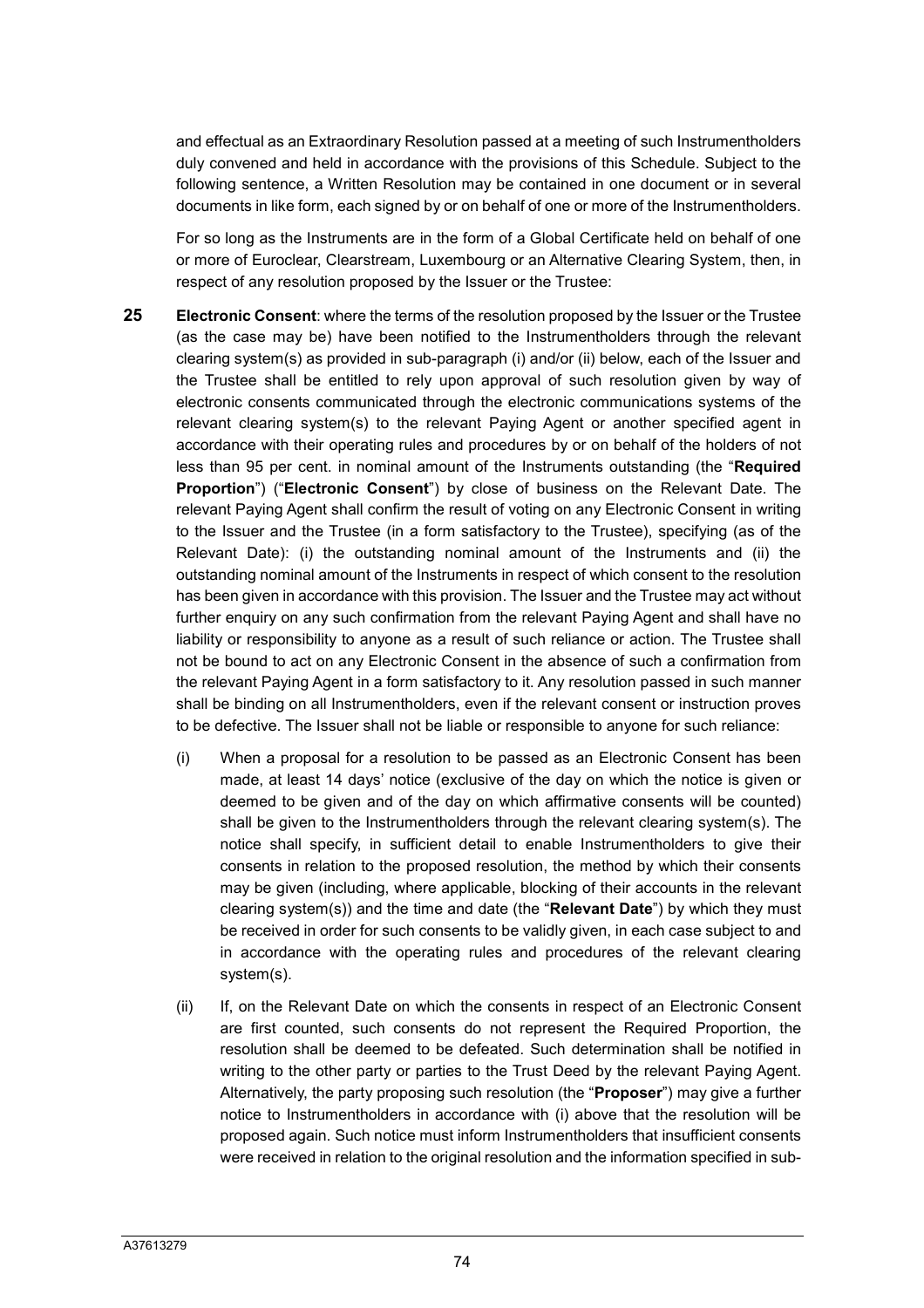and effectual as an Extraordinary Resolution passed at a meeting of such Instrumentholders duly convened and held in accordance with the provisions of this Schedule. Subject to the following sentence, a Written Resolution may be contained in one document or in several documents in like form, each signed by or on behalf of one or more of the Instrumentholders.

For so long as the Instruments are in the form of a Global Certificate held on behalf of one or more of Euroclear, Clearstream, Luxembourg or an Alternative Clearing System, then, in respect of any resolution proposed by the Issuer or the Trustee:

**25** **Electronic Consent**: where the terms of the resolution proposed by the Issuer or the Trustee (as the case may be) have been notified to the Instrumentholders through the relevant clearing system(s) as provided in sub-paragraph (i) and/or (ii) below, each of the Issuer and the Trustee shall be entitled to rely upon approval of such resolution given by way of electronic consents communicated through the electronic communications systems of the relevant clearing system(s) to the relevant Paying Agent or another specified agent in accordance with their operating rules and procedures by or on behalf of the holders of not less than 95 per cent. in nominal amount of the Instruments outstanding (the "**Required Proportion**") ("**Electronic Consent**") by close of business on the Relevant Date. The relevant Paying Agent shall confirm the result of voting on any Electronic Consent in writing to the Issuer and the Trustee (in a form satisfactory to the Trustee), specifying (as of the Relevant Date): (i) the outstanding nominal amount of the Instruments and (ii) the outstanding nominal amount of the Instruments in respect of which consent to the resolution has been given in accordance with this provision. The Issuer and the Trustee may act without further enquiry on any such confirmation from the relevant Paying Agent and shall have no liability or responsibility to anyone as a result of such reliance or action. The Trustee shall not be bound to act on any Electronic Consent in the absence of such a confirmation from the relevant Paying Agent in a form satisfactory to it. Any resolution passed in such manner shall be binding on all Instrumentholders, even if the relevant consent or instruction proves to be defective. The Issuer shall not be liable or responsible to anyone for such reliance:

(i) When a proposal for a resolution to be passed as an Electronic Consent has been made, at least 14 days' notice (exclusive of the day on which the notice is given or deemed to be given and of the day on which affirmative consents will be counted) shall be given to the Instrumentholders through the relevant clearing system(s). The notice shall specify, in sufficient detail to enable Instrumentholders to give their consents in relation to the proposed resolution, the method by which their consents may be given (including, where applicable, blocking of their accounts in the relevant clearing system(s)) and the time and date (the "**Relevant Date**") by which they must be received in order for such consents to be validly given, in each case subject to and in accordance with the operating rules and procedures of the relevant clearing system(s).

(ii) If, on the Relevant Date on which the consents in respect of an Electronic Consent are first counted, such consents do not represent the Required Proportion, the resolution shall be deemed to be defeated. Such determination shall be notified in writing to the other party or parties to the Trust Deed by the relevant Paying Agent. Alternatively, the party proposing such resolution (the "**Proposer**") may give a further notice to Instrumentholders in accordance with (i) above that the resolution will be proposed again. Such notice must inform Instrumentholders that insufficient consents were received in relation to the original resolution and the information specified in sub-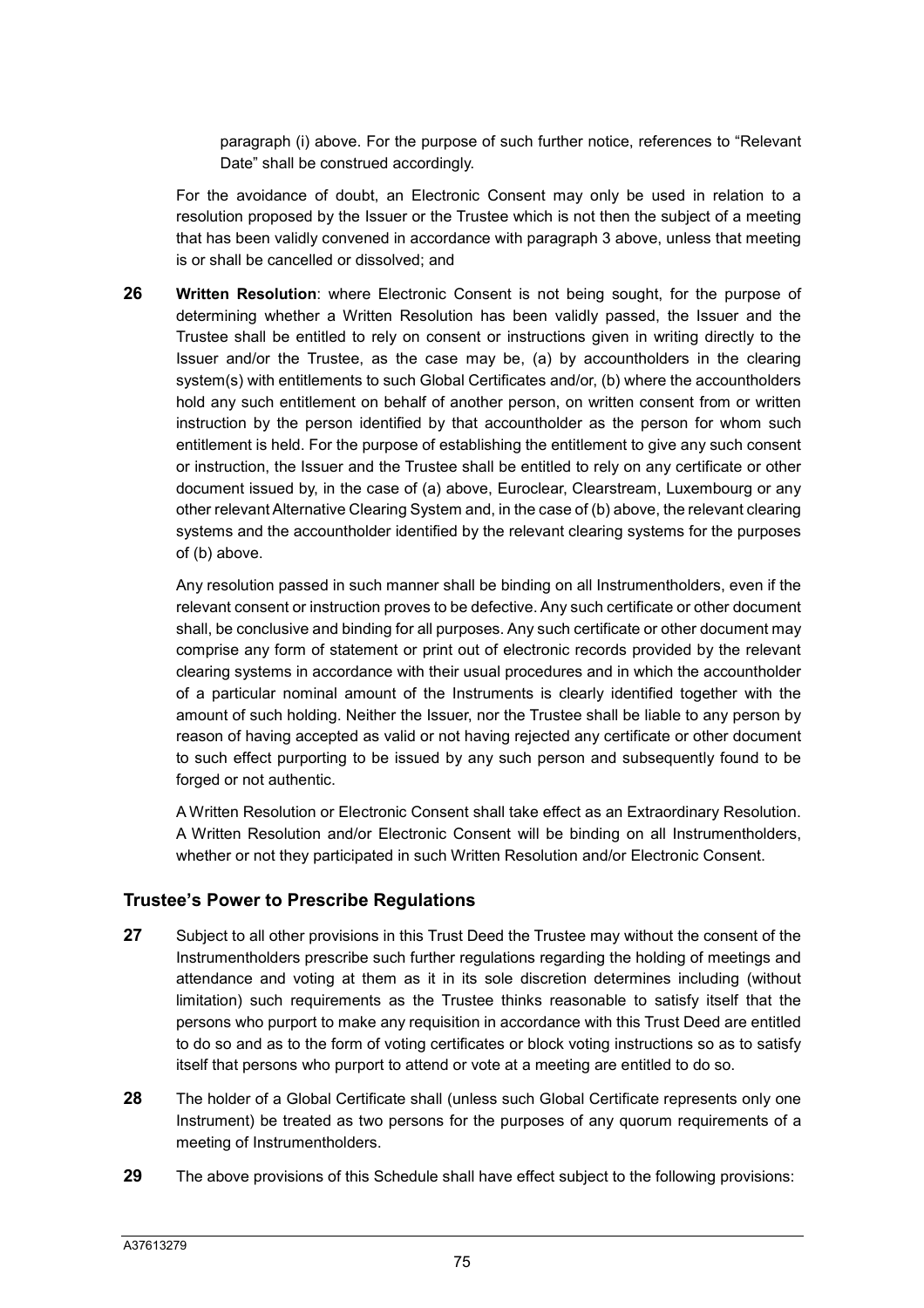paragraph (i) above. For the purpose of such further notice, references to "Relevant Date" shall be construed accordingly.

For the avoidance of doubt, an Electronic Consent may only be used in relation to a resolution proposed by the Issuer or the Trustee which is not then the subject of a meeting that has been validly convened in accordance with paragraph 3 above, unless that meeting is or shall be cancelled or dissolved; and

**26** **Written Resolution**: where Electronic Consent is not being sought, for the purpose of determining whether a Written Resolution has been validly passed, the Issuer and the Trustee shall be entitled to rely on consent or instructions given in writing directly to the Issuer and/or the Trustee, as the case may be, (a) by accountholders in the clearing system(s) with entitlements to such Global Certificates and/or, (b) where the accountholders hold any such entitlement on behalf of another person, on written consent from or written instruction by the person identified by that accountholder as the person for whom such entitlement is held. For the purpose of establishing the entitlement to give any such consent or instruction, the Issuer and the Trustee shall be entitled to rely on any certificate or other document issued by, in the case of (a) above, Euroclear, Clearstream, Luxembourg or any other relevant Alternative Clearing System and, in the case of (b) above, the relevant clearing systems and the accountholder identified by the relevant clearing systems for the purposes of (b) above.

Any resolution passed in such manner shall be binding on all Instrumentholders, even if the relevant consent or instruction proves to be defective. Any such certificate or other document shall, be conclusive and binding for all purposes. Any such certificate or other document may comprise any form of statement or print out of electronic records provided by the relevant clearing systems in accordance with their usual procedures and in which the accountholder of a particular nominal amount of the Instruments is clearly identified together with the amount of such holding. Neither the Issuer, nor the Trustee shall be liable to any person by reason of having accepted as valid or not having rejected any certificate or other document to such effect purporting to be issued by any such person and subsequently found to be forged or not authentic.

A Written Resolution or Electronic Consent shall take effect as an Extraordinary Resolution. A Written Resolution and/or Electronic Consent will be binding on all Instrumentholders, whether or not they participated in such Written Resolution and/or Electronic Consent.

## Trustee's Power to Prescribe Regulations

**27** Subject to all other provisions in this Trust Deed the Trustee may without the consent of the Instrumentholders prescribe such further regulations regarding the holding of meetings and attendance and voting at them as it in its sole discretion determines including (without limitation) such requirements as the Trustee thinks reasonable to satisfy itself that the persons who purport to make any requisition in accordance with this Trust Deed are entitled to do so and as to the form of voting certificates or block voting instructions so as to satisfy itself that persons who purport to attend or vote at a meeting are entitled to do so.

**28** The holder of a Global Certificate shall (unless such Global Certificate represents only one Instrument) be treated as two persons for the purposes of any quorum requirements of a meeting of Instrumentholders.

**29** The above provisions of this Schedule shall have effect subject to the following provisions: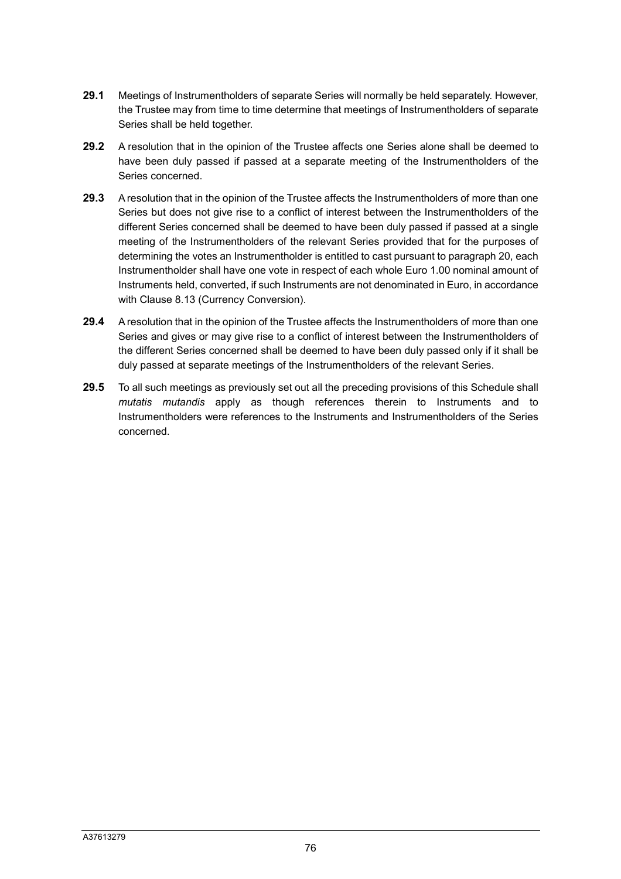**29.1** Meetings of Instrumentholders of separate Series will normally be held separately. However, the Trustee may from time to time determine that meetings of Instrumentholders of separate Series shall be held together.

**29.2** A resolution that in the opinion of the Trustee affects one Series alone shall be deemed to have been duly passed if passed at a separate meeting of the Instrumentholders of the Series concerned.

**29.3** A resolution that in the opinion of the Trustee affects the Instrumentholders of more than one Series but does not give rise to a conflict of interest between the Instrumentholders of the different Series concerned shall be deemed to have been duly passed if passed at a single meeting of the Instrumentholders of the relevant Series provided that for the purposes of determining the votes an Instrumentholder is entitled to cast pursuant to paragraph 20, each Instrumentholder shall have one vote in respect of each whole Euro 1.00 nominal amount of Instruments held, converted, if such Instruments are not denominated in Euro, in accordance with Clause 8.13 (Currency Conversion).

**29.4** A resolution that in the opinion of the Trustee affects the Instrumentholders of more than one Series and gives or may give rise to a conflict of interest between the Instrumentholders of the different Series concerned shall be deemed to have been duly passed only if it shall be duly passed at separate meetings of the Instrumentholders of the relevant Series.

**29.5** To all such meetings as previously set out all the preceding provisions of this Schedule shall *mutatis mutandis* apply as though references therein to Instruments and to Instrumentholders were references to the Instruments and Instrumentholders of the Series concerned.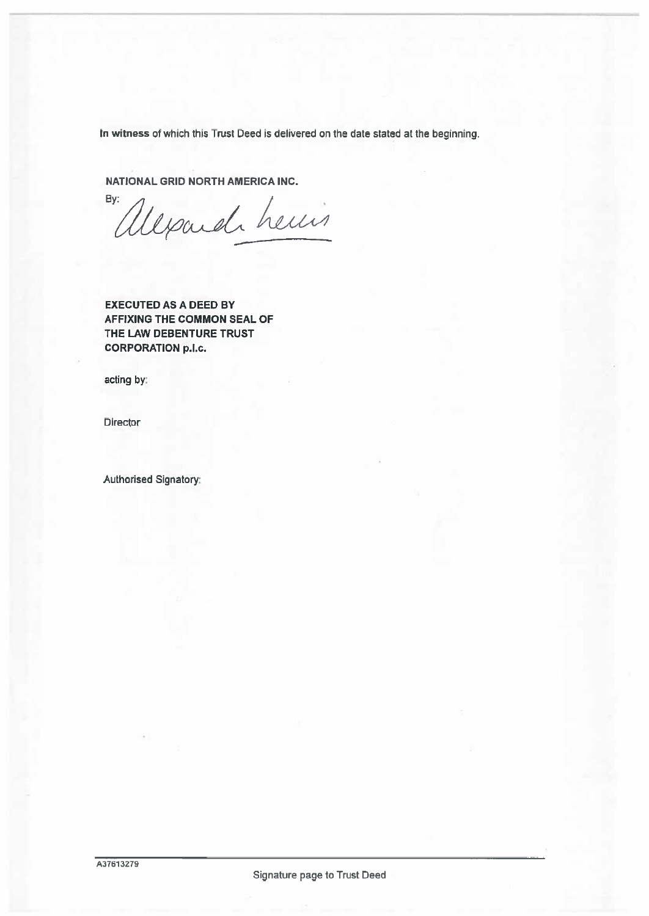**In witness** of which this Trust Deed is delivered on the date stated at the beginning.

**NATIONAL GRID NORTH AMERICA INC.**

By:

**EXECUTED AS A DEED BY AFFIXING THE COMMON SEAL OF THE LAW DEBENTURE TRUST CORPORATION p.l.c.**

acting by:

Director

Authorised Signatory:

A37613279

Signature page to Trust Deed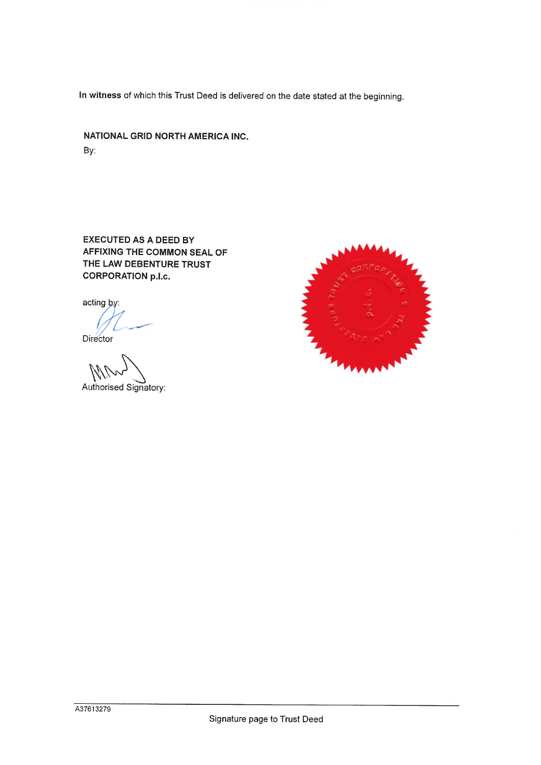**In witness** of which this Trust Deed is delivered on the date stated at the beginning.

**NATIONAL GRID NORTH AMERICA INC.**

By:

**EXECUTED AS A DEED BY AFFIXING THE COMMON SEAL OF THE LAW DEBENTURE TRUST CORPORATION p.l.c.**

acting by:

Director

Authorised Signatory:

A37613279

Signature page to Trust Deed